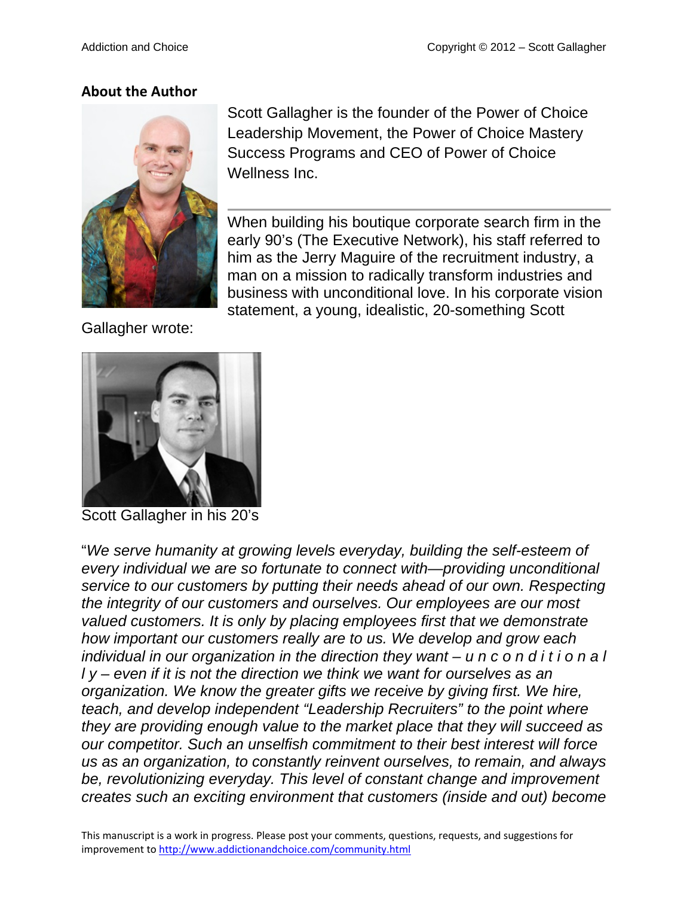## About the Author

Scott Gallagher is the founder of the Power of Choice Leadership Movement, the Power of Choice Mastery Success Programs and CEO of Power of Choice Wellness Inc.

When building his boutique corporate search firm in the early 90's (The Executive Network), his staff referred to him as the Jerry Maguire of the recruitment industry, a man on a mission to radically transform industries and business with unconditional love. In his corporate vision statement, a young, idealistic, 20-something Scott Gallagher wrote:

Scott Gallagher in his 20's

"*We serve humanity at growing levels everyday, building the self-esteem of every individual we are so fortunate to connect with—providing unconditional service to our customers by putting their needs ahead of our own. Respecting the integrity of our customers and ourselves. Our employees are our most valued customers. It is only by placing employees first that we demonstrate how important our customers really are to us. We develop and grow each individual in our organization in the direction they want – u n c o n d i t i o n a l l y – even if it is not the direction we think we want for ourselves as an organization. We know the greater gifts we receive by giving first. We hire, teach, and develop independent "Leadership Recruiters" to the point where they are providing enough value to the market place that they will succeed as our competitor. Such an unselfish commitment to their best interest will force us as an organization, to constantly reinvent ourselves, to remain, and always be, revolutionizing everyday. This level of constant change and improvement creates such an exciting environment that customers (inside and out) become*

This manuscript is a work in progress. Please post your comments, questions, requests, and suggestions for improvement to http://www.addictionandchoice.com/community.html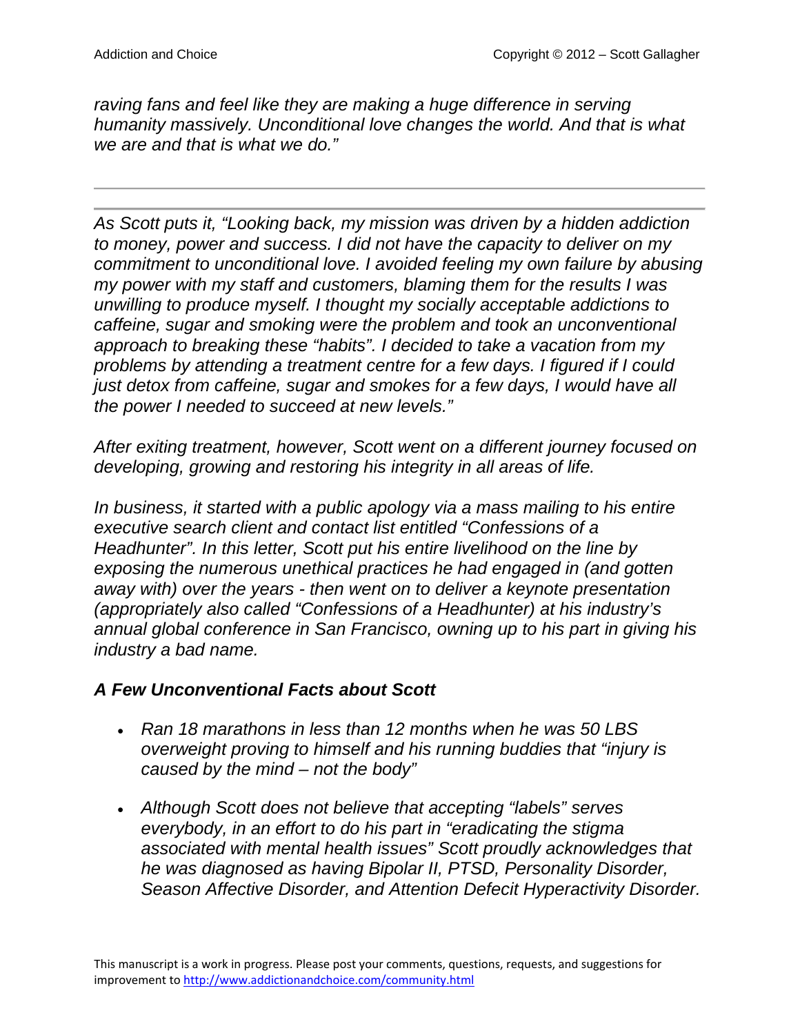*raving fans and feel like they are making a huge difference in serving humanity massively. Unconditional love changes the world. And that is what we are and that is what we do."*

---

---

*As Scott puts it, "Looking back, my mission was driven by a hidden addiction to money, power and success. I did not have the capacity to deliver on my commitment to unconditional love. I avoided feeling my own failure by abusing my power with my staff and customers, blaming them for the results I was unwilling to produce myself. I thought my socially acceptable addictions to caffeine, sugar and smoking were the problem and took an unconventional approach to breaking these "habits". I decided to take a vacation from my problems by attending a treatment centre for a few days. I figured if I could just detox from caffeine, sugar and smokes for a few days, I would have all the power I needed to succeed at new levels."*

*After exiting treatment, however, Scott went on a different journey focused on developing, growing and restoring his integrity in all areas of life.*

*In business, it started with a public apology via a mass mailing to his entire executive search client and contact list entitled "Confessions of a Headhunter". In this letter, Scott put his entire livelihood on the line by exposing the numerous unethical practices he had engaged in (and gotten away with) over the years - then went on to deliver a keynote presentation (appropriately also called "Confessions of a Headhunter) at his industry's annual global conference in San Francisco, owning up to his part in giving his industry a bad name.*

### *A Few Unconventional Facts about Scott*

- *Ran 18 marathons in less than 12 months when he was 50 LBS overweight proving to himself and his running buddies that "injury is caused by the mind – not the body"*
- *Although Scott does not believe that accepting "labels" serves everybody, in an effort to do his part in "eradicating the stigma associated with mental health issues" Scott proudly acknowledges that he was diagnosed as having Bipolar II, PTSD, Personality Disorder, Season Affective Disorder, and Attention Defecit Hyperactivity Disorder.*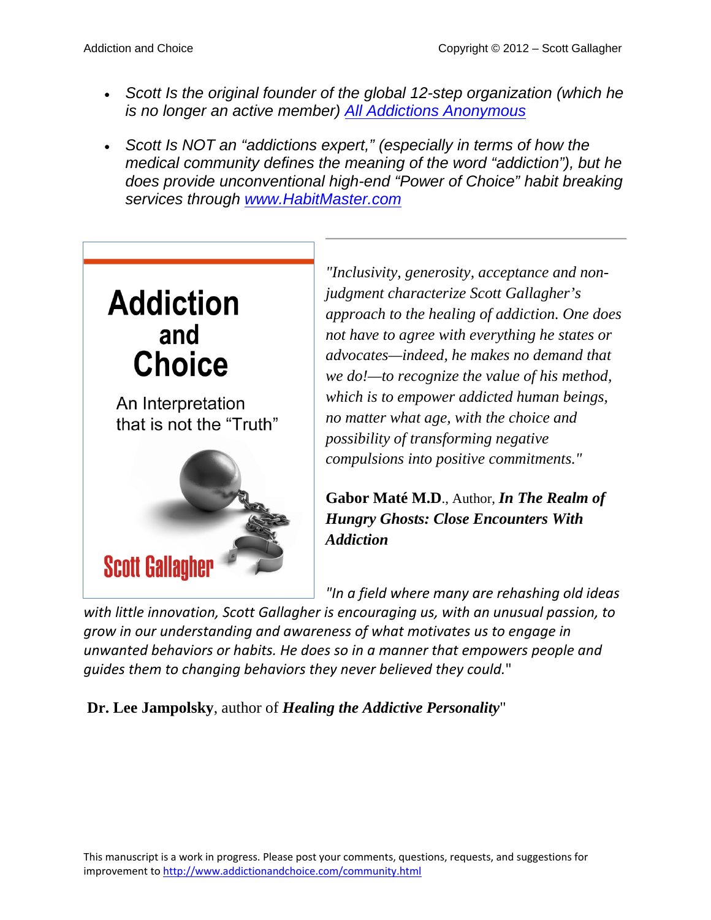- *Scott Is the original founder of the global 12-step organization (which he is no longer an active member) [All Addictions Anonymous]*

- *Scott Is NOT an "addictions expert," (especially in terms of how the medical community defines the meaning of the word "addiction"), but he does provide unconventional high-end "Power of Choice" habit breaking services through [www.HabitMaster.com]*

**Addiction and Choice**

An Interpretation that is not the "Truth"

Scott Gallagher

*"Inclusivity, generosity, acceptance and non-judgment characterize Scott Gallagher's approach to the healing of addiction. One does not have to agree with everything he states or advocates—indeed, he makes no demand that we do!—to recognize the value of his method, which is to empower addicted human beings, no matter what age, with the choice and possibility of transforming negative compulsions into positive commitments."*

**Gabor Maté M.D**., Author, ***In The Realm of Hungry Ghosts: Close Encounters With Addiction***

*"In a field where many are rehashing old ideas with little innovation, Scott Gallagher is encouraging us, with an unusual passion, to grow in our understanding and awareness of what motivates us to engage in unwanted behaviors or habits. He does so in a manner that empowers people and guides them to changing behaviors they never believed they could."*

**Dr. Lee Jampolsky**, author of ***Healing the Addictive Personality***"

This manuscript is a work in progress. Please post your comments, questions, requests, and suggestions for improvement to http://www.addictionandchoice.com/community.html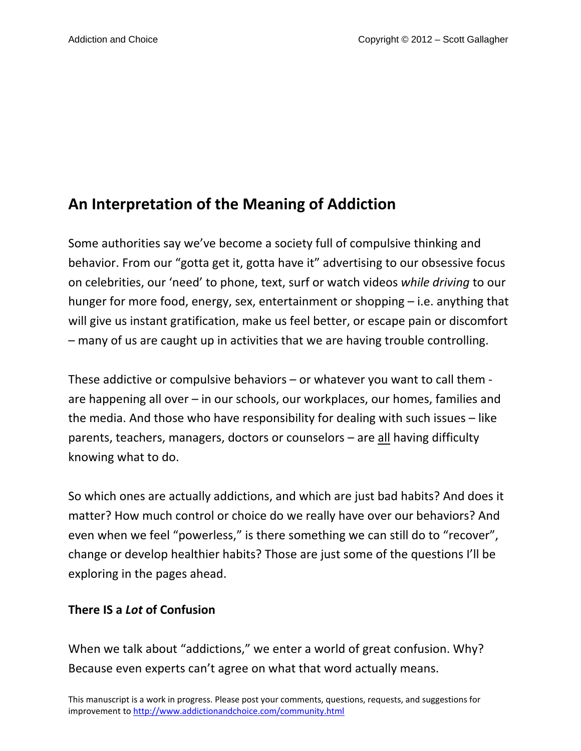## An Interpretation of the Meaning of Addiction

Some authorities say we've become a society full of compulsive thinking and behavior. From our "gotta get it, gotta have it" advertising to our obsessive focus on celebrities, our 'need' to phone, text, surf or watch videos *while driving* to our hunger for more food, energy, sex, entertainment or shopping – i.e. anything that will give us instant gratification, make us feel better, or escape pain or discomfort – many of us are caught up in activities that we are having trouble controlling.

These addictive or compulsive behaviors – or whatever you want to call them - are happening all over – in our schools, our workplaces, our homes, families and the media. And those who have responsibility for dealing with such issues – like parents, teachers, managers, doctors or counselors – are all having difficulty knowing what to do.

So which ones are actually addictions, and which are just bad habits? And does it matter? How much control or choice do we really have over our behaviors? And even when we feel "powerless," is there something we can still do to "recover", change or develop healthier habits? Those are just some of the questions I'll be exploring in the pages ahead.

### There IS a *Lot* of Confusion

When we talk about "addictions," we enter a world of great confusion. Why? Because even experts can't agree on what that word actually means.

This manuscript is a work in progress. Please post your comments, questions, requests, and suggestions for improvement to http://www.addictionandchoice.com/community.html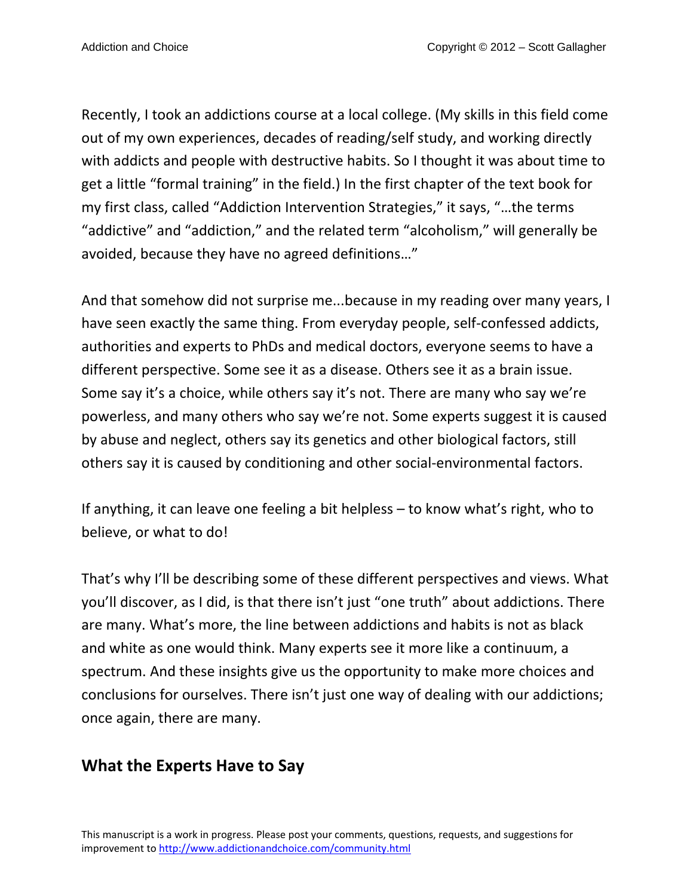Recently, I took an addictions course at a local college. (My skills in this field come out of my own experiences, decades of reading/self study, and working directly with addicts and people with destructive habits. So I thought it was about time to get a little "formal training" in the field.) In the first chapter of the text book for my first class, called "Addiction Intervention Strategies," it says, "…the terms "addictive" and "addiction," and the related term "alcoholism," will generally be avoided, because they have no agreed definitions…"

And that somehow did not surprise me...because in my reading over many years, I have seen exactly the same thing. From everyday people, self-confessed addicts, authorities and experts to PhDs and medical doctors, everyone seems to have a different perspective. Some see it as a disease. Others see it as a brain issue. Some say it's a choice, while others say it's not. There are many who say we're powerless, and many others who say we're not. Some experts suggest it is caused by abuse and neglect, others say its genetics and other biological factors, still others say it is caused by conditioning and other social-environmental factors.

If anything, it can leave one feeling a bit helpless – to know what's right, who to believe, or what to do!

That's why I'll be describing some of these different perspectives and views. What you'll discover, as I did, is that there isn't just "one truth" about addictions. There are many. What's more, the line between addictions and habits is not as black and white as one would think. Many experts see it more like a continuum, a spectrum. And these insights give us the opportunity to make more choices and conclusions for ourselves. There isn't just one way of dealing with our addictions; once again, there are many.

## What the Experts Have to Say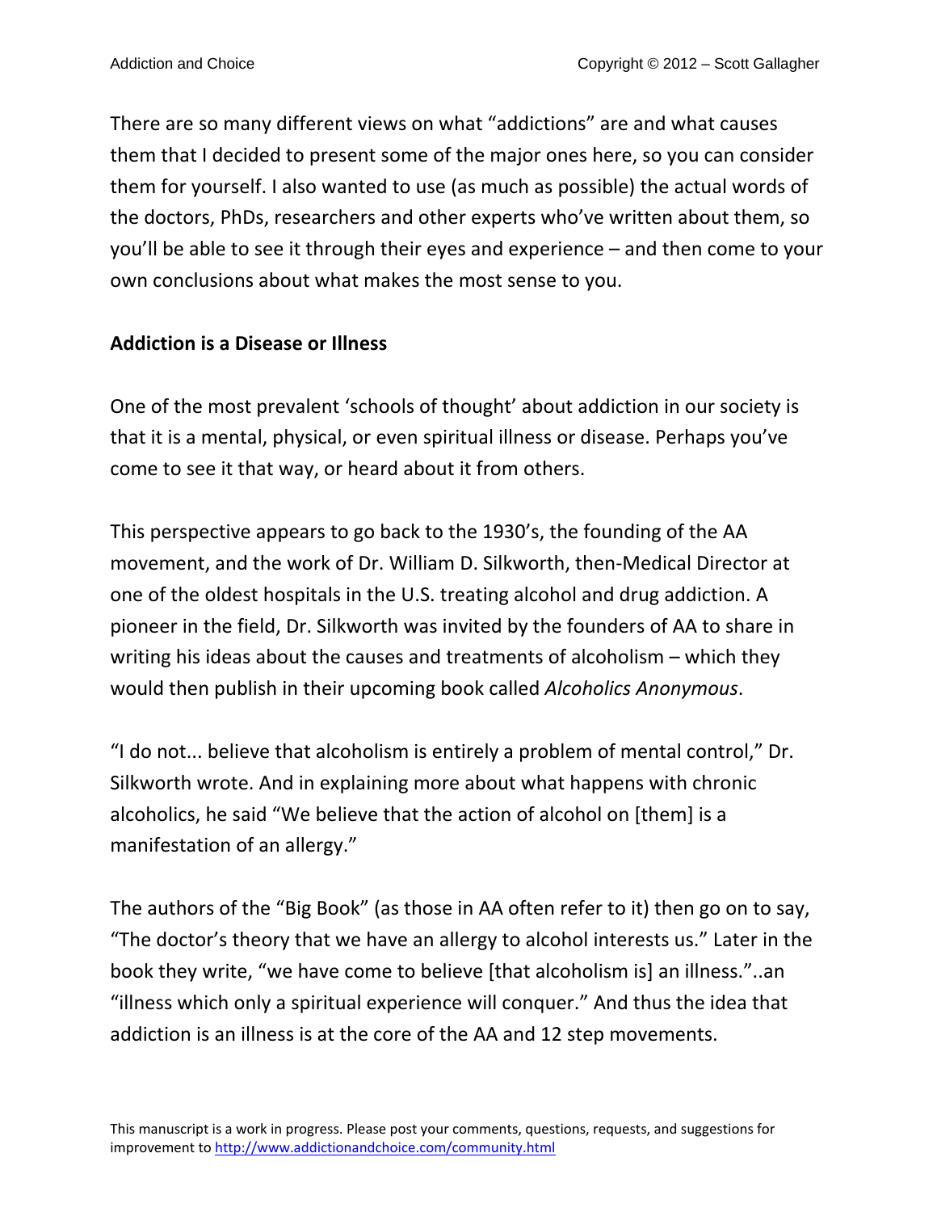There are so many different views on what "addictions" are and what causes them that I decided to present some of the major ones here, so you can consider them for yourself. I also wanted to use (as much as possible) the actual words of the doctors, PhDs, researchers and other experts who've written about them, so you'll be able to see it through their eyes and experience – and then come to your own conclusions about what makes the most sense to you.

**Addiction is a Disease or Illness**

One of the most prevalent 'schools of thought' about addiction in our society is that it is a mental, physical, or even spiritual illness or disease. Perhaps you've come to see it that way, or heard about it from others.

This perspective appears to go back to the 1930's, the founding of the AA movement, and the work of Dr. William D. Silkworth, then-Medical Director at one of the oldest hospitals in the U.S. treating alcohol and drug addiction. A pioneer in the field, Dr. Silkworth was invited by the founders of AA to share in writing his ideas about the causes and treatments of alcoholism – which they would then publish in their upcoming book called *Alcoholics Anonymous*.

"I do not... believe that alcoholism is entirely a problem of mental control," Dr. Silkworth wrote. And in explaining more about what happens with chronic alcoholics, he said "We believe that the action of alcohol on [them] is a manifestation of an allergy."

The authors of the "Big Book" (as those in AA often refer to it) then go on to say, "The doctor's theory that we have an allergy to alcohol interests us." Later in the book they write, "we have come to believe [that alcoholism is] an illness."..an "illness which only a spiritual experience will conquer." And thus the idea that addiction is an illness is at the core of the AA and 12 step movements.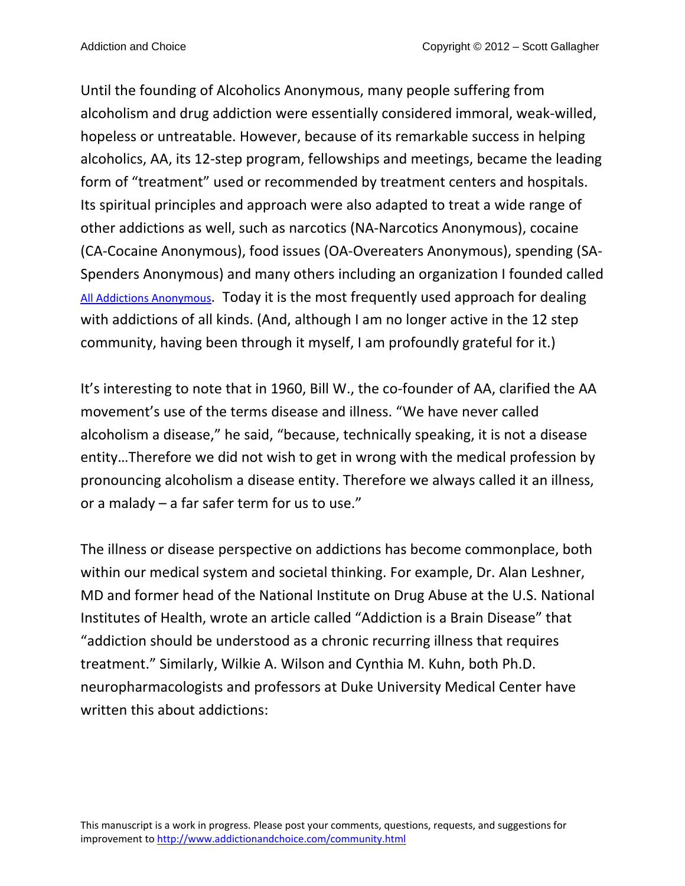Until the founding of Alcoholics Anonymous, many people suffering from alcoholism and drug addiction were essentially considered immoral, weak-willed, hopeless or untreatable. However, because of its remarkable success in helping alcoholics, AA, its 12-step program, fellowships and meetings, became the leading form of "treatment" used or recommended by treatment centers and hospitals. Its spiritual principles and approach were also adapted to treat a wide range of other addictions as well, such as narcotics (NA-Narcotics Anonymous), cocaine (CA-Cocaine Anonymous), food issues (OA-Overeaters Anonymous), spending (SA-Spenders Anonymous) and many others including an organization I founded called All Addictions Anonymous. Today it is the most frequently used approach for dealing with addictions of all kinds. (And, although I am no longer active in the 12 step community, having been through it myself, I am profoundly grateful for it.)

It's interesting to note that in 1960, Bill W., the co-founder of AA, clarified the AA movement's use of the terms disease and illness. "We have never called alcoholism a disease," he said, "because, technically speaking, it is not a disease entity…Therefore we did not wish to get in wrong with the medical profession by pronouncing alcoholism a disease entity. Therefore we always called it an illness, or a malady – a far safer term for us to use."

The illness or disease perspective on addictions has become commonplace, both within our medical system and societal thinking. For example, Dr. Alan Leshner, MD and former head of the National Institute on Drug Abuse at the U.S. National Institutes of Health, wrote an article called "Addiction is a Brain Disease" that "addiction should be understood as a chronic recurring illness that requires treatment." Similarly, Wilkie A. Wilson and Cynthia M. Kuhn, both Ph.D. neuropharmacologists and professors at Duke University Medical Center have written this about addictions: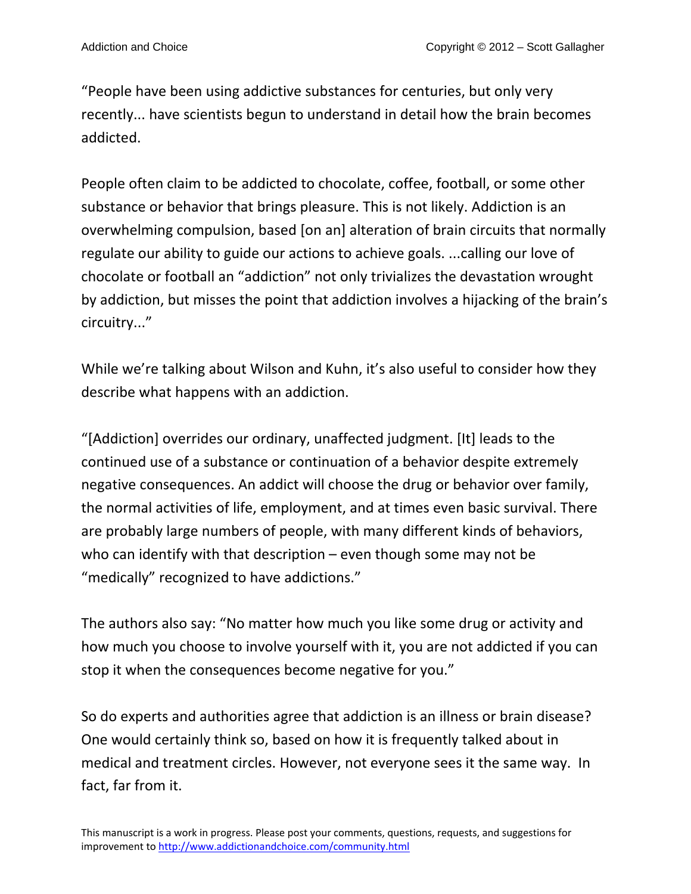"People have been using addictive substances for centuries, but only very recently... have scientists begun to understand in detail how the brain becomes addicted.

People often claim to be addicted to chocolate, coffee, football, or some other substance or behavior that brings pleasure. This is not likely. Addiction is an overwhelming compulsion, based [on an] alteration of brain circuits that normally regulate our ability to guide our actions to achieve goals. ...calling our love of chocolate or football an "addiction" not only trivializes the devastation wrought by addiction, but misses the point that addiction involves a hijacking of the brain's circuitry..."

While we're talking about Wilson and Kuhn, it's also useful to consider how they describe what happens with an addiction.

"[Addiction] overrides our ordinary, unaffected judgment. [It] leads to the continued use of a substance or continuation of a behavior despite extremely negative consequences. An addict will choose the drug or behavior over family, the normal activities of life, employment, and at times even basic survival. There are probably large numbers of people, with many different kinds of behaviors, who can identify with that description – even though some may not be "medically" recognized to have addictions."

The authors also say: "No matter how much you like some drug or activity and how much you choose to involve yourself with it, you are not addicted if you can stop it when the consequences become negative for you."

So do experts and authorities agree that addiction is an illness or brain disease? One would certainly think so, based on how it is frequently talked about in medical and treatment circles. However, not everyone sees it the same way. In fact, far from it.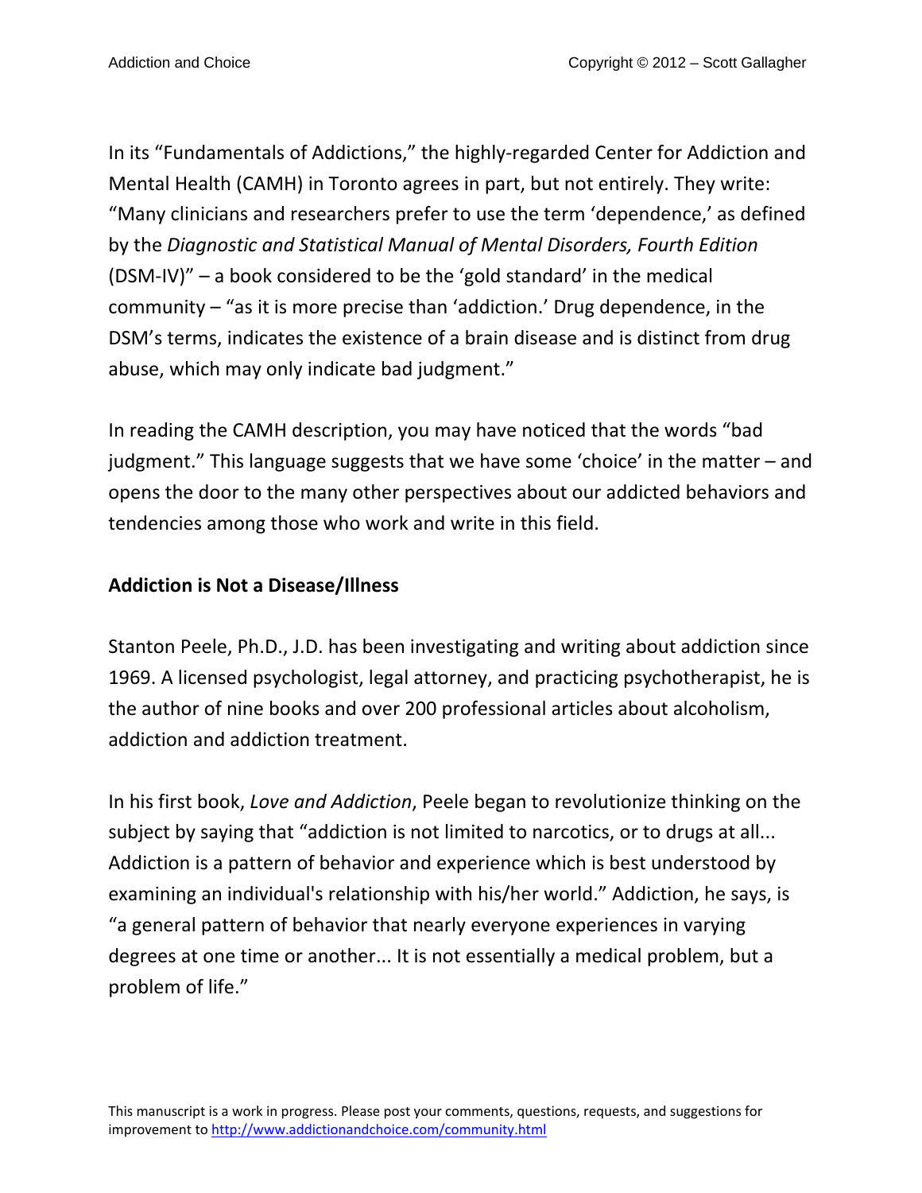In its "Fundamentals of Addictions," the highly-regarded Center for Addiction and Mental Health (CAMH) in Toronto agrees in part, but not entirely. They write: "Many clinicians and researchers prefer to use the term 'dependence,' as defined by the *Diagnostic and Statistical Manual of Mental Disorders, Fourth Edition* (DSM-IV)" – a book considered to be the 'gold standard' in the medical community – "as it is more precise than 'addiction.' Drug dependence, in the DSM's terms, indicates the existence of a brain disease and is distinct from drug abuse, which may only indicate bad judgment."

In reading the CAMH description, you may have noticed that the words "bad judgment." This language suggests that we have some 'choice' in the matter – and opens the door to the many other perspectives about our addicted behaviors and tendencies among those who work and write in this field.

**Addiction is Not a Disease/Illness**

Stanton Peele, Ph.D., J.D. has been investigating and writing about addiction since 1969. A licensed psychologist, legal attorney, and practicing psychotherapist, he is the author of nine books and over 200 professional articles about alcoholism, addiction and addiction treatment.

In his first book, *Love and Addiction*, Peele began to revolutionize thinking on the subject by saying that "addiction is not limited to narcotics, or to drugs at all... Addiction is a pattern of behavior and experience which is best understood by examining an individual's relationship with his/her world." Addiction, he says, is "a general pattern of behavior that nearly everyone experiences in varying degrees at one time or another... It is not essentially a medical problem, but a problem of life."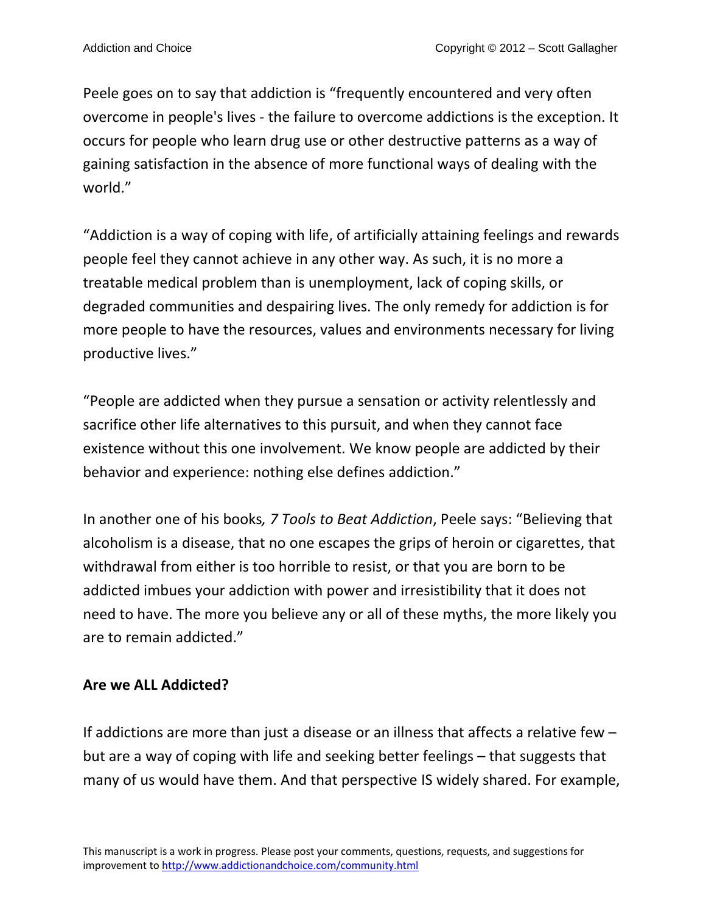Peele goes on to say that addiction is "frequently encountered and very often overcome in people's lives - the failure to overcome addictions is the exception. It occurs for people who learn drug use or other destructive patterns as a way of gaining satisfaction in the absence of more functional ways of dealing with the world."

"Addiction is a way of coping with life, of artificially attaining feelings and rewards people feel they cannot achieve in any other way. As such, it is no more a treatable medical problem than is unemployment, lack of coping skills, or degraded communities and despairing lives. The only remedy for addiction is for more people to have the resources, values and environments necessary for living productive lives."

"People are addicted when they pursue a sensation or activity relentlessly and sacrifice other life alternatives to this pursuit, and when they cannot face existence without this one involvement. We know people are addicted by their behavior and experience: nothing else defines addiction."

In another one of his books*, 7 Tools to Beat Addiction*, Peele says: "Believing that alcoholism is a disease, that no one escapes the grips of heroin or cigarettes, that withdrawal from either is too horrible to resist, or that you are born to be addicted imbues your addiction with power and irresistibility that it does not need to have. The more you believe any or all of these myths, the more likely you are to remain addicted."

**Are we ALL Addicted?**

If addictions are more than just a disease or an illness that affects a relative few – but are a way of coping with life and seeking better feelings – that suggests that many of us would have them. And that perspective IS widely shared. For example,

This manuscript is a work in progress. Please post your comments, questions, requests, and suggestions for improvement to http://www.addictionandchoice.com/community.html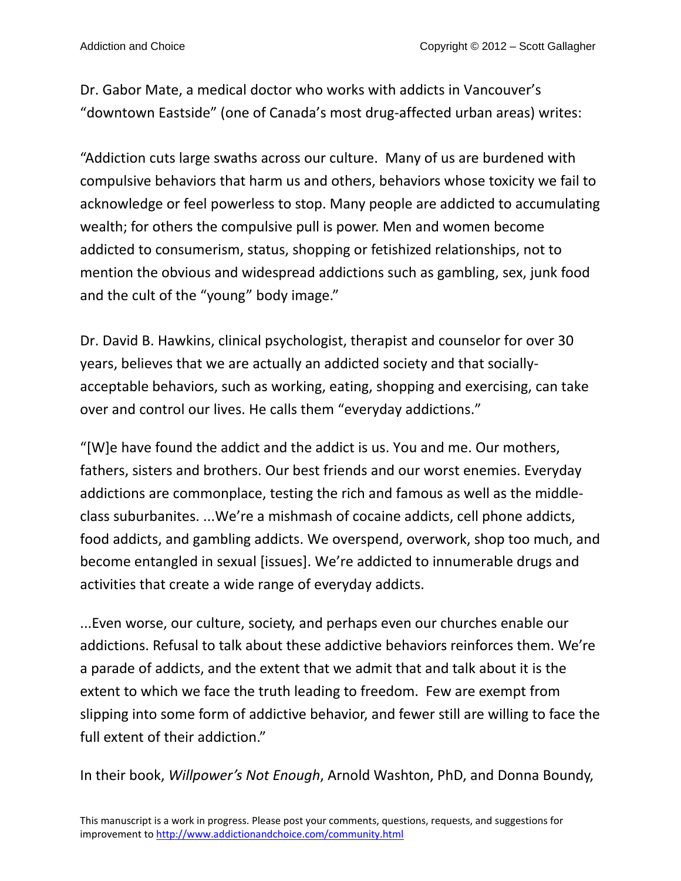Dr. Gabor Mate, a medical doctor who works with addicts in Vancouver's "downtown Eastside" (one of Canada's most drug-affected urban areas) writes:

"Addiction cuts large swaths across our culture. Many of us are burdened with compulsive behaviors that harm us and others, behaviors whose toxicity we fail to acknowledge or feel powerless to stop. Many people are addicted to accumulating wealth; for others the compulsive pull is power. Men and women become addicted to consumerism, status, shopping or fetishized relationships, not to mention the obvious and widespread addictions such as gambling, sex, junk food and the cult of the "young" body image."

Dr. David B. Hawkins, clinical psychologist, therapist and counselor for over 30 years, believes that we are actually an addicted society and that socially-acceptable behaviors, such as working, eating, shopping and exercising, can take over and control our lives. He calls them "everyday addictions."

"[W]e have found the addict and the addict is us. You and me. Our mothers, fathers, sisters and brothers. Our best friends and our worst enemies. Everyday addictions are commonplace, testing the rich and famous as well as the middle-class suburbanites. ...We're a mishmash of cocaine addicts, cell phone addicts, food addicts, and gambling addicts. We overspend, overwork, shop too much, and become entangled in sexual [issues]. We're addicted to innumerable drugs and activities that create a wide range of everyday addicts.

...Even worse, our culture, society, and perhaps even our churches enable our addictions. Refusal to talk about these addictive behaviors reinforces them. We're a parade of addicts, and the extent that we admit that and talk about it is the extent to which we face the truth leading to freedom. Few are exempt from slipping into some form of addictive behavior, and fewer still are willing to face the full extent of their addiction."

In their book, *Willpower's Not Enough*, Arnold Washton, PhD, and Donna Boundy,

This manuscript is a work in progress. Please post your comments, questions, requests, and suggestions for improvement to http://www.addictionandchoice.com/community.html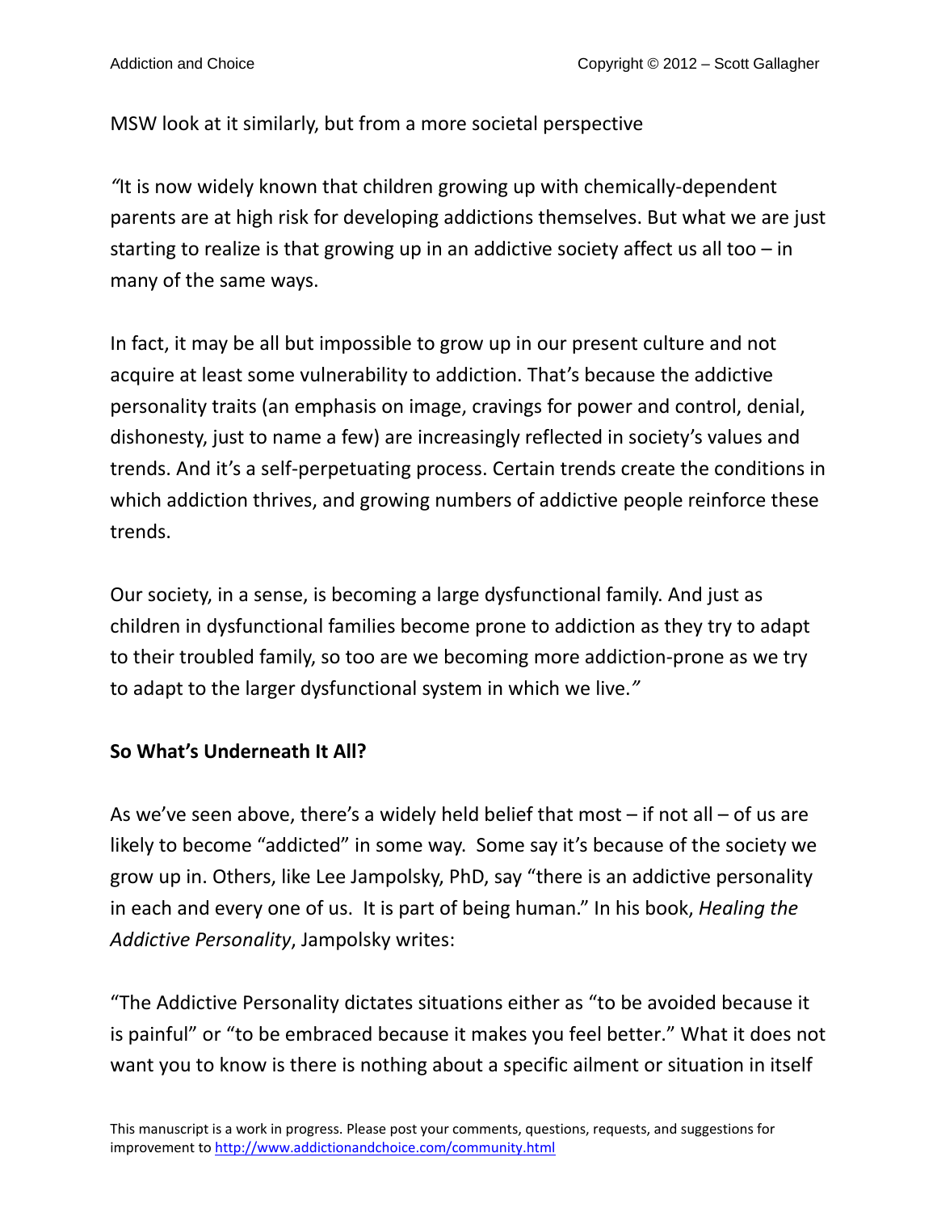MSW look at it similarly, but from a more societal perspective

*"*It is now widely known that children growing up with chemically-dependent parents are at high risk for developing addictions themselves. But what we are just starting to realize is that growing up in an addictive society affect us all too – in many of the same ways.

In fact, it may be all but impossible to grow up in our present culture and not acquire at least some vulnerability to addiction. That's because the addictive personality traits (an emphasis on image, cravings for power and control, denial, dishonesty, just to name a few) are increasingly reflected in society's values and trends. And it's a self-perpetuating process. Certain trends create the conditions in which addiction thrives, and growing numbers of addictive people reinforce these trends.

Our society, in a sense, is becoming a large dysfunctional family. And just as children in dysfunctional families become prone to addiction as they try to adapt to their troubled family, so too are we becoming more addiction-prone as we try to adapt to the larger dysfunctional system in which we live.*"*

**So What's Underneath It All?**

As we've seen above, there's a widely held belief that most – if not all – of us are likely to become "addicted" in some way. Some say it's because of the society we grow up in. Others, like Lee Jampolsky, PhD, say "there is an addictive personality in each and every one of us. It is part of being human." In his book, *Healing the Addictive Personality*, Jampolsky writes:

"The Addictive Personality dictates situations either as "to be avoided because it is painful" or "to be embraced because it makes you feel better." What it does not want you to know is there is nothing about a specific ailment or situation in itself

This manuscript is a work in progress. Please post your comments, questions, requests, and suggestions for improvement to http://www.addictionandchoice.com/community.html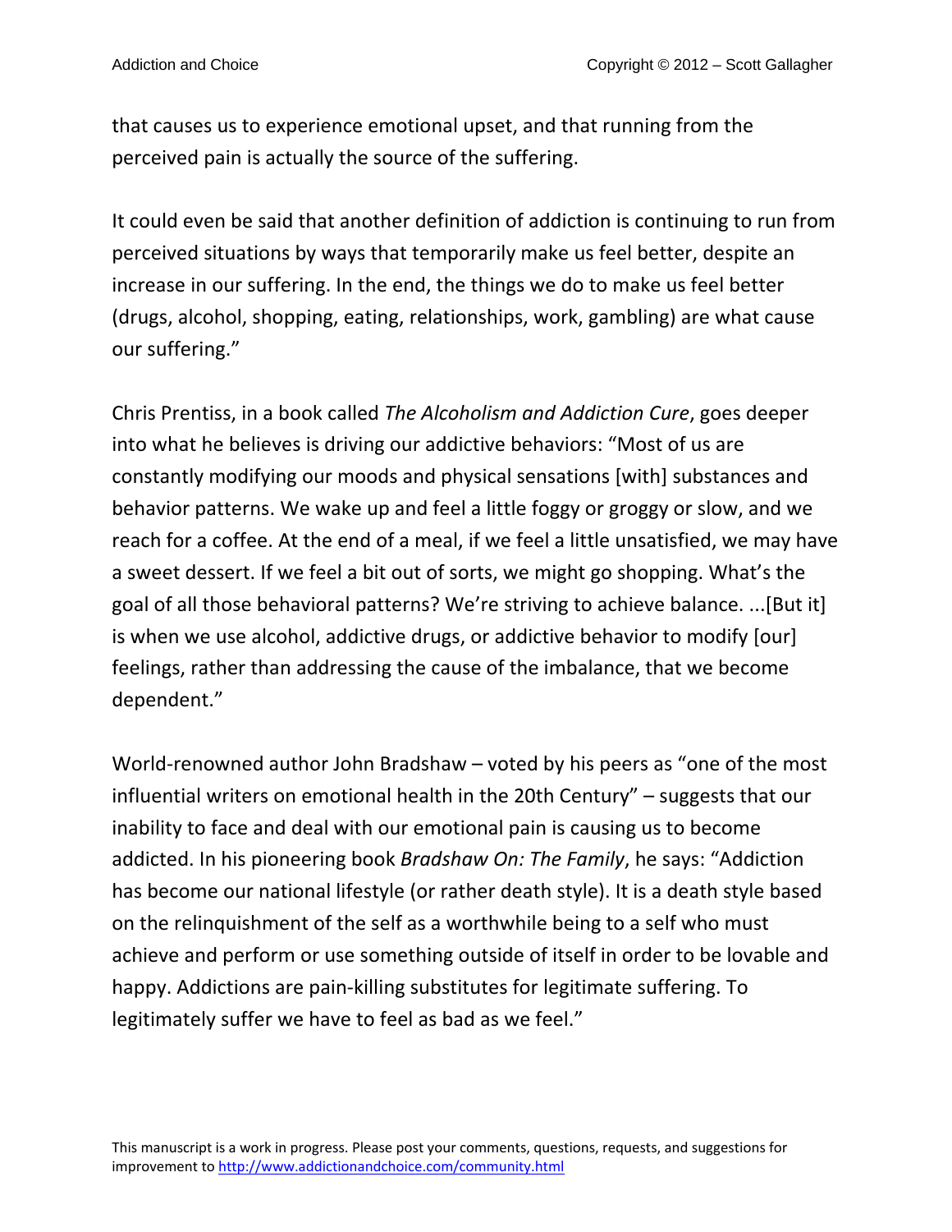that causes us to experience emotional upset, and that running from the perceived pain is actually the source of the suffering.

It could even be said that another definition of addiction is continuing to run from perceived situations by ways that temporarily make us feel better, despite an increase in our suffering. In the end, the things we do to make us feel better (drugs, alcohol, shopping, eating, relationships, work, gambling) are what cause our suffering."

Chris Prentiss, in a book called *The Alcoholism and Addiction Cure*, goes deeper into what he believes is driving our addictive behaviors: "Most of us are constantly modifying our moods and physical sensations [with] substances and behavior patterns. We wake up and feel a little foggy or groggy or slow, and we reach for a coffee. At the end of a meal, if we feel a little unsatisfied, we may have a sweet dessert. If we feel a bit out of sorts, we might go shopping. What's the goal of all those behavioral patterns? We're striving to achieve balance. ...[But it] is when we use alcohol, addictive drugs, or addictive behavior to modify [our] feelings, rather than addressing the cause of the imbalance, that we become dependent."

World-renowned author John Bradshaw – voted by his peers as "one of the most influential writers on emotional health in the 20th Century" – suggests that our inability to face and deal with our emotional pain is causing us to become addicted. In his pioneering book *Bradshaw On: The Family*, he says: "Addiction has become our national lifestyle (or rather death style). It is a death style based on the relinquishment of the self as a worthwhile being to a self who must achieve and perform or use something outside of itself in order to be lovable and happy. Addictions are pain-killing substitutes for legitimate suffering. To legitimately suffer we have to feel as bad as we feel."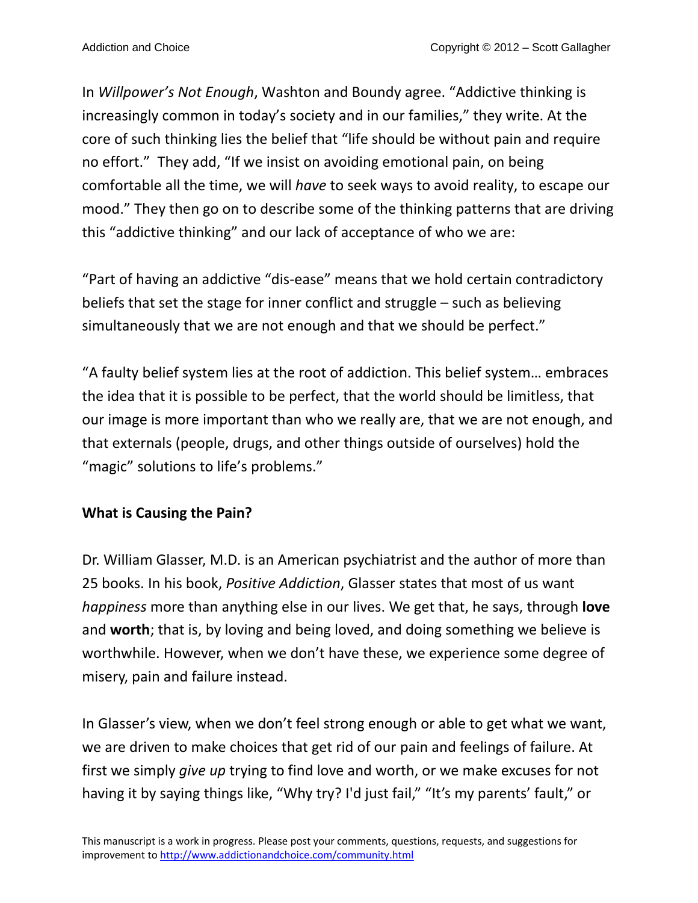In *Willpower's Not Enough*, Washton and Boundy agree. "Addictive thinking is increasingly common in today's society and in our families," they write. At the core of such thinking lies the belief that "life should be without pain and require no effort." They add, "If we insist on avoiding emotional pain, on being comfortable all the time, we will *have* to seek ways to avoid reality, to escape our mood." They then go on to describe some of the thinking patterns that are driving this "addictive thinking" and our lack of acceptance of who we are:

"Part of having an addictive "dis-ease" means that we hold certain contradictory beliefs that set the stage for inner conflict and struggle – such as believing simultaneously that we are not enough and that we should be perfect."

"A faulty belief system lies at the root of addiction. This belief system… embraces the idea that it is possible to be perfect, that the world should be limitless, that our image is more important than who we really are, that we are not enough, and that externals (people, drugs, and other things outside of ourselves) hold the "magic" solutions to life's problems."

**What is Causing the Pain?**

Dr. William Glasser, M.D. is an American psychiatrist and the author of more than 25 books. In his book, *Positive Addiction*, Glasser states that most of us want *happiness* more than anything else in our lives. We get that, he says, through **love** and **worth**; that is, by loving and being loved, and doing something we believe is worthwhile. However, when we don't have these, we experience some degree of misery, pain and failure instead.

In Glasser's view, when we don't feel strong enough or able to get what we want, we are driven to make choices that get rid of our pain and feelings of failure. At first we simply *give up* trying to find love and worth, or we make excuses for not having it by saying things like, "Why try? I'd just fail," "It's my parents' fault," or

This manuscript is a work in progress. Please post your comments, questions, requests, and suggestions for improvement to http://www.addictionandchoice.com/community.html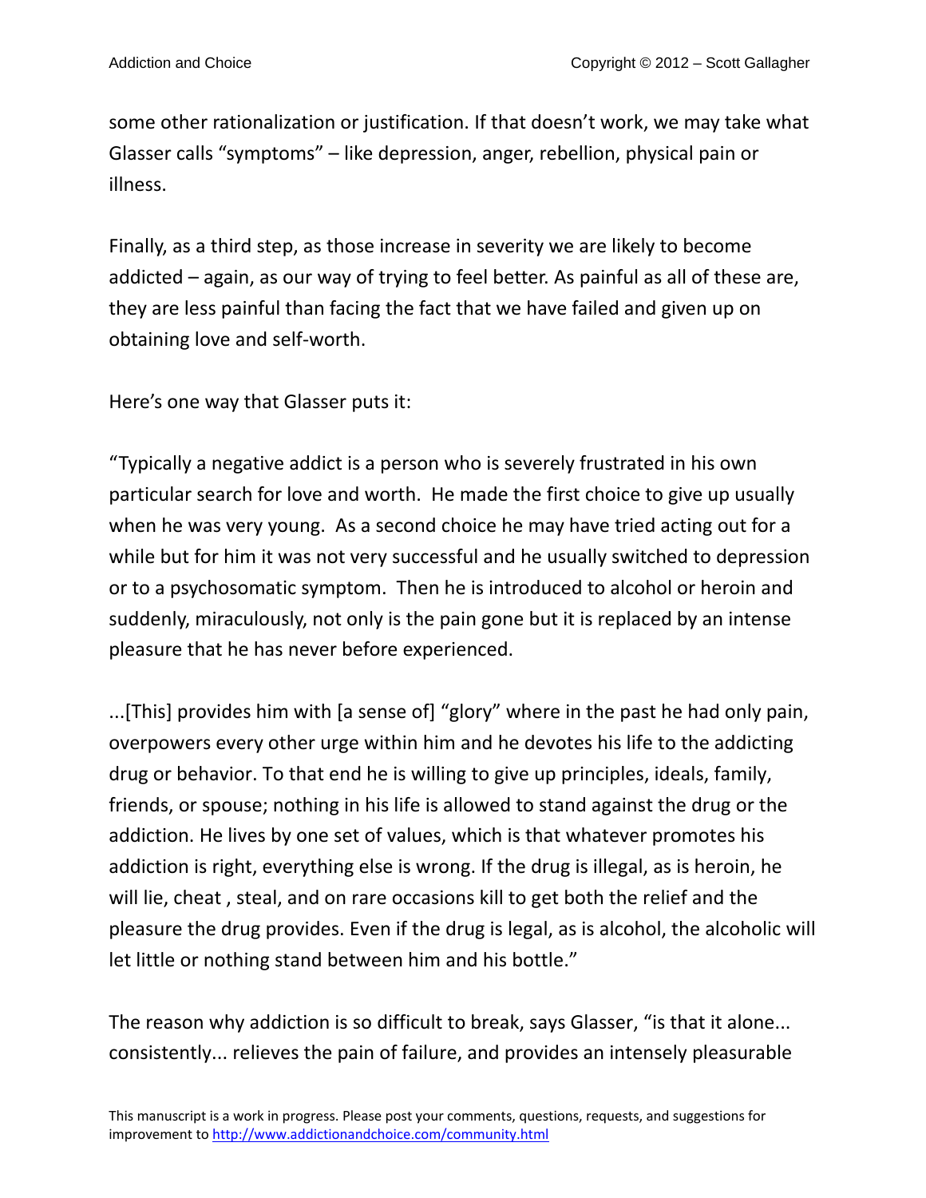some other rationalization or justification. If that doesn't work, we may take what Glasser calls "symptoms" – like depression, anger, rebellion, physical pain or illness.

Finally, as a third step, as those increase in severity we are likely to become addicted – again, as our way of trying to feel better. As painful as all of these are, they are less painful than facing the fact that we have failed and given up on obtaining love and self-worth.

Here's one way that Glasser puts it:

"Typically a negative addict is a person who is severely frustrated in his own particular search for love and worth. He made the first choice to give up usually when he was very young. As a second choice he may have tried acting out for a while but for him it was not very successful and he usually switched to depression or to a psychosomatic symptom. Then he is introduced to alcohol or heroin and suddenly, miraculously, not only is the pain gone but it is replaced by an intense pleasure that he has never before experienced.

...[This] provides him with [a sense of] "glory" where in the past he had only pain, overpowers every other urge within him and he devotes his life to the addicting drug or behavior. To that end he is willing to give up principles, ideals, family, friends, or spouse; nothing in his life is allowed to stand against the drug or the addiction. He lives by one set of values, which is that whatever promotes his addiction is right, everything else is wrong. If the drug is illegal, as is heroin, he will lie, cheat , steal, and on rare occasions kill to get both the relief and the pleasure the drug provides. Even if the drug is legal, as is alcohol, the alcoholic will let little or nothing stand between him and his bottle."

The reason why addiction is so difficult to break, says Glasser, "is that it alone... consistently... relieves the pain of failure, and provides an intensely pleasurable

This manuscript is a work in progress. Please post your comments, questions, requests, and suggestions for improvement to http://www.addictionandchoice.com/community.html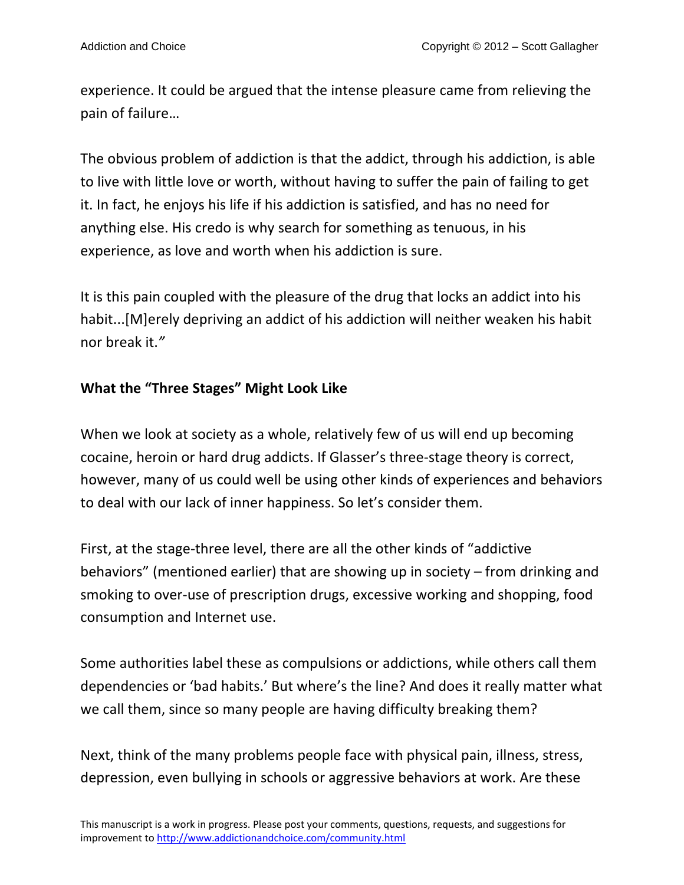experience. It could be argued that the intense pleasure came from relieving the pain of failure…

The obvious problem of addiction is that the addict, through his addiction, is able to live with little love or worth, without having to suffer the pain of failing to get it. In fact, he enjoys his life if his addiction is satisfied, and has no need for anything else. His credo is why search for something as tenuous, in his experience, as love and worth when his addiction is sure.

It is this pain coupled with the pleasure of the drug that locks an addict into his habit...[M]erely depriving an addict of his addiction will neither weaken his habit nor break it.*"*

**What the "Three Stages" Might Look Like**

When we look at society as a whole, relatively few of us will end up becoming cocaine, heroin or hard drug addicts. If Glasser's three-stage theory is correct, however, many of us could well be using other kinds of experiences and behaviors to deal with our lack of inner happiness. So let's consider them.

First, at the stage-three level, there are all the other kinds of "addictive behaviors" (mentioned earlier) that are showing up in society – from drinking and smoking to over-use of prescription drugs, excessive working and shopping, food consumption and Internet use.

Some authorities label these as compulsions or addictions, while others call them dependencies or 'bad habits.' But where's the line? And does it really matter what we call them, since so many people are having difficulty breaking them?

Next, think of the many problems people face with physical pain, illness, stress, depression, even bullying in schools or aggressive behaviors at work. Are these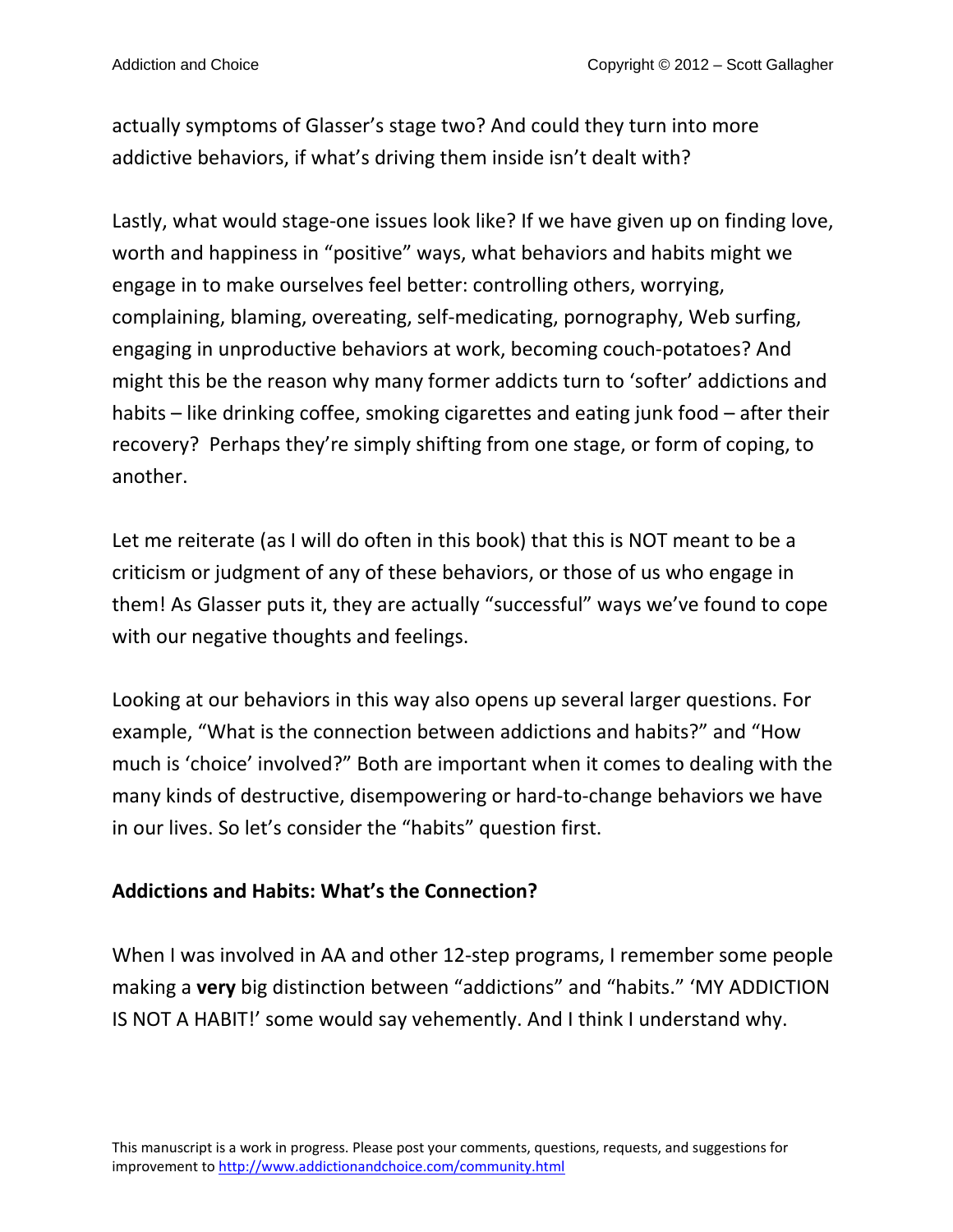actually symptoms of Glasser's stage two? And could they turn into more addictive behaviors, if what's driving them inside isn't dealt with?

Lastly, what would stage-one issues look like? If we have given up on finding love, worth and happiness in "positive" ways, what behaviors and habits might we engage in to make ourselves feel better: controlling others, worrying, complaining, blaming, overeating, self-medicating, pornography, Web surfing, engaging in unproductive behaviors at work, becoming couch-potatoes? And might this be the reason why many former addicts turn to 'softer' addictions and habits – like drinking coffee, smoking cigarettes and eating junk food – after their recovery? Perhaps they're simply shifting from one stage, or form of coping, to another.

Let me reiterate (as I will do often in this book) that this is NOT meant to be a criticism or judgment of any of these behaviors, or those of us who engage in them! As Glasser puts it, they are actually "successful" ways we've found to cope with our negative thoughts and feelings.

Looking at our behaviors in this way also opens up several larger questions. For example, "What is the connection between addictions and habits?" and "How much is 'choice' involved?" Both are important when it comes to dealing with the many kinds of destructive, disempowering or hard-to-change behaviors we have in our lives. So let's consider the "habits" question first.

**Addictions and Habits: What's the Connection?**

When I was involved in AA and other 12-step programs, I remember some people making a **very** big distinction between "addictions" and "habits." 'MY ADDICTION IS NOT A HABIT!' some would say vehemently. And I think I understand why.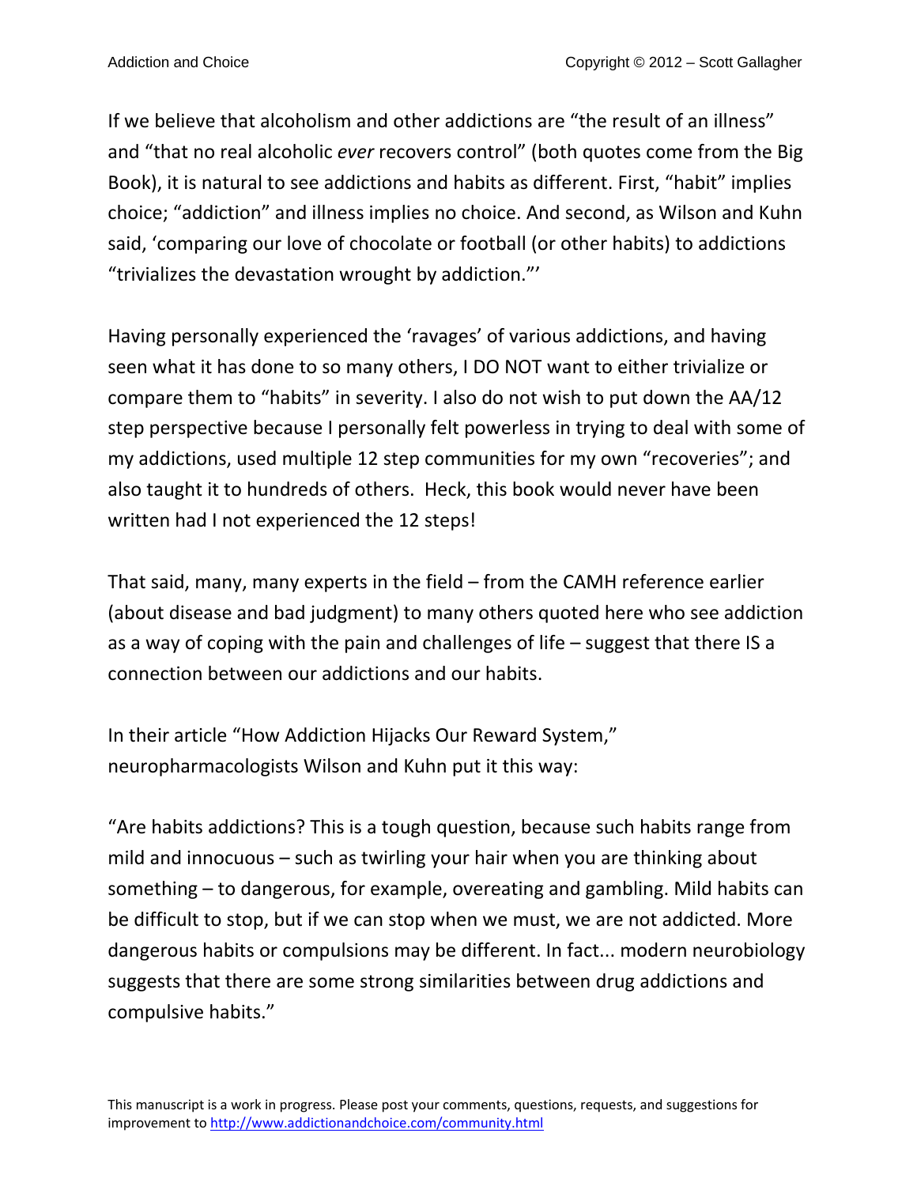If we believe that alcoholism and other addictions are "the result of an illness" and "that no real alcoholic *ever* recovers control" (both quotes come from the Big Book), it is natural to see addictions and habits as different. First, "habit" implies choice; "addiction" and illness implies no choice. And second, as Wilson and Kuhn said, 'comparing our love of chocolate or football (or other habits) to addictions "trivializes the devastation wrought by addiction."'

Having personally experienced the 'ravages' of various addictions, and having seen what it has done to so many others, I DO NOT want to either trivialize or compare them to "habits" in severity. I also do not wish to put down the AA/12 step perspective because I personally felt powerless in trying to deal with some of my addictions, used multiple 12 step communities for my own "recoveries"; and also taught it to hundreds of others. Heck, this book would never have been written had I not experienced the 12 steps!

That said, many, many experts in the field – from the CAMH reference earlier (about disease and bad judgment) to many others quoted here who see addiction as a way of coping with the pain and challenges of life – suggest that there IS a connection between our addictions and our habits.

In their article "How Addiction Hijacks Our Reward System," neuropharmacologists Wilson and Kuhn put it this way:

"Are habits addictions? This is a tough question, because such habits range from mild and innocuous – such as twirling your hair when you are thinking about something – to dangerous, for example, overeating and gambling. Mild habits can be difficult to stop, but if we can stop when we must, we are not addicted. More dangerous habits or compulsions may be different. In fact... modern neurobiology suggests that there are some strong similarities between drug addictions and compulsive habits."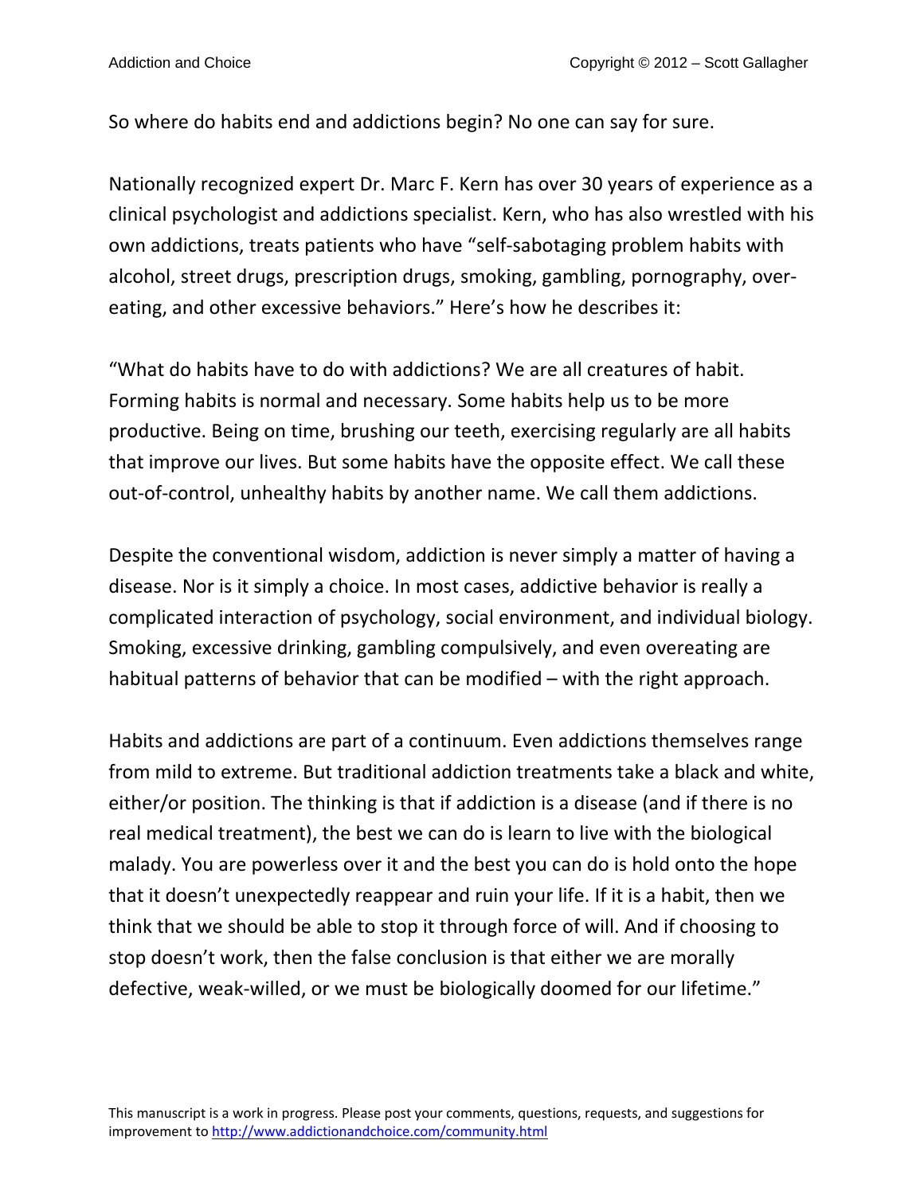So where do habits end and addictions begin? No one can say for sure.

Nationally recognized expert Dr. Marc F. Kern has over 30 years of experience as a clinical psychologist and addictions specialist. Kern, who has also wrestled with his own addictions, treats patients who have "self-sabotaging problem habits with alcohol, street drugs, prescription drugs, smoking, gambling, pornography, over-eating, and other excessive behaviors." Here's how he describes it:

"What do habits have to do with addictions? We are all creatures of habit. Forming habits is normal and necessary. Some habits help us to be more productive. Being on time, brushing our teeth, exercising regularly are all habits that improve our lives. But some habits have the opposite effect. We call these out-of-control, unhealthy habits by another name. We call them addictions.

Despite the conventional wisdom, addiction is never simply a matter of having a disease. Nor is it simply a choice. In most cases, addictive behavior is really a complicated interaction of psychology, social environment, and individual biology. Smoking, excessive drinking, gambling compulsively, and even overeating are habitual patterns of behavior that can be modified – with the right approach.

Habits and addictions are part of a continuum. Even addictions themselves range from mild to extreme. But traditional addiction treatments take a black and white, either/or position. The thinking is that if addiction is a disease (and if there is no real medical treatment), the best we can do is learn to live with the biological malady. You are powerless over it and the best you can do is hold onto the hope that it doesn't unexpectedly reappear and ruin your life. If it is a habit, then we think that we should be able to stop it through force of will. And if choosing to stop doesn't work, then the false conclusion is that either we are morally defective, weak-willed, or we must be biologically doomed for our lifetime."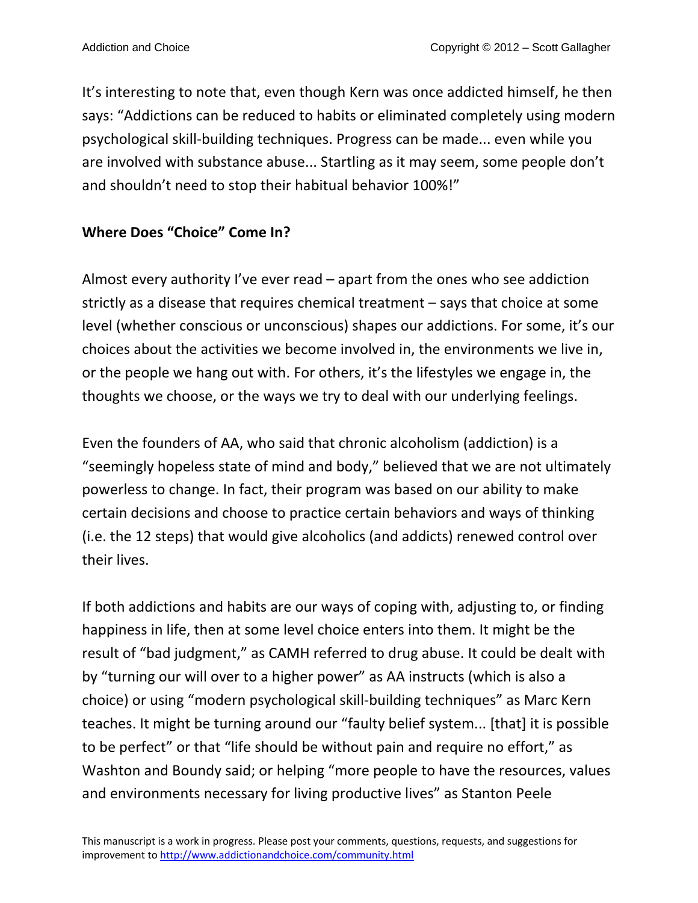It's interesting to note that, even though Kern was once addicted himself, he then says: "Addictions can be reduced to habits or eliminated completely using modern psychological skill-building techniques. Progress can be made... even while you are involved with substance abuse... Startling as it may seem, some people don't and shouldn't need to stop their habitual behavior 100%!"

## Where Does "Choice" Come In?

Almost every authority I've ever read – apart from the ones who see addiction strictly as a disease that requires chemical treatment – says that choice at some level (whether conscious or unconscious) shapes our addictions. For some, it's our choices about the activities we become involved in, the environments we live in, or the people we hang out with. For others, it's the lifestyles we engage in, the thoughts we choose, or the ways we try to deal with our underlying feelings.

Even the founders of AA, who said that chronic alcoholism (addiction) is a "seemingly hopeless state of mind and body," believed that we are not ultimately powerless to change. In fact, their program was based on our ability to make certain decisions and choose to practice certain behaviors and ways of thinking (i.e. the 12 steps) that would give alcoholics (and addicts) renewed control over their lives.

If both addictions and habits are our ways of coping with, adjusting to, or finding happiness in life, then at some level choice enters into them. It might be the result of "bad judgment," as CAMH referred to drug abuse. It could be dealt with by "turning our will over to a higher power" as AA instructs (which is also a choice) or using "modern psychological skill-building techniques" as Marc Kern teaches. It might be turning around our "faulty belief system... [that] it is possible to be perfect" or that "life should be without pain and require no effort," as Washton and Boundy said; or helping "more people to have the resources, values and environments necessary for living productive lives" as Stanton Peele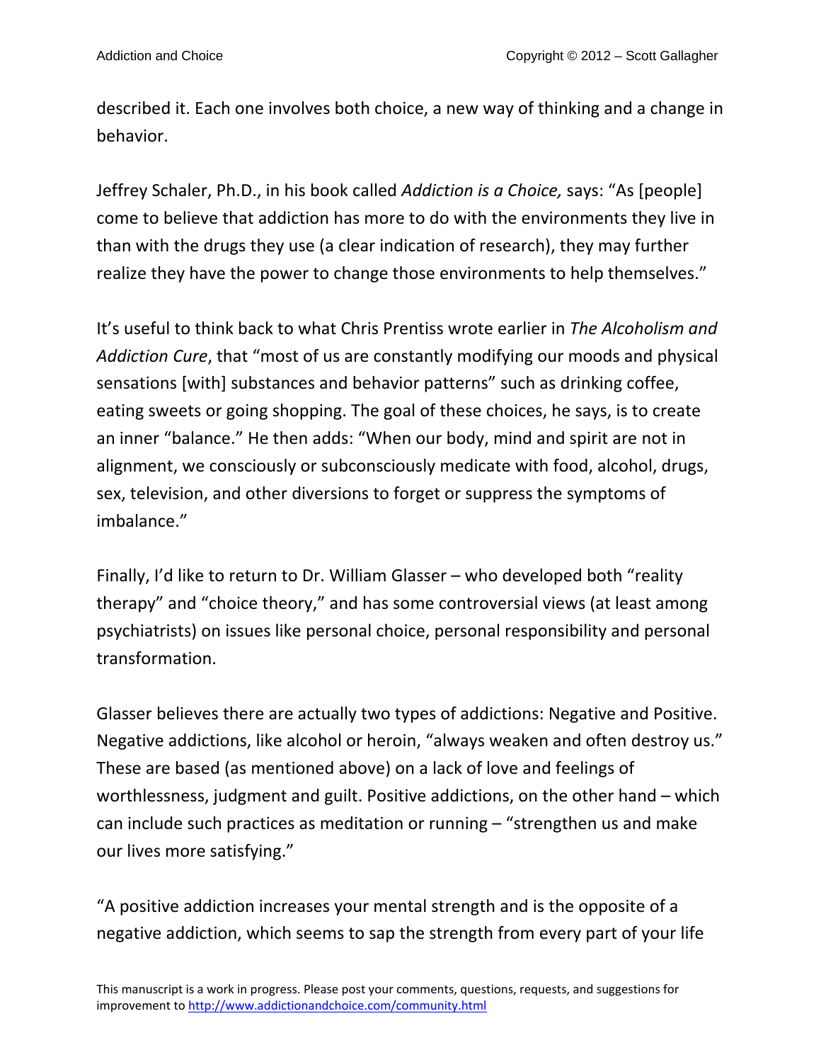described it. Each one involves both choice, a new way of thinking and a change in behavior.

Jeffrey Schaler, Ph.D., in his book called *Addiction is a Choice,* says: "As [people] come to believe that addiction has more to do with the environments they live in than with the drugs they use (a clear indication of research), they may further realize they have the power to change those environments to help themselves."

It's useful to think back to what Chris Prentiss wrote earlier in *The Alcoholism and Addiction Cure*, that "most of us are constantly modifying our moods and physical sensations [with] substances and behavior patterns" such as drinking coffee, eating sweets or going shopping. The goal of these choices, he says, is to create an inner "balance." He then adds: "When our body, mind and spirit are not in alignment, we consciously or subconsciously medicate with food, alcohol, drugs, sex, television, and other diversions to forget or suppress the symptoms of imbalance."

Finally, I'd like to return to Dr. William Glasser – who developed both "reality therapy" and "choice theory," and has some controversial views (at least among psychiatrists) on issues like personal choice, personal responsibility and personal transformation.

Glasser believes there are actually two types of addictions: Negative and Positive. Negative addictions, like alcohol or heroin, "always weaken and often destroy us." These are based (as mentioned above) on a lack of love and feelings of worthlessness, judgment and guilt. Positive addictions, on the other hand – which can include such practices as meditation or running – "strengthen us and make our lives more satisfying."

"A positive addiction increases your mental strength and is the opposite of a negative addiction, which seems to sap the strength from every part of your life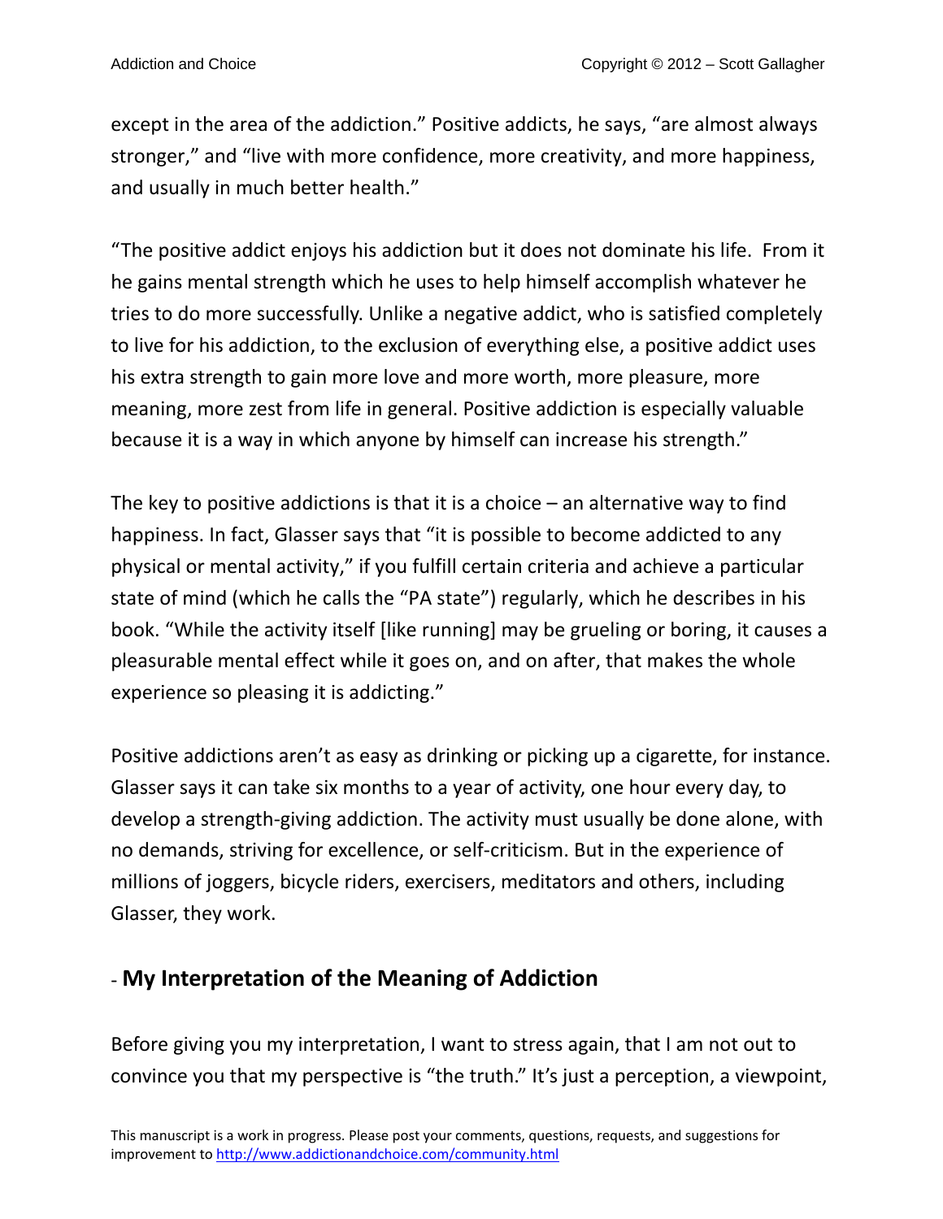except in the area of the addiction." Positive addicts, he says, "are almost always stronger," and "live with more confidence, more creativity, and more happiness, and usually in much better health."

"The positive addict enjoys his addiction but it does not dominate his life. From it he gains mental strength which he uses to help himself accomplish whatever he tries to do more successfully. Unlike a negative addict, who is satisfied completely to live for his addiction, to the exclusion of everything else, a positive addict uses his extra strength to gain more love and more worth, more pleasure, more meaning, more zest from life in general. Positive addiction is especially valuable because it is a way in which anyone by himself can increase his strength."

The key to positive addictions is that it is a choice – an alternative way to find happiness. In fact, Glasser says that "it is possible to become addicted to any physical or mental activity," if you fulfill certain criteria and achieve a particular state of mind (which he calls the "PA state") regularly, which he describes in his book. "While the activity itself [like running] may be grueling or boring, it causes a pleasurable mental effect while it goes on, and on after, that makes the whole experience so pleasing it is addicting."

Positive addictions aren't as easy as drinking or picking up a cigarette, for instance. Glasser says it can take six months to a year of activity, one hour every day, to develop a strength-giving addiction. The activity must usually be done alone, with no demands, striving for excellence, or self-criticism. But in the experience of millions of joggers, bicycle riders, exercisers, meditators and others, including Glasser, they work.

## - My Interpretation of the Meaning of Addiction

Before giving you my interpretation, I want to stress again, that I am not out to convince you that my perspective is "the truth." It's just a perception, a viewpoint,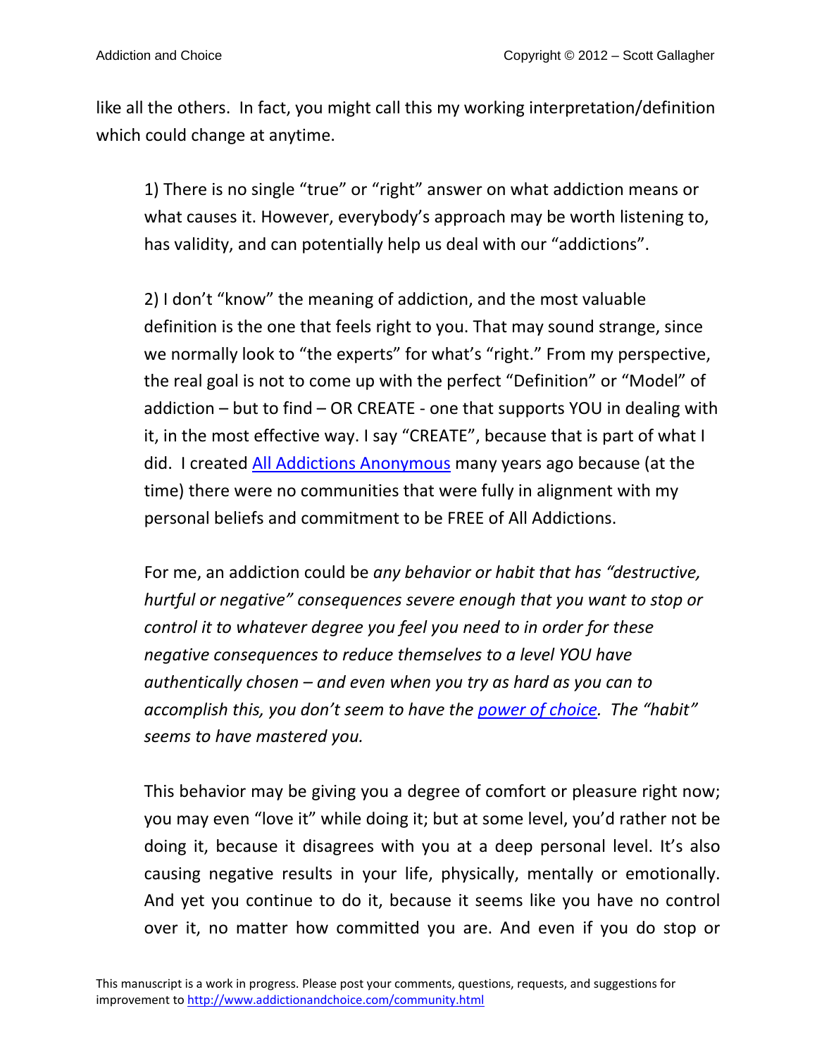like all the others. In fact, you might call this my working interpretation/definition which could change at anytime.

1) There is no single "true" or "right" answer on what addiction means or what causes it. However, everybody's approach may be worth listening to, has validity, and can potentially help us deal with our "addictions".

2) I don't "know" the meaning of addiction, and the most valuable definition is the one that feels right to you. That may sound strange, since we normally look to "the experts" for what's "right." From my perspective, the real goal is not to come up with the perfect "Definition" or "Model" of addiction – but to find – OR CREATE - one that supports YOU in dealing with it, in the most effective way. I say "CREATE", because that is part of what I did. I created All Addictions Anonymous many years ago because (at the time) there were no communities that were fully in alignment with my personal beliefs and commitment to be FREE of All Addictions.

For me, an addiction could be *any behavior or habit that has "destructive, hurtful or negative" consequences severe enough that you want to stop or control it to whatever degree you feel you need to in order for these negative consequences to reduce themselves to a level YOU have authentically chosen – and even when you try as hard as you can to accomplish this, you don't seem to have the power of choice. The "habit" seems to have mastered you.*

This behavior may be giving you a degree of comfort or pleasure right now; you may even "love it" while doing it; but at some level, you'd rather not be doing it, because it disagrees with you at a deep personal level. It's also causing negative results in your life, physically, mentally or emotionally. And yet you continue to do it, because it seems like you have no control over it, no matter how committed you are. And even if you do stop or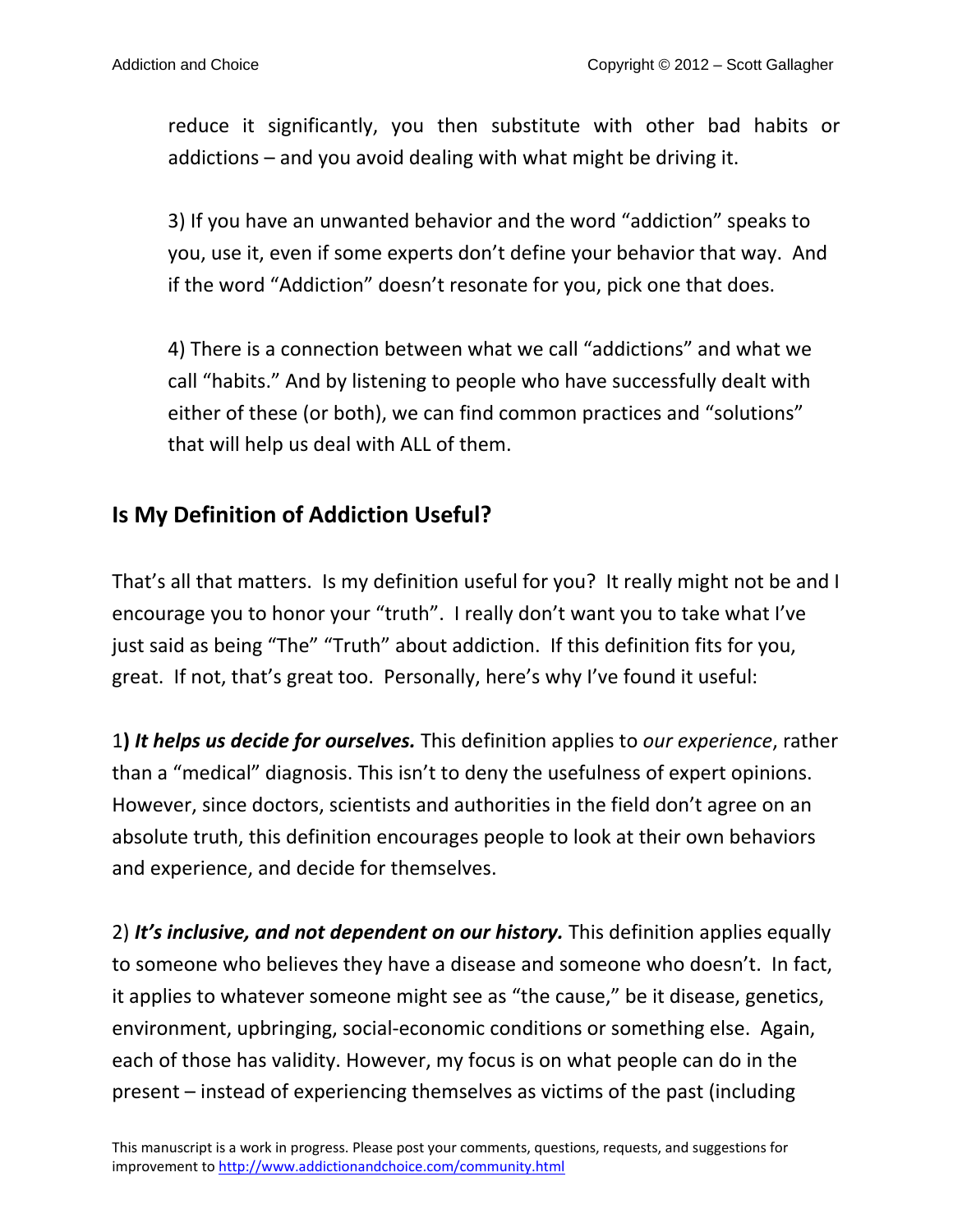reduce it significantly, you then substitute with other bad habits or addictions – and you avoid dealing with what might be driving it.

3) If you have an unwanted behavior and the word "addiction" speaks to you, use it, even if some experts don't define your behavior that way. And if the word "Addiction" doesn't resonate for you, pick one that does.

4) There is a connection between what we call "addictions" and what we call "habits." And by listening to people who have successfully dealt with either of these (or both), we can find common practices and "solutions" that will help us deal with ALL of them.

## Is My Definition of Addiction Useful?

That's all that matters. Is my definition useful for you? It really might not be and I encourage you to honor your "truth". I really don't want you to take what I've just said as being "The" "Truth" about addiction. If this definition fits for you, great. If not, that's great too. Personally, here's why I've found it useful:

1**)** ***It helps us decide for ourselves.*** This definition applies to *our experience*, rather than a "medical" diagnosis. This isn't to deny the usefulness of expert opinions. However, since doctors, scientists and authorities in the field don't agree on an absolute truth, this definition encourages people to look at their own behaviors and experience, and decide for themselves.

2) ***It's inclusive, and not dependent on our history.*** This definition applies equally to someone who believes they have a disease and someone who doesn't. In fact, it applies to whatever someone might see as "the cause," be it disease, genetics, environment, upbringing, social-economic conditions or something else. Again, each of those has validity. However, my focus is on what people can do in the present – instead of experiencing themselves as victims of the past (including

This manuscript is a work in progress. Please post your comments, questions, requests, and suggestions for improvement to http://www.addictionandchoice.com/community.html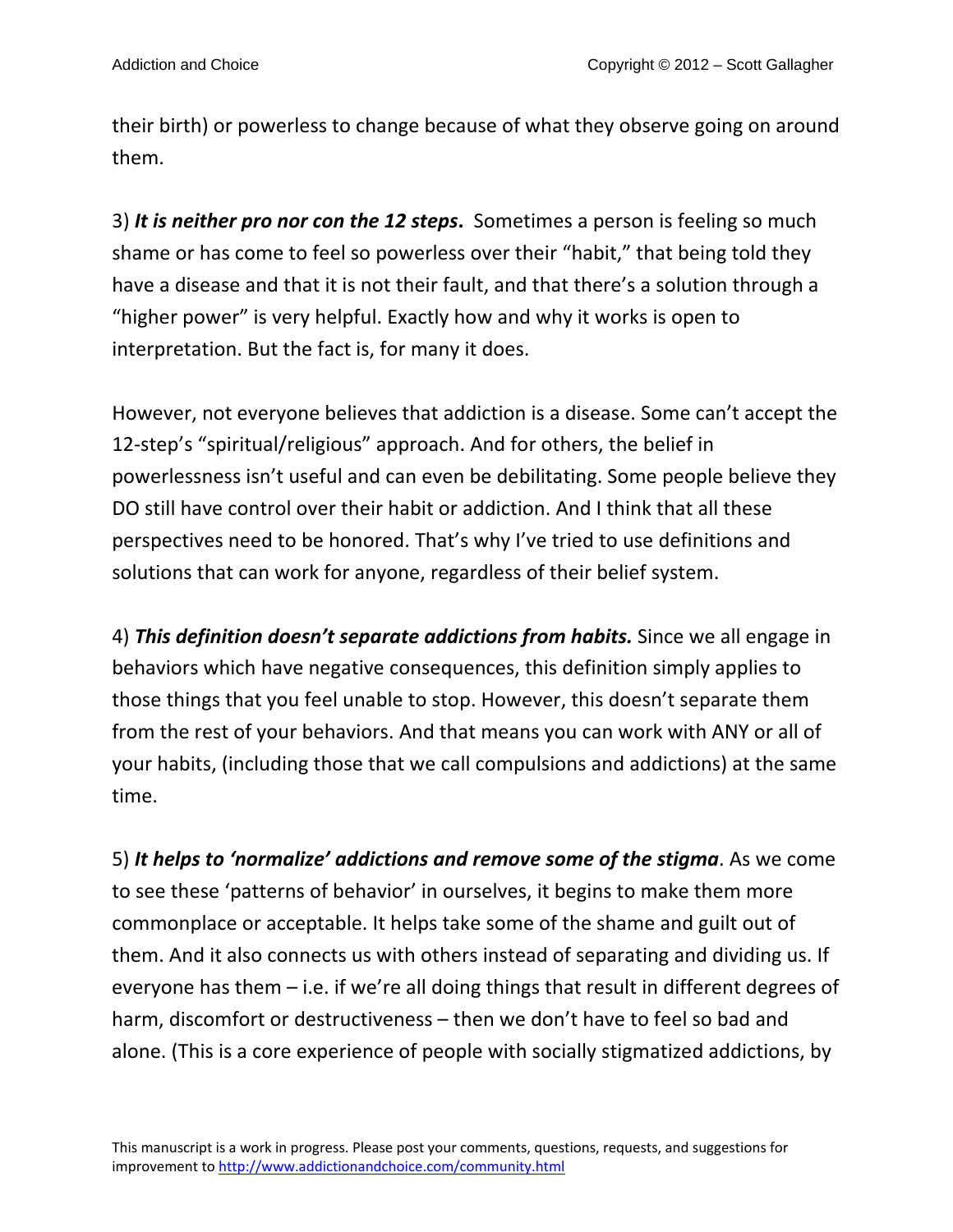their birth) or powerless to change because of what they observe going on around them.

3) ***It is neither pro nor con the 12 steps*.** Sometimes a person is feeling so much shame or has come to feel so powerless over their "habit," that being told they have a disease and that it is not their fault, and that there's a solution through a "higher power" is very helpful. Exactly how and why it works is open to interpretation. But the fact is, for many it does.

However, not everyone believes that addiction is a disease. Some can't accept the 12-step's "spiritual/religious" approach. And for others, the belief in powerlessness isn't useful and can even be debilitating. Some people believe they DO still have control over their habit or addiction. And I think that all these perspectives need to be honored. That's why I've tried to use definitions and solutions that can work for anyone, regardless of their belief system.

4) ***This definition doesn't separate addictions from habits.*** Since we all engage in behaviors which have negative consequences, this definition simply applies to those things that you feel unable to stop. However, this doesn't separate them from the rest of your behaviors. And that means you can work with ANY or all of your habits, (including those that we call compulsions and addictions) at the same time.

5) ***It helps to 'normalize' addictions and remove some of the stigma***. As we come to see these 'patterns of behavior' in ourselves, it begins to make them more commonplace or acceptable. It helps take some of the shame and guilt out of them. And it also connects us with others instead of separating and dividing us. If everyone has them – i.e. if we're all doing things that result in different degrees of harm, discomfort or destructiveness – then we don't have to feel so bad and alone. (This is a core experience of people with socially stigmatized addictions, by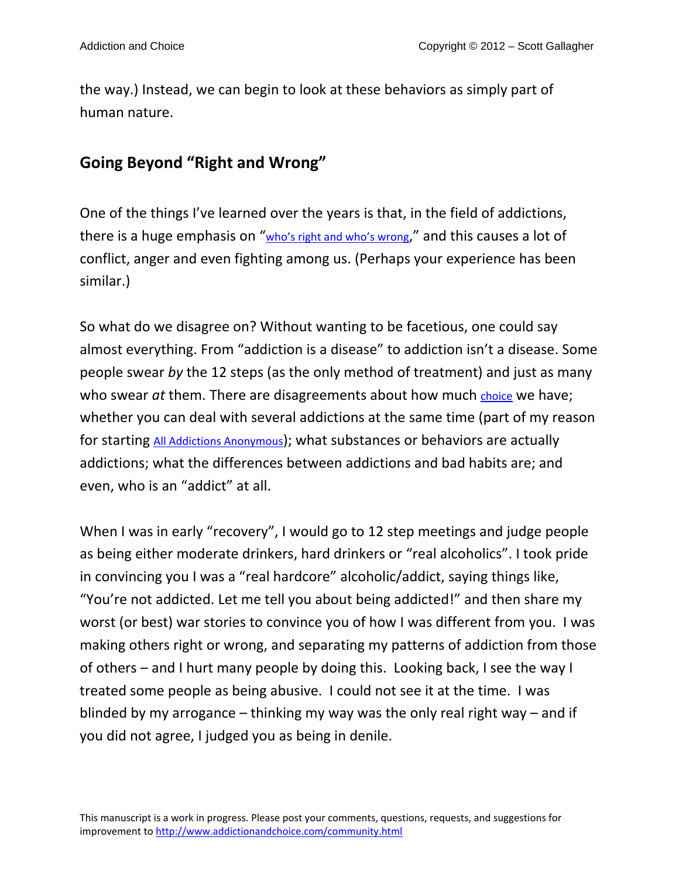the way.) Instead, we can begin to look at these behaviors as simply part of human nature.

## Going Beyond "Right and Wrong"

One of the things I've learned over the years is that, in the field of addictions, there is a huge emphasis on "who's right and who's wrong," and this causes a lot of conflict, anger and even fighting among us. (Perhaps your experience has been similar.)

So what do we disagree on? Without wanting to be facetious, one could say almost everything. From "addiction is a disease" to addiction isn't a disease. Some people swear *by* the 12 steps (as the only method of treatment) and just as many who swear *at* them. There are disagreements about how much choice we have; whether you can deal with several addictions at the same time (part of my reason for starting All Addictions Anonymous); what substances or behaviors are actually addictions; what the differences between addictions and bad habits are; and even, who is an "addict" at all.

When I was in early "recovery", I would go to 12 step meetings and judge people as being either moderate drinkers, hard drinkers or "real alcoholics". I took pride in convincing you I was a "real hardcore" alcoholic/addict, saying things like, "You're not addicted. Let me tell you about being addicted!" and then share my worst (or best) war stories to convince you of how I was different from you. I was making others right or wrong, and separating my patterns of addiction from those of others – and I hurt many people by doing this. Looking back, I see the way I treated some people as being abusive. I could not see it at the time. I was blinded by my arrogance – thinking my way was the only real right way – and if you did not agree, I judged you as being in denile.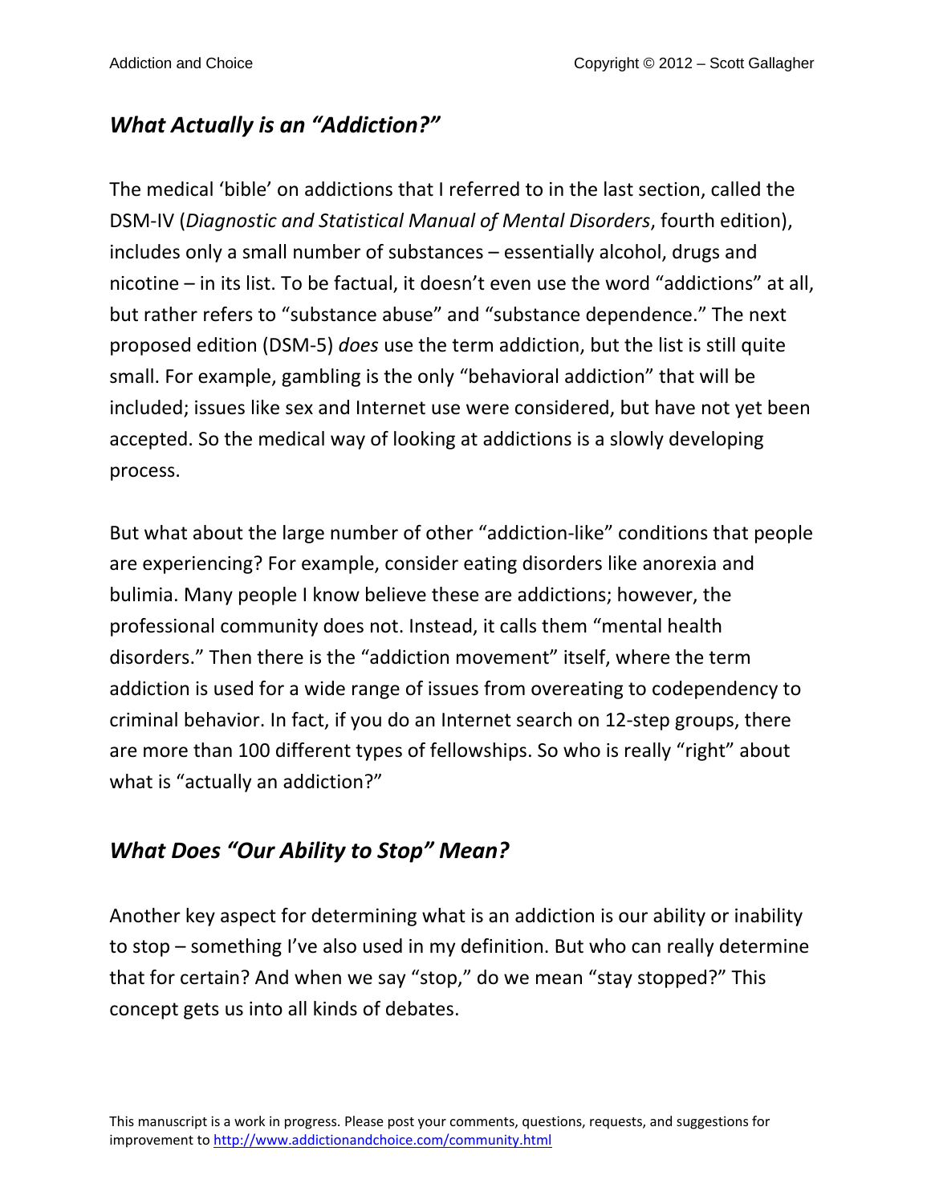## *What Actually is an "Addiction?"*

The medical 'bible' on addictions that I referred to in the last section, called the DSM-IV (*Diagnostic and Statistical Manual of Mental Disorders*, fourth edition), includes only a small number of substances – essentially alcohol, drugs and nicotine – in its list. To be factual, it doesn't even use the word "addictions" at all, but rather refers to "substance abuse" and "substance dependence." The next proposed edition (DSM-5) *does* use the term addiction, but the list is still quite small. For example, gambling is the only "behavioral addiction" that will be included; issues like sex and Internet use were considered, but have not yet been accepted. So the medical way of looking at addictions is a slowly developing process.

But what about the large number of other "addiction-like" conditions that people are experiencing? For example, consider eating disorders like anorexia and bulimia. Many people I know believe these are addictions; however, the professional community does not. Instead, it calls them "mental health disorders." Then there is the "addiction movement" itself, where the term addiction is used for a wide range of issues from overeating to codependency to criminal behavior. In fact, if you do an Internet search on 12-step groups, there are more than 100 different types of fellowships. So who is really "right" about what is "actually an addiction?"

## *What Does "Our Ability to Stop" Mean?*

Another key aspect for determining what is an addiction is our ability or inability to stop – something I've also used in my definition. But who can really determine that for certain? And when we say "stop," do we mean "stay stopped?" This concept gets us into all kinds of debates.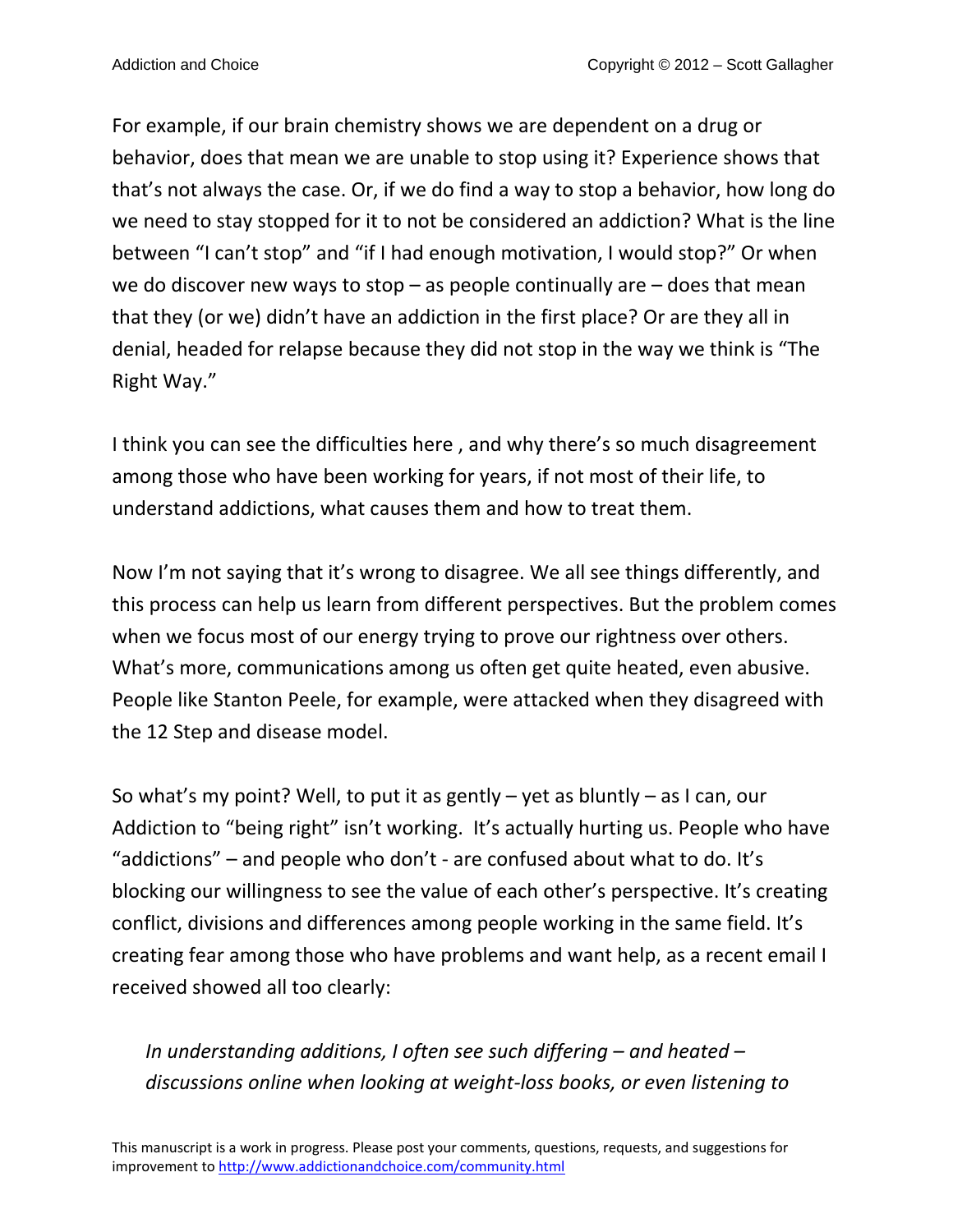For example, if our brain chemistry shows we are dependent on a drug or behavior, does that mean we are unable to stop using it? Experience shows that that's not always the case. Or, if we do find a way to stop a behavior, how long do we need to stay stopped for it to not be considered an addiction? What is the line between "I can't stop" and "if I had enough motivation, I would stop?" Or when we do discover new ways to stop – as people continually are – does that mean that they (or we) didn't have an addiction in the first place? Or are they all in denial, headed for relapse because they did not stop in the way we think is "The Right Way."

I think you can see the difficulties here , and why there's so much disagreement among those who have been working for years, if not most of their life, to understand addictions, what causes them and how to treat them.

Now I'm not saying that it's wrong to disagree. We all see things differently, and this process can help us learn from different perspectives. But the problem comes when we focus most of our energy trying to prove our rightness over others. What's more, communications among us often get quite heated, even abusive. People like Stanton Peele, for example, were attacked when they disagreed with the 12 Step and disease model.

So what's my point? Well, to put it as gently – yet as bluntly – as I can, our Addiction to "being right" isn't working. It's actually hurting us. People who have "addictions" – and people who don't - are confused about what to do. It's blocking our willingness to see the value of each other's perspective. It's creating conflict, divisions and differences among people working in the same field. It's creating fear among those who have problems and want help, as a recent email I received showed all too clearly:

> *In understanding additions, I often see such differing – and heated – discussions online when looking at weight-loss books, or even listening to*

This manuscript is a work in progress. Please post your comments, questions, requests, and suggestions for improvement to http://www.addictionandchoice.com/community.html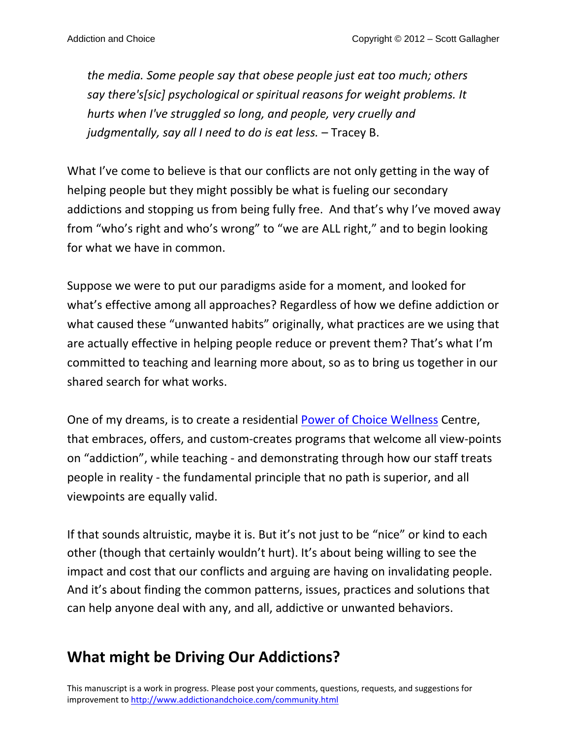*the media. Some people say that obese people just eat too much; others say there's[sic] psychological or spiritual reasons for weight problems. It hurts when I've struggled so long, and people, very cruelly and judgmentally, say all I need to do is eat less.* – Tracey B.

What I've come to believe is that our conflicts are not only getting in the way of helping people but they might possibly be what is fueling our secondary addictions and stopping us from being fully free. And that's why I've moved away from "who's right and who's wrong" to "we are ALL right," and to begin looking for what we have in common.

Suppose we were to put our paradigms aside for a moment, and looked for what's effective among all approaches? Regardless of how we define addiction or what caused these "unwanted habits" originally, what practices are we using that are actually effective in helping people reduce or prevent them? That's what I'm committed to teaching and learning more about, so as to bring us together in our shared search for what works.

One of my dreams, is to create a residential Power of Choice Wellness Centre, that embraces, offers, and custom-creates programs that welcome all view-points on "addiction", while teaching - and demonstrating through how our staff treats people in reality - the fundamental principle that no path is superior, and all viewpoints are equally valid.

If that sounds altruistic, maybe it is. But it's not just to be "nice" or kind to each other (though that certainly wouldn't hurt). It's about being willing to see the impact and cost that our conflicts and arguing are having on invalidating people. And it's about finding the common patterns, issues, practices and solutions that can help anyone deal with any, and all, addictive or unwanted behaviors.

## What might be Driving Our Addictions?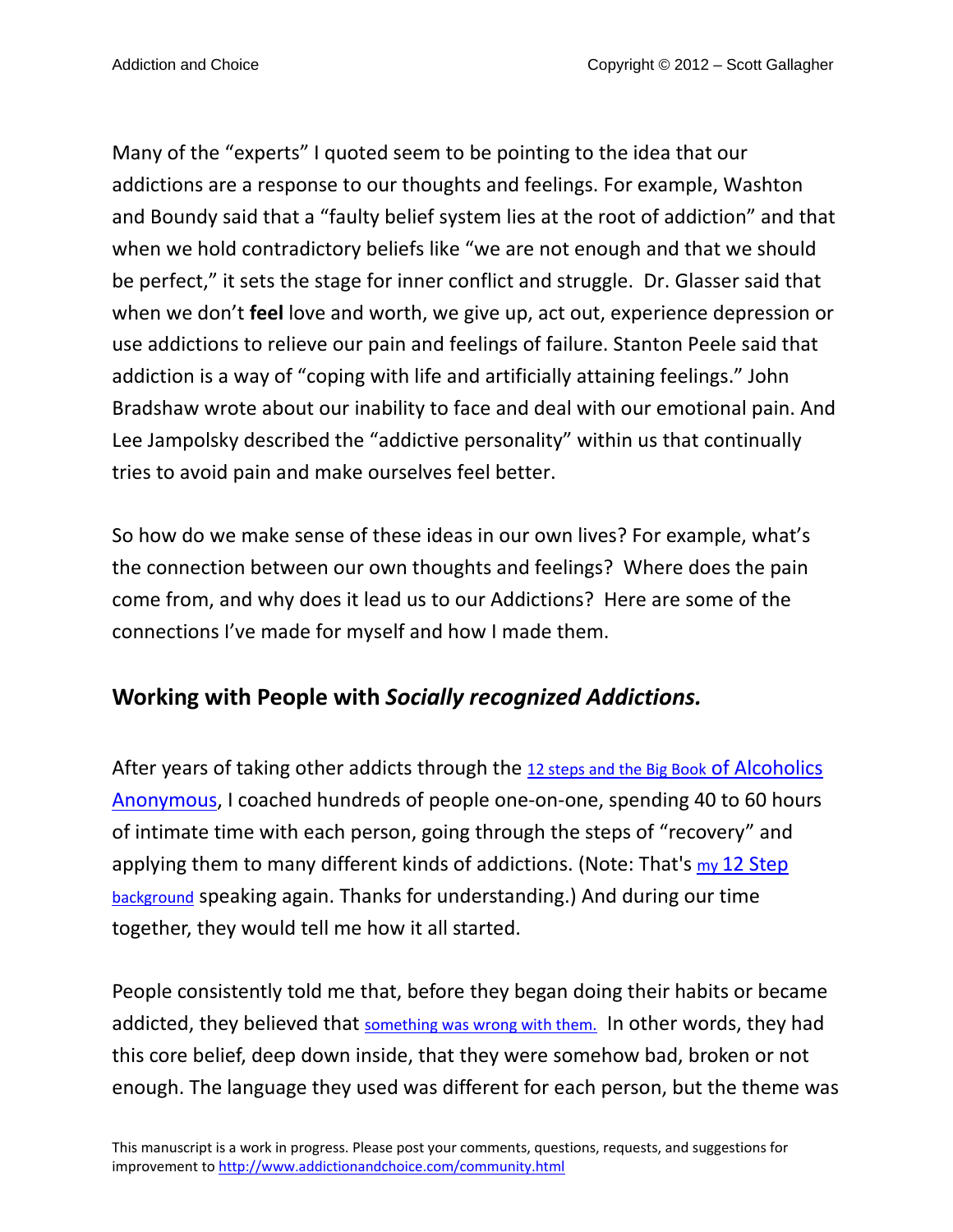Many of the "experts" I quoted seem to be pointing to the idea that our addictions are a response to our thoughts and feelings. For example, Washton and Boundy said that a "faulty belief system lies at the root of addiction" and that when we hold contradictory beliefs like "we are not enough and that we should be perfect," it sets the stage for inner conflict and struggle. Dr. Glasser said that when we don't **feel** love and worth, we give up, act out, experience depression or use addictions to relieve our pain and feelings of failure. Stanton Peele said that addiction is a way of "coping with life and artificially attaining feelings." John Bradshaw wrote about our inability to face and deal with our emotional pain. And Lee Jampolsky described the "addictive personality" within us that continually tries to avoid pain and make ourselves feel better.

So how do we make sense of these ideas in our own lives? For example, what's the connection between our own thoughts and feelings? Where does the pain come from, and why does it lead us to our Addictions? Here are some of the connections I've made for myself and how I made them.

## Working with People with *Socially recognized Addictions.*

After years of taking other addicts through the 12 steps and the Big Book of Alcoholics Anonymous, I coached hundreds of people one-on-one, spending 40 to 60 hours of intimate time with each person, going through the steps of "recovery" and applying them to many different kinds of addictions. (Note: That's my 12 Step background speaking again. Thanks for understanding.) And during our time together, they would tell me how it all started.

People consistently told me that, before they began doing their habits or became addicted, they believed that something was wrong with them. In other words, they had this core belief, deep down inside, that they were somehow bad, broken or not enough. The language they used was different for each person, but the theme was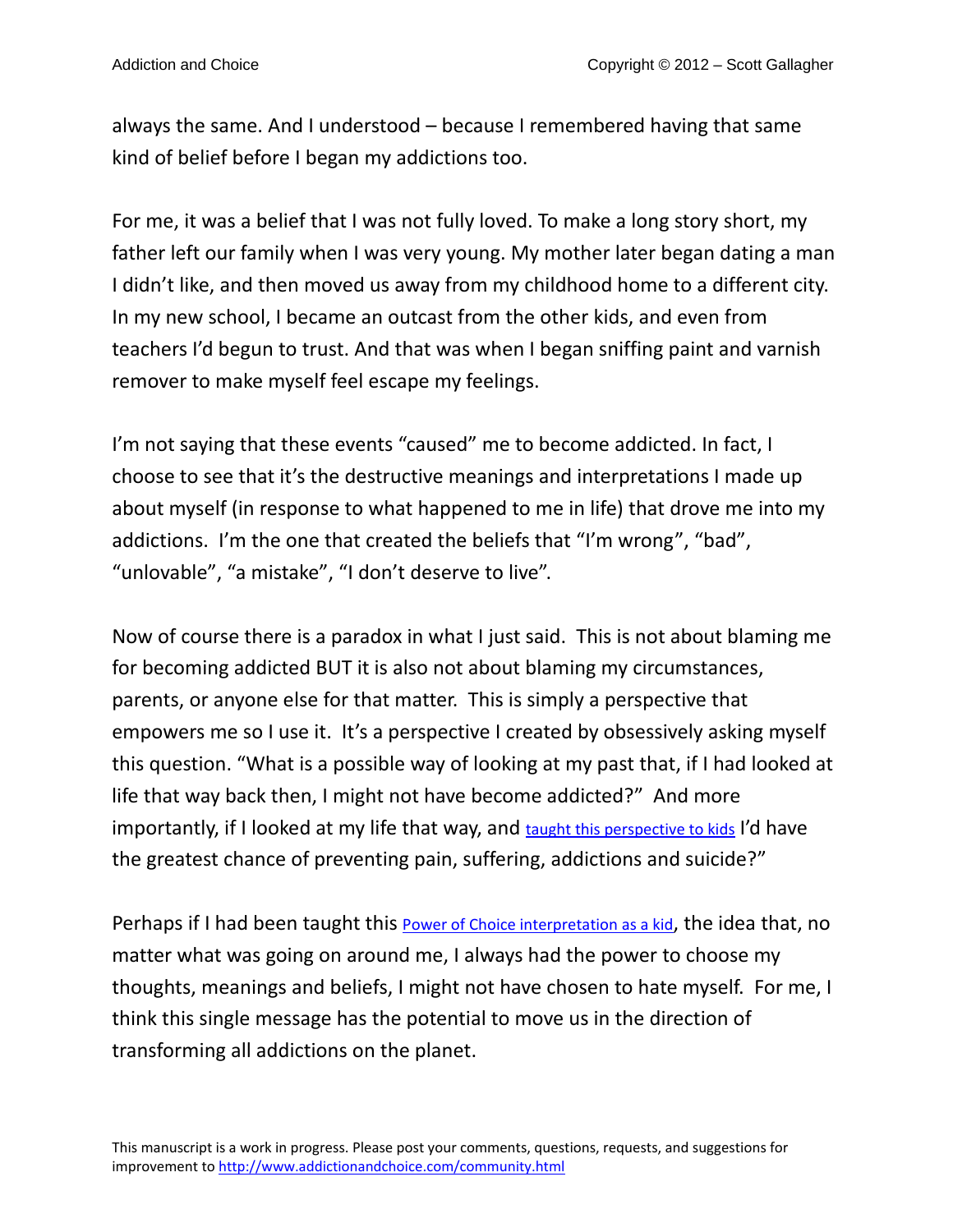always the same. And I understood – because I remembered having that same kind of belief before I began my addictions too.

For me, it was a belief that I was not fully loved. To make a long story short, my father left our family when I was very young. My mother later began dating a man I didn't like, and then moved us away from my childhood home to a different city. In my new school, I became an outcast from the other kids, and even from teachers I'd begun to trust. And that was when I began sniffing paint and varnish remover to make myself feel escape my feelings.

I'm not saying that these events "caused" me to become addicted. In fact, I choose to see that it's the destructive meanings and interpretations I made up about myself (in response to what happened to me in life) that drove me into my addictions. I'm the one that created the beliefs that "I'm wrong", "bad", "unlovable", "a mistake", "I don't deserve to live".

Now of course there is a paradox in what I just said. This is not about blaming me for becoming addicted BUT it is also not about blaming my circumstances, parents, or anyone else for that matter. This is simply a perspective that empowers me so I use it. It's a perspective I created by obsessively asking myself this question. "What is a possible way of looking at my past that, if I had looked at life that way back then, I might not have become addicted?" And more importantly, if I looked at my life that way, and taught this perspective to kids I'd have the greatest chance of preventing pain, suffering, addictions and suicide?"

Perhaps if I had been taught this Power of Choice interpretation as a kid, the idea that, no matter what was going on around me, I always had the power to choose my thoughts, meanings and beliefs, I might not have chosen to hate myself. For me, I think this single message has the potential to move us in the direction of transforming all addictions on the planet.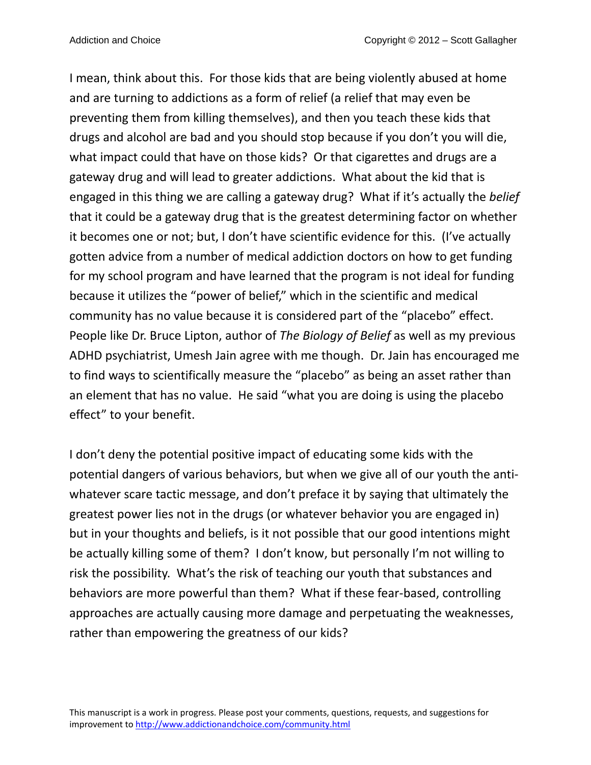I mean, think about this. For those kids that are being violently abused at home and are turning to addictions as a form of relief (a relief that may even be preventing them from killing themselves), and then you teach these kids that drugs and alcohol are bad and you should stop because if you don't you will die, what impact could that have on those kids? Or that cigarettes and drugs are a gateway drug and will lead to greater addictions. What about the kid that is engaged in this thing we are calling a gateway drug? What if it's actually the *belief* that it could be a gateway drug that is the greatest determining factor on whether it becomes one or not; but, I don't have scientific evidence for this. (I've actually gotten advice from a number of medical addiction doctors on how to get funding for my school program and have learned that the program is not ideal for funding because it utilizes the "power of belief," which in the scientific and medical community has no value because it is considered part of the "placebo" effect. People like Dr. Bruce Lipton, author of *The Biology of Belief* as well as my previous ADHD psychiatrist, Umesh Jain agree with me though. Dr. Jain has encouraged me to find ways to scientifically measure the "placebo" as being an asset rather than an element that has no value. He said "what you are doing is using the placebo effect" to your benefit.

I don't deny the potential positive impact of educating some kids with the potential dangers of various behaviors, but when we give all of our youth the anti-whatever scare tactic message, and don't preface it by saying that ultimately the greatest power lies not in the drugs (or whatever behavior you are engaged in) but in your thoughts and beliefs, is it not possible that our good intentions might be actually killing some of them? I don't know, but personally I'm not willing to risk the possibility. What's the risk of teaching our youth that substances and behaviors are more powerful than them? What if these fear-based, controlling approaches are actually causing more damage and perpetuating the weaknesses, rather than empowering the greatness of our kids?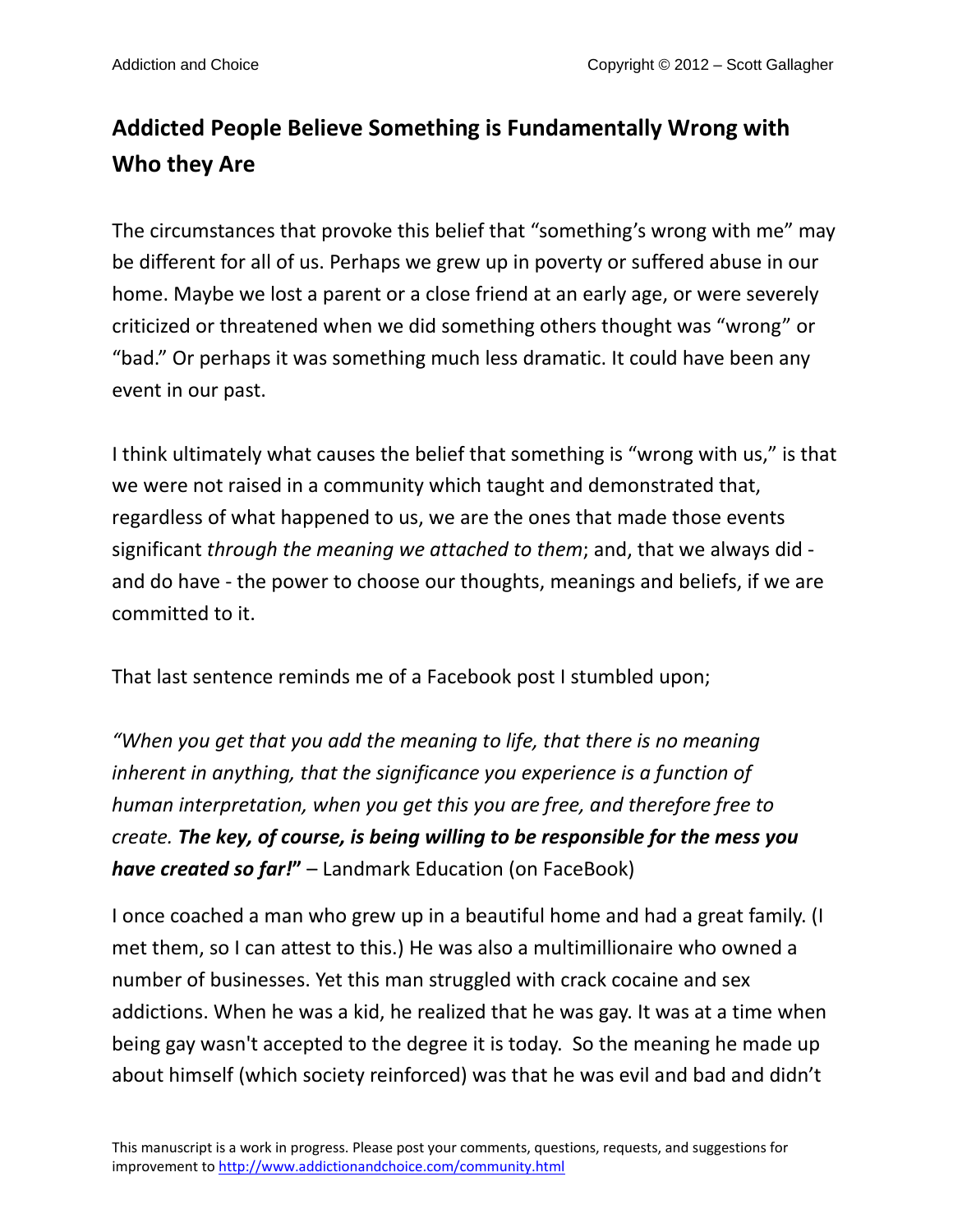## Addicted People Believe Something is Fundamentally Wrong with Who they Are

The circumstances that provoke this belief that "something's wrong with me" may be different for all of us. Perhaps we grew up in poverty or suffered abuse in our home. Maybe we lost a parent or a close friend at an early age, or were severely criticized or threatened when we did something others thought was "wrong" or "bad." Or perhaps it was something much less dramatic. It could have been any event in our past.

I think ultimately what causes the belief that something is "wrong with us," is that we were not raised in a community which taught and demonstrated that, regardless of what happened to us, we are the ones that made those events significant *through the meaning we attached to them*; and, that we always did - and do have - the power to choose our thoughts, meanings and beliefs, if we are committed to it.

That last sentence reminds me of a Facebook post I stumbled upon;

*"When you get that you add the meaning to life, that there is no meaning inherent in anything, that the significance you experience is a function of human interpretation, when you get this you are free, and therefore free to create.* ***The key, of course, is being willing to be responsible for the mess you have created so far!*****"** – Landmark Education (on FaceBook)

I once coached a man who grew up in a beautiful home and had a great family. (I met them, so I can attest to this.) He was also a multimillionaire who owned a number of businesses. Yet this man struggled with crack cocaine and sex addictions. When he was a kid, he realized that he was gay. It was at a time when being gay wasn't accepted to the degree it is today. So the meaning he made up about himself (which society reinforced) was that he was evil and bad and didn't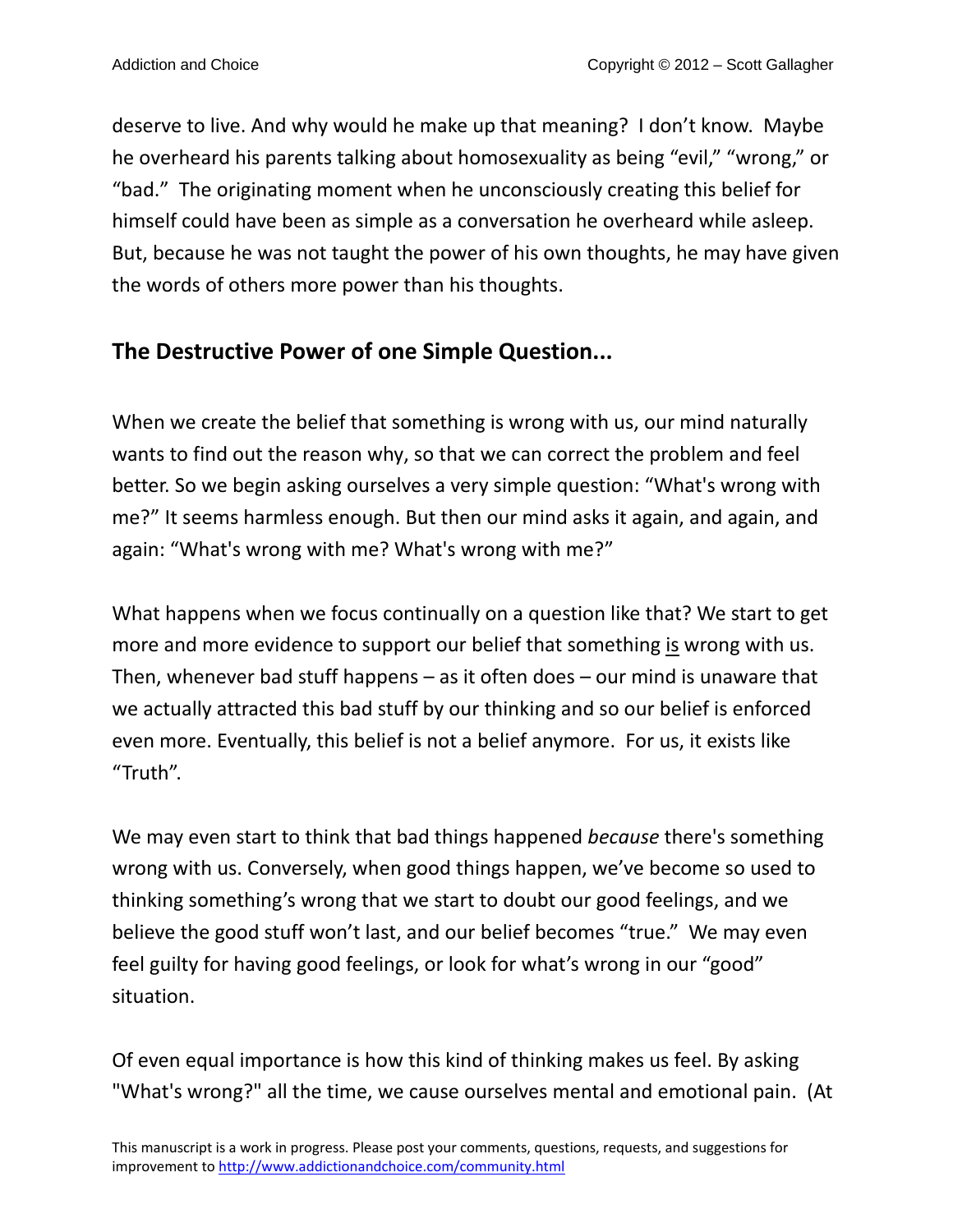deserve to live. And why would he make up that meaning? I don't know. Maybe he overheard his parents talking about homosexuality as being "evil," "wrong," or "bad." The originating moment when he unconsciously creating this belief for himself could have been as simple as a conversation he overheard while asleep. But, because he was not taught the power of his own thoughts, he may have given the words of others more power than his thoughts.

## The Destructive Power of one Simple Question...

When we create the belief that something is wrong with us, our mind naturally wants to find out the reason why, so that we can correct the problem and feel better. So we begin asking ourselves a very simple question: "What's wrong with me?" It seems harmless enough. But then our mind asks it again, and again, and again: "What's wrong with me? What's wrong with me?"

What happens when we focus continually on a question like that? We start to get more and more evidence to support our belief that something <u>is</u> wrong with us. Then, whenever bad stuff happens – as it often does – our mind is unaware that we actually attracted this bad stuff by our thinking and so our belief is enforced even more. Eventually, this belief is not a belief anymore. For us, it exists like "Truth".

We may even start to think that bad things happened *because* there's something wrong with us. Conversely, when good things happen, we've become so used to thinking something's wrong that we start to doubt our good feelings, and we believe the good stuff won't last, and our belief becomes "true." We may even feel guilty for having good feelings, or look for what's wrong in our "good" situation.

Of even equal importance is how this kind of thinking makes us feel. By asking "What's wrong?" all the time, we cause ourselves mental and emotional pain. (At

This manuscript is a work in progress. Please post your comments, questions, requests, and suggestions for improvement to http://www.addictionandchoice.com/community.html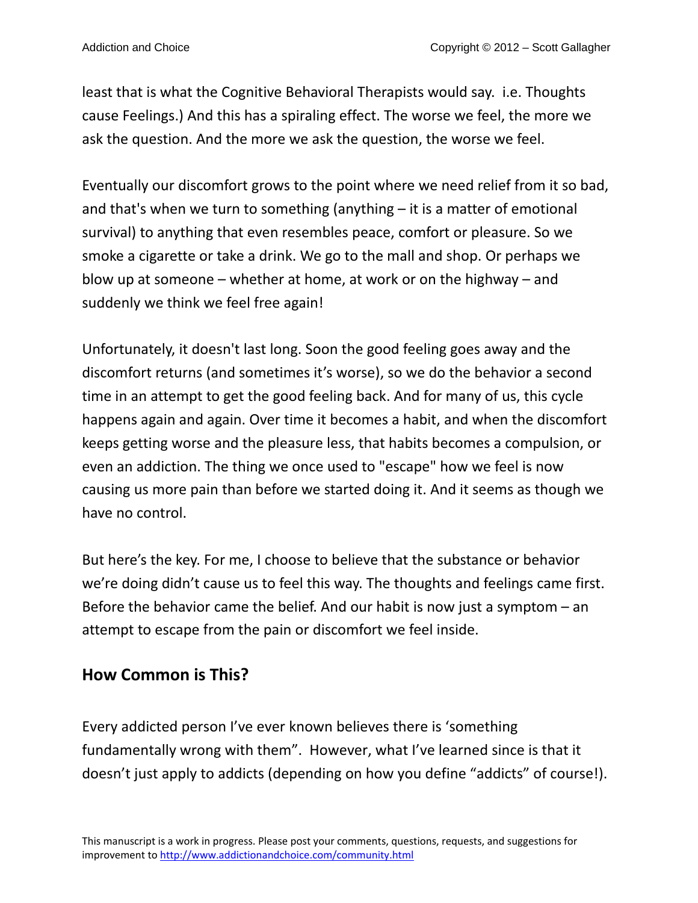least that is what the Cognitive Behavioral Therapists would say.  i.e. Thoughts cause Feelings.) And this has a spiraling effect. The worse we feel, the more we ask the question. And the more we ask the question, the worse we feel.

Eventually our discomfort grows to the point where we need relief from it so bad, and that's when we turn to something (anything – it is a matter of emotional survival) to anything that even resembles peace, comfort or pleasure. So we smoke a cigarette or take a drink. We go to the mall and shop. Or perhaps we blow up at someone – whether at home, at work or on the highway – and suddenly we think we feel free again!

Unfortunately, it doesn't last long. Soon the good feeling goes away and the discomfort returns (and sometimes it's worse), so we do the behavior a second time in an attempt to get the good feeling back. And for many of us, this cycle happens again and again. Over time it becomes a habit, and when the discomfort keeps getting worse and the pleasure less, that habits becomes a compulsion, or even an addiction. The thing we once used to "escape" how we feel is now causing us more pain than before we started doing it. And it seems as though we have no control.

But here's the key. For me, I choose to believe that the substance or behavior we're doing didn't cause us to feel this way. The thoughts and feelings came first. Before the behavior came the belief. And our habit is now just a symptom – an attempt to escape from the pain or discomfort we feel inside.

## How Common is This?

Every addicted person I've ever known believes there is 'something fundamentally wrong with them". However, what I've learned since is that it doesn't just apply to addicts (depending on how you define "addicts" of course!).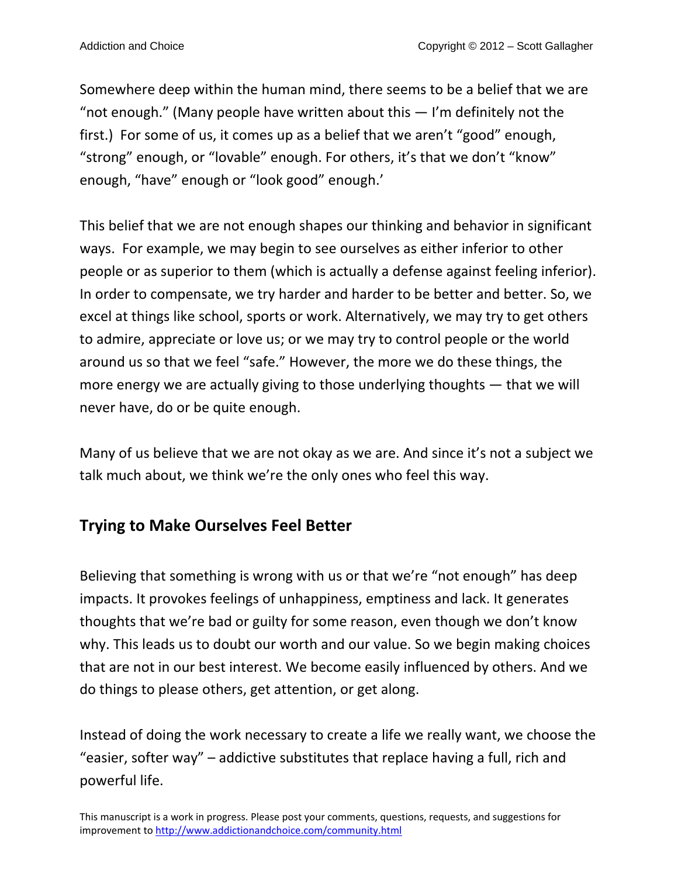Somewhere deep within the human mind, there seems to be a belief that we are "not enough." (Many people have written about this — I'm definitely not the first.) For some of us, it comes up as a belief that we aren't "good" enough, "strong" enough, or "lovable" enough. For others, it's that we don't "know" enough, "have" enough or "look good" enough.'

This belief that we are not enough shapes our thinking and behavior in significant ways. For example, we may begin to see ourselves as either inferior to other people or as superior to them (which is actually a defense against feeling inferior). In order to compensate, we try harder and harder to be better and better. So, we excel at things like school, sports or work. Alternatively, we may try to get others to admire, appreciate or love us; or we may try to control people or the world around us so that we feel "safe." However, the more we do these things, the more energy we are actually giving to those underlying thoughts — that we will never have, do or be quite enough.

Many of us believe that we are not okay as we are. And since it's not a subject we talk much about, we think we're the only ones who feel this way.

## Trying to Make Ourselves Feel Better

Believing that something is wrong with us or that we're "not enough" has deep impacts. It provokes feelings of unhappiness, emptiness and lack. It generates thoughts that we're bad or guilty for some reason, even though we don't know why. This leads us to doubt our worth and our value. So we begin making choices that are not in our best interest. We become easily influenced by others. And we do things to please others, get attention, or get along.

Instead of doing the work necessary to create a life we really want, we choose the "easier, softer way" – addictive substitutes that replace having a full, rich and powerful life.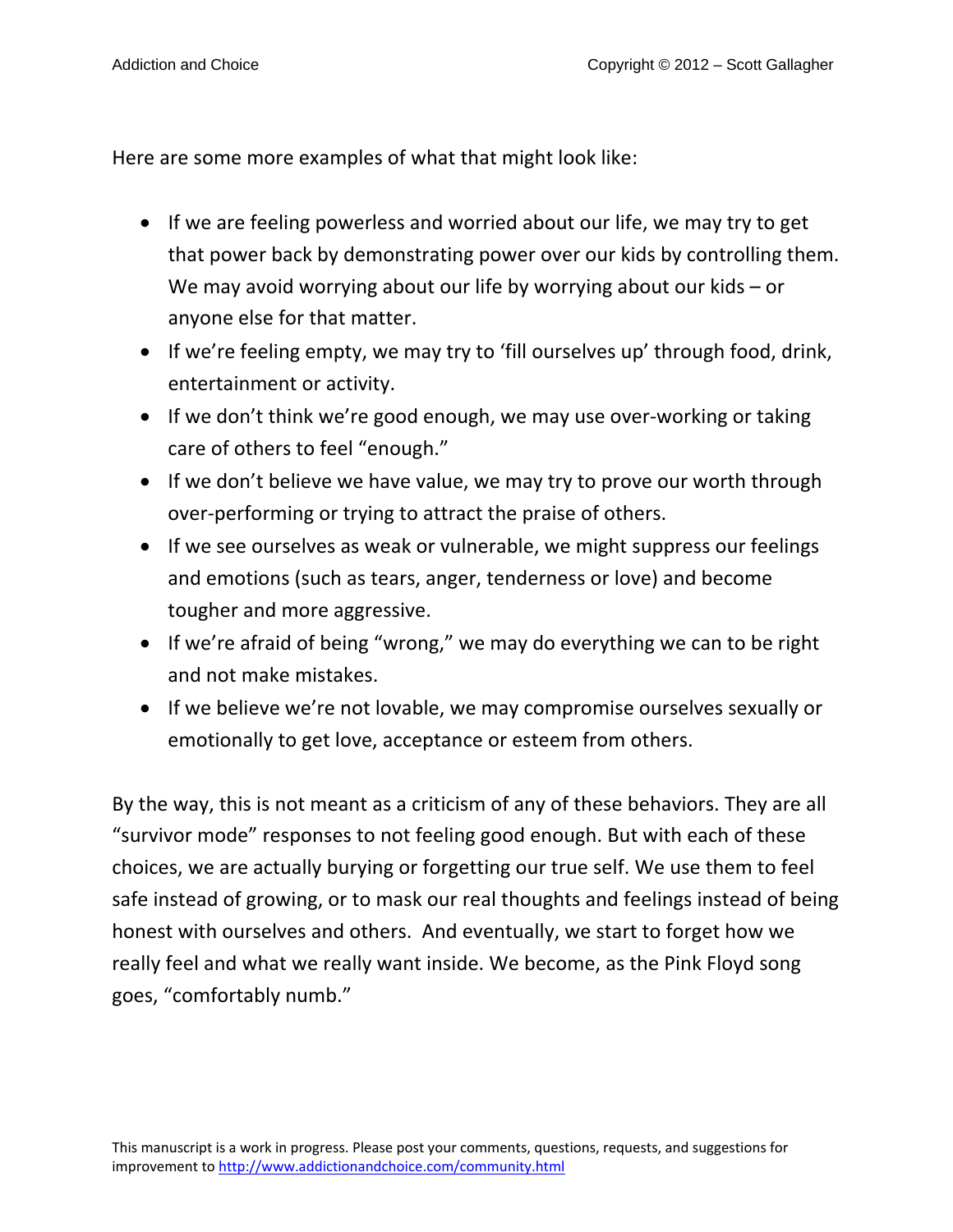Here are some more examples of what that might look like:

- If we are feeling powerless and worried about our life, we may try to get that power back by demonstrating power over our kids by controlling them. We may avoid worrying about our life by worrying about our kids – or anyone else for that matter.
- If we're feeling empty, we may try to 'fill ourselves up' through food, drink, entertainment or activity.
- If we don't think we're good enough, we may use over-working or taking care of others to feel "enough."
- If we don't believe we have value, we may try to prove our worth through over-performing or trying to attract the praise of others.
- If we see ourselves as weak or vulnerable, we might suppress our feelings and emotions (such as tears, anger, tenderness or love) and become tougher and more aggressive.
- If we're afraid of being "wrong," we may do everything we can to be right and not make mistakes.
- If we believe we're not lovable, we may compromise ourselves sexually or emotionally to get love, acceptance or esteem from others.

By the way, this is not meant as a criticism of any of these behaviors. They are all "survivor mode" responses to not feeling good enough. But with each of these choices, we are actually burying or forgetting our true self. We use them to feel safe instead of growing, or to mask our real thoughts and feelings instead of being honest with ourselves and others. And eventually, we start to forget how we really feel and what we really want inside. We become, as the Pink Floyd song goes, "comfortably numb."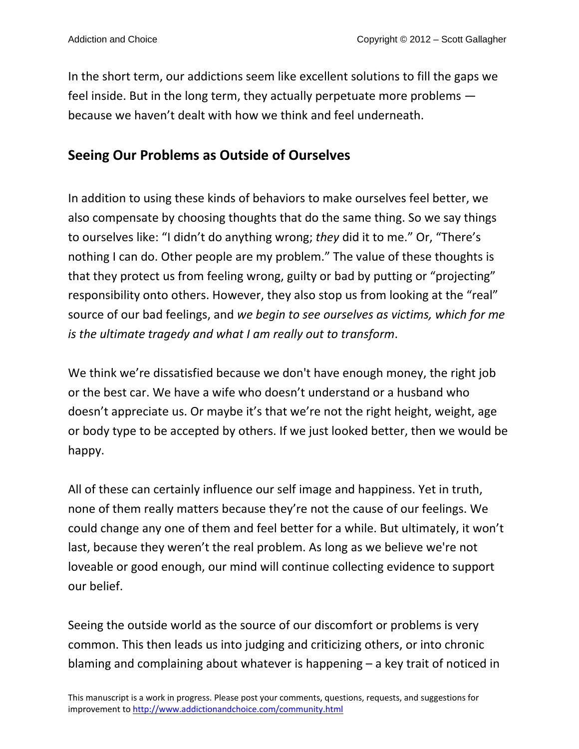In the short term, our addictions seem like excellent solutions to fill the gaps we feel inside. But in the long term, they actually perpetuate more problems — because we haven't dealt with how we think and feel underneath.

## Seeing Our Problems as Outside of Ourselves

In addition to using these kinds of behaviors to make ourselves feel better, we also compensate by choosing thoughts that do the same thing. So we say things to ourselves like: "I didn't do anything wrong; *they* did it to me." Or, "There's nothing I can do. Other people are my problem." The value of these thoughts is that they protect us from feeling wrong, guilty or bad by putting or "projecting" responsibility onto others. However, they also stop us from looking at the "real" source of our bad feelings, and *we begin to see ourselves as victims, which for me is the ultimate tragedy and what I am really out to transform*.

We think we're dissatisfied because we don't have enough money, the right job or the best car. We have a wife who doesn't understand or a husband who doesn't appreciate us. Or maybe it's that we're not the right height, weight, age or body type to be accepted by others. If we just looked better, then we would be happy.

All of these can certainly influence our self image and happiness. Yet in truth, none of them really matters because they're not the cause of our feelings. We could change any one of them and feel better for a while. But ultimately, it won't last, because they weren't the real problem. As long as we believe we're not loveable or good enough, our mind will continue collecting evidence to support our belief.

Seeing the outside world as the source of our discomfort or problems is very common. This then leads us into judging and criticizing others, or into chronic blaming and complaining about whatever is happening – a key trait of noticed in

This manuscript is a work in progress. Please post your comments, questions, requests, and suggestions for improvement to http://www.addictionandchoice.com/community.html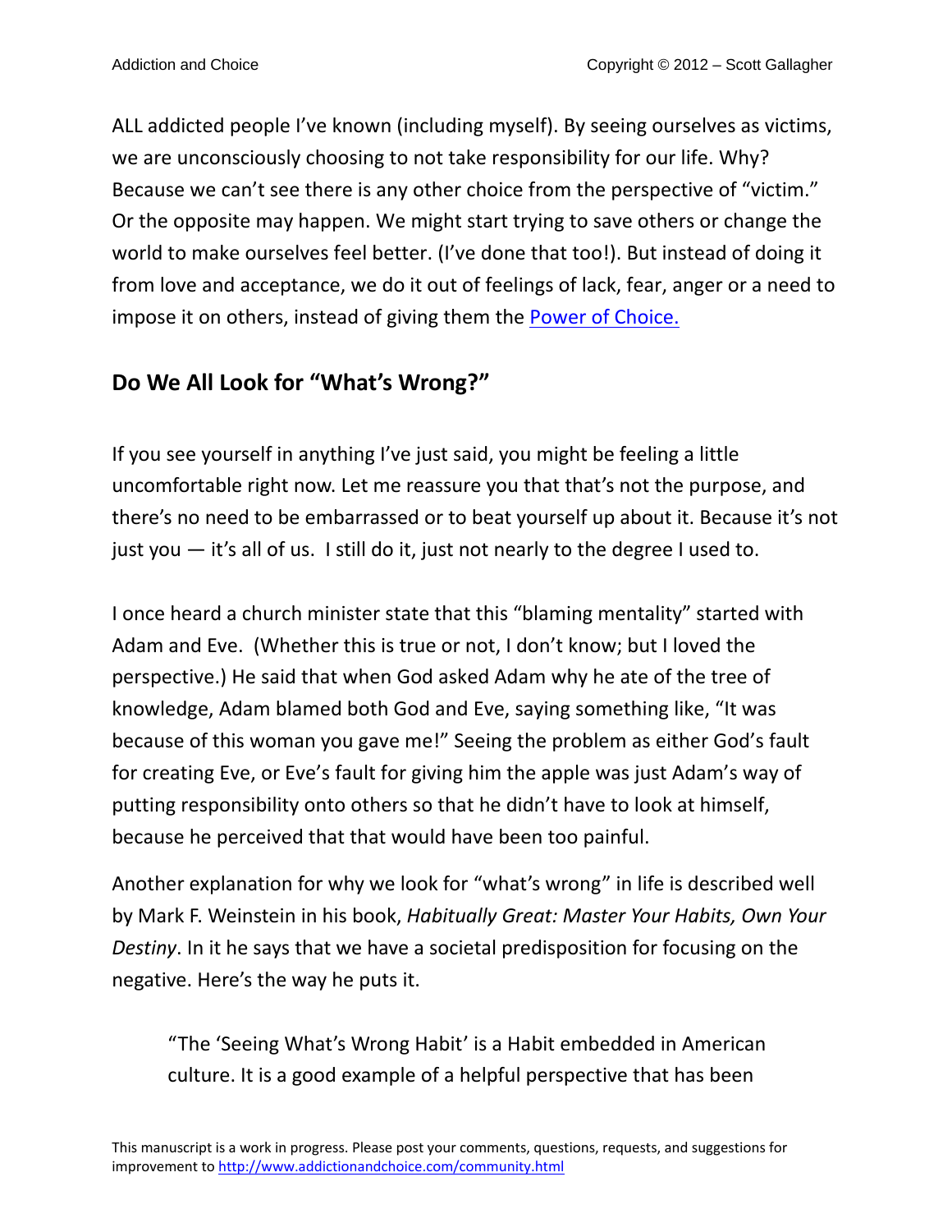ALL addicted people I've known (including myself). By seeing ourselves as victims, we are unconsciously choosing to not take responsibility for our life. Why? Because we can't see there is any other choice from the perspective of "victim." Or the opposite may happen. We might start trying to save others or change the world to make ourselves feel better. (I've done that too!). But instead of doing it from love and acceptance, we do it out of feelings of lack, fear, anger or a need to impose it on others, instead of giving them the [Power of Choice.](#)

## Do We All Look for "What's Wrong?"

If you see yourself in anything I've just said, you might be feeling a little uncomfortable right now. Let me reassure you that that's not the purpose, and there's no need to be embarrassed or to beat yourself up about it. Because it's not just you — it's all of us. I still do it, just not nearly to the degree I used to.

I once heard a church minister state that this "blaming mentality" started with Adam and Eve. (Whether this is true or not, I don't know; but I loved the perspective.) He said that when God asked Adam why he ate of the tree of knowledge, Adam blamed both God and Eve, saying something like, "It was because of this woman you gave me!" Seeing the problem as either God's fault for creating Eve, or Eve's fault for giving him the apple was just Adam's way of putting responsibility onto others so that he didn't have to look at himself, because he perceived that that would have been too painful.

Another explanation for why we look for "what's wrong" in life is described well by Mark F. Weinstein in his book, *Habitually Great: Master Your Habits, Own Your Destiny*. In it he says that we have a societal predisposition for focusing on the negative. Here's the way he puts it.

> "The 'Seeing What's Wrong Habit' is a Habit embedded in American culture. It is a good example of a helpful perspective that has been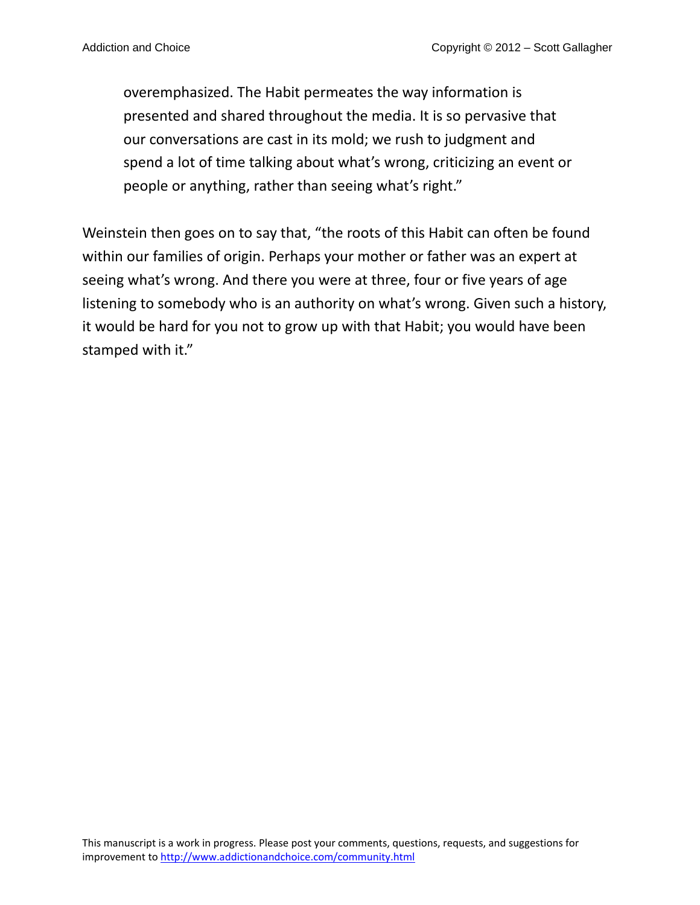> overemphasized. The Habit permeates the way information is presented and shared throughout the media. It is so pervasive that our conversations are cast in its mold; we rush to judgment and spend a lot of time talking about what's wrong, criticizing an event or people or anything, rather than seeing what's right."

Weinstein then goes on to say that, "the roots of this Habit can often be found within our families of origin. Perhaps your mother or father was an expert at seeing what's wrong. And there you were at three, four or five years of age listening to somebody who is an authority on what's wrong. Given such a history, it would be hard for you not to grow up with that Habit; you would have been stamped with it."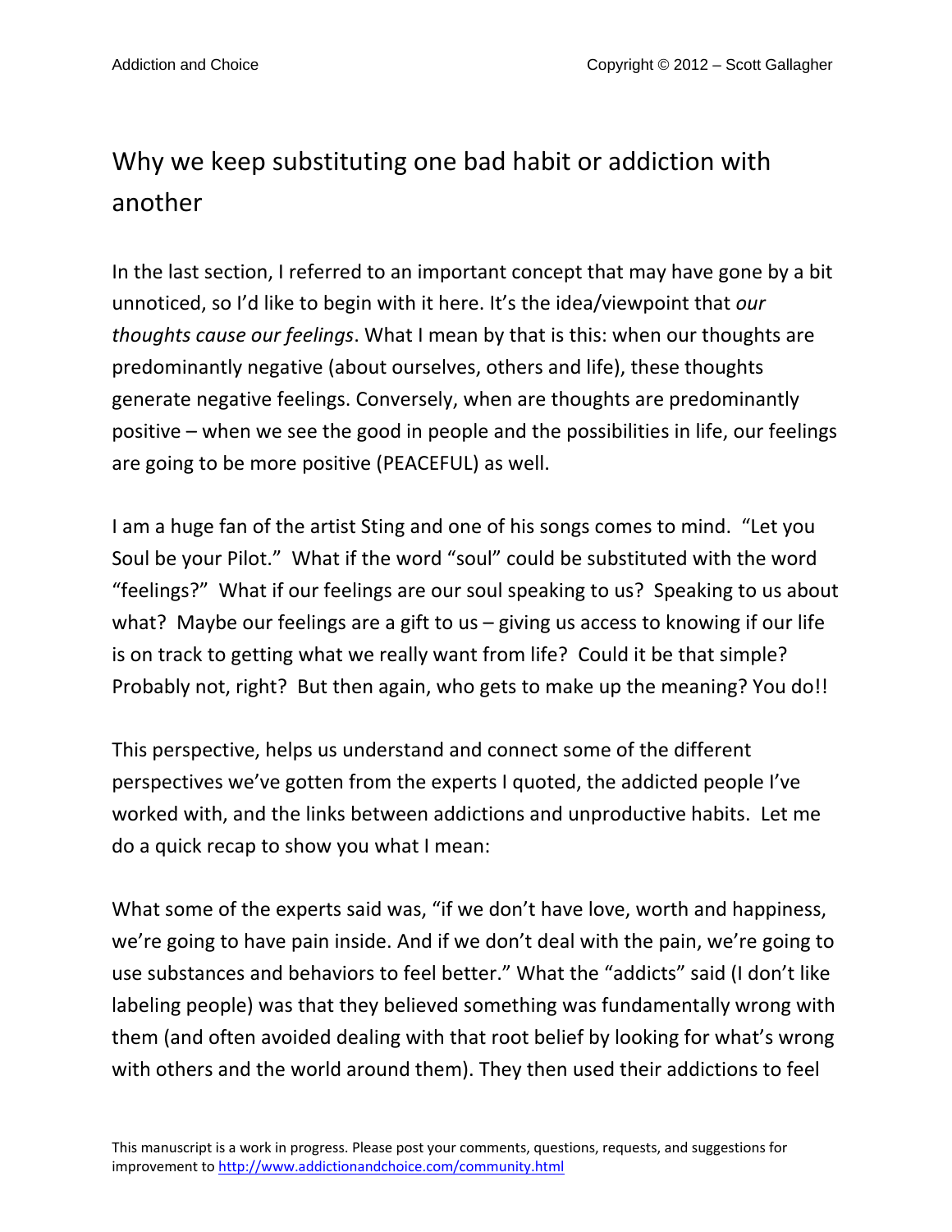## Why we keep substituting one bad habit or addiction with another

In the last section, I referred to an important concept that may have gone by a bit unnoticed, so I'd like to begin with it here. It's the idea/viewpoint that *our thoughts cause our feelings*. What I mean by that is this: when our thoughts are predominantly negative (about ourselves, others and life), these thoughts generate negative feelings. Conversely, when are thoughts are predominantly positive – when we see the good in people and the possibilities in life, our feelings are going to be more positive (PEACEFUL) as well.

I am a huge fan of the artist Sting and one of his songs comes to mind. "Let you Soul be your Pilot." What if the word "soul" could be substituted with the word "feelings?" What if our feelings are our soul speaking to us? Speaking to us about what? Maybe our feelings are a gift to us – giving us access to knowing if our life is on track to getting what we really want from life? Could it be that simple? Probably not, right? But then again, who gets to make up the meaning? You do!!

This perspective, helps us understand and connect some of the different perspectives we've gotten from the experts I quoted, the addicted people I've worked with, and the links between addictions and unproductive habits. Let me do a quick recap to show you what I mean:

What some of the experts said was, "if we don't have love, worth and happiness, we're going to have pain inside. And if we don't deal with the pain, we're going to use substances and behaviors to feel better." What the "addicts" said (I don't like labeling people) was that they believed something was fundamentally wrong with them (and often avoided dealing with that root belief by looking for what's wrong with others and the world around them). They then used their addictions to feel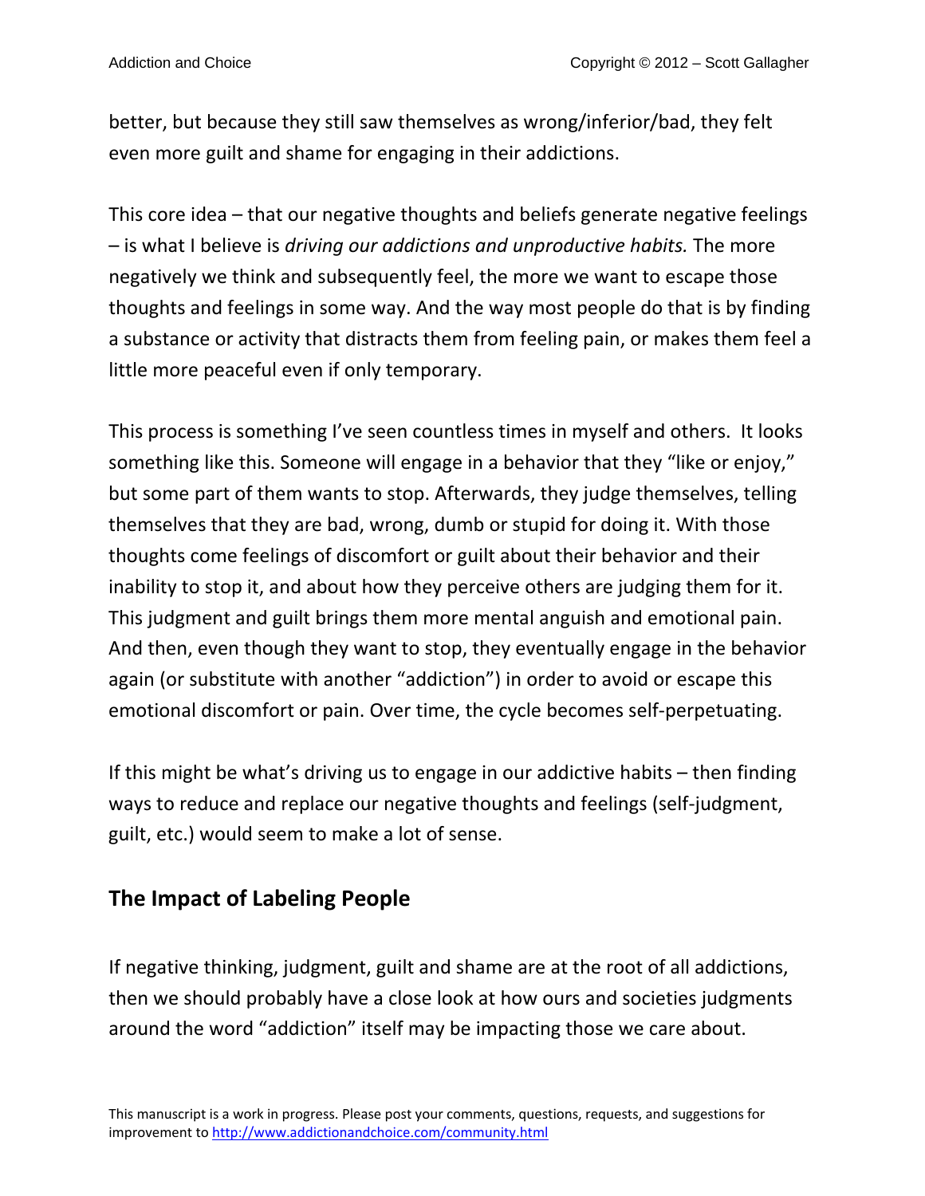better, but because they still saw themselves as wrong/inferior/bad, they felt even more guilt and shame for engaging in their addictions.

This core idea – that our negative thoughts and beliefs generate negative feelings – is what I believe is *driving our addictions and unproductive habits.* The more negatively we think and subsequently feel, the more we want to escape those thoughts and feelings in some way. And the way most people do that is by finding a substance or activity that distracts them from feeling pain, or makes them feel a little more peaceful even if only temporary.

This process is something I've seen countless times in myself and others. It looks something like this. Someone will engage in a behavior that they "like or enjoy," but some part of them wants to stop. Afterwards, they judge themselves, telling themselves that they are bad, wrong, dumb or stupid for doing it. With those thoughts come feelings of discomfort or guilt about their behavior and their inability to stop it, and about how they perceive others are judging them for it. This judgment and guilt brings them more mental anguish and emotional pain. And then, even though they want to stop, they eventually engage in the behavior again (or substitute with another "addiction") in order to avoid or escape this emotional discomfort or pain. Over time, the cycle becomes self-perpetuating.

If this might be what's driving us to engage in our addictive habits – then finding ways to reduce and replace our negative thoughts and feelings (self-judgment, guilt, etc.) would seem to make a lot of sense.

## The Impact of Labeling People

If negative thinking, judgment, guilt and shame are at the root of all addictions, then we should probably have a close look at how ours and societies judgments around the word "addiction" itself may be impacting those we care about.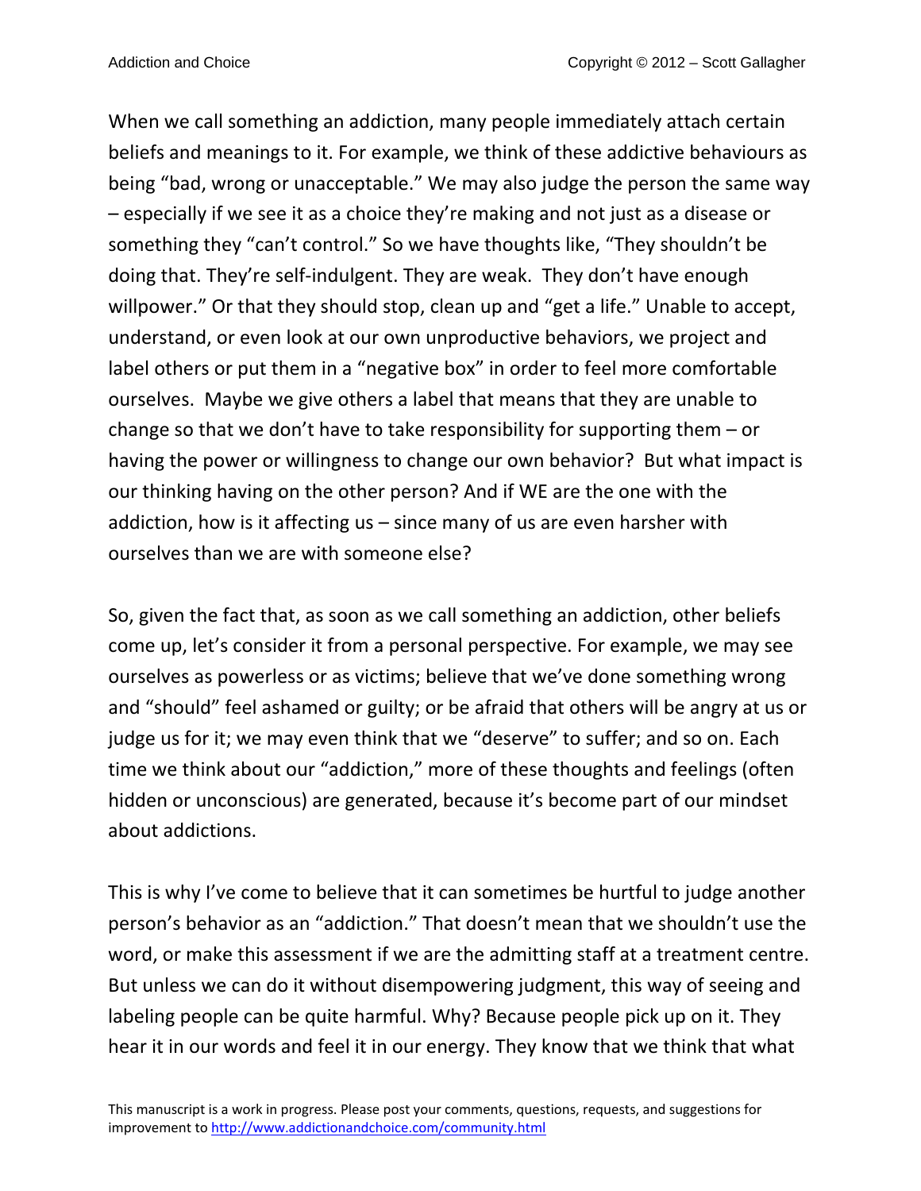When we call something an addiction, many people immediately attach certain beliefs and meanings to it. For example, we think of these addictive behaviours as being "bad, wrong or unacceptable." We may also judge the person the same way – especially if we see it as a choice they're making and not just as a disease or something they "can't control." So we have thoughts like, "They shouldn't be doing that. They're self-indulgent. They are weak. They don't have enough willpower." Or that they should stop, clean up and "get a life." Unable to accept, understand, or even look at our own unproductive behaviors, we project and label others or put them in a "negative box" in order to feel more comfortable ourselves. Maybe we give others a label that means that they are unable to change so that we don't have to take responsibility for supporting them – or having the power or willingness to change our own behavior? But what impact is our thinking having on the other person? And if WE are the one with the addiction, how is it affecting us – since many of us are even harsher with ourselves than we are with someone else?

So, given the fact that, as soon as we call something an addiction, other beliefs come up, let's consider it from a personal perspective. For example, we may see ourselves as powerless or as victims; believe that we've done something wrong and "should" feel ashamed or guilty; or be afraid that others will be angry at us or judge us for it; we may even think that we "deserve" to suffer; and so on. Each time we think about our "addiction," more of these thoughts and feelings (often hidden or unconscious) are generated, because it's become part of our mindset about addictions.

This is why I've come to believe that it can sometimes be hurtful to judge another person's behavior as an "addiction." That doesn't mean that we shouldn't use the word, or make this assessment if we are the admitting staff at a treatment centre. But unless we can do it without disempowering judgment, this way of seeing and labeling people can be quite harmful. Why? Because people pick up on it. They hear it in our words and feel it in our energy. They know that we think that what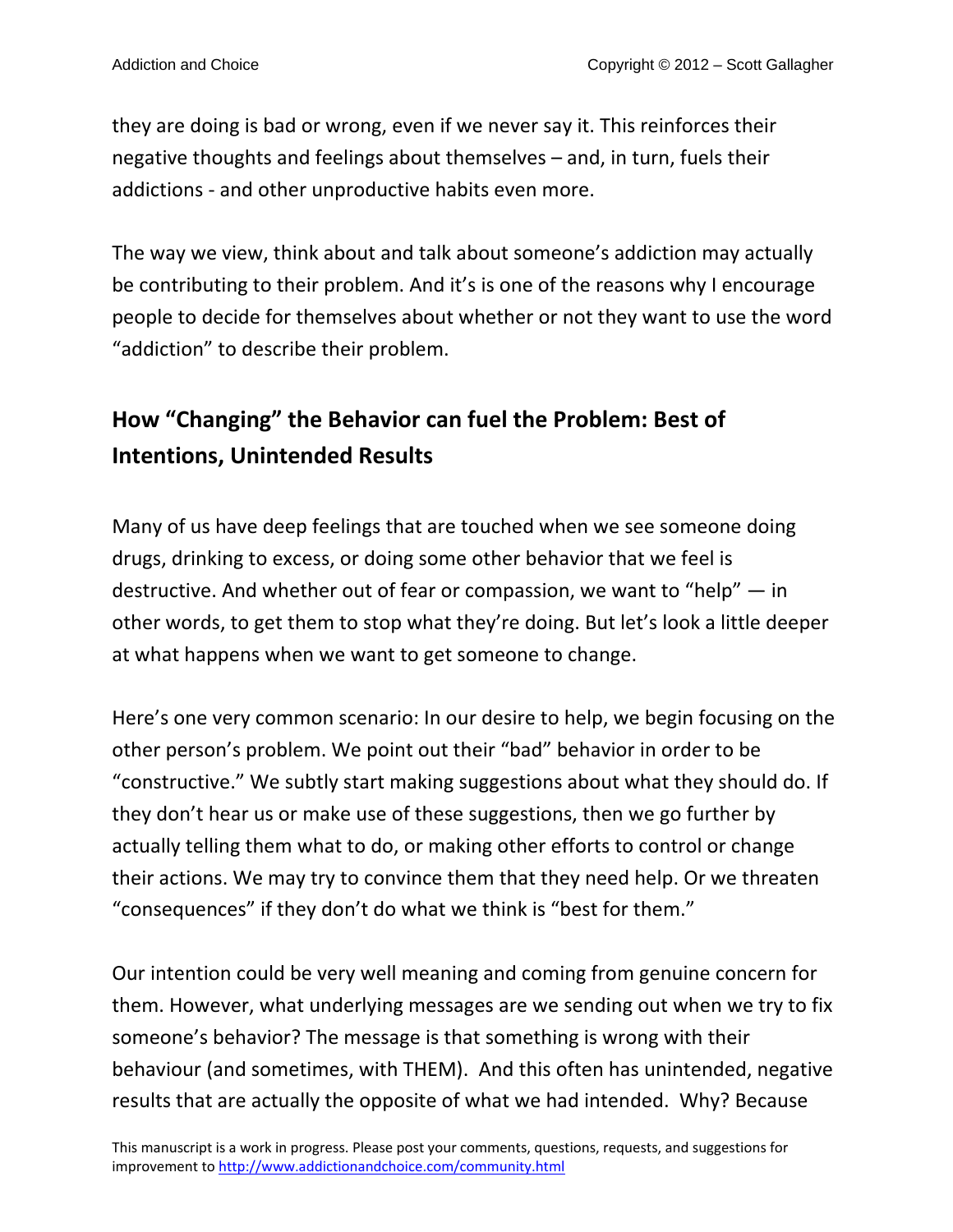they are doing is bad or wrong, even if we never say it. This reinforces their negative thoughts and feelings about themselves – and, in turn, fuels their addictions - and other unproductive habits even more.

The way we view, think about and talk about someone's addiction may actually be contributing to their problem. And it's is one of the reasons why I encourage people to decide for themselves about whether or not they want to use the word "addiction" to describe their problem.

## How "Changing" the Behavior can fuel the Problem: Best of Intentions, Unintended Results

Many of us have deep feelings that are touched when we see someone doing drugs, drinking to excess, or doing some other behavior that we feel is destructive. And whether out of fear or compassion, we want to "help" — in other words, to get them to stop what they're doing. But let's look a little deeper at what happens when we want to get someone to change.

Here's one very common scenario: In our desire to help, we begin focusing on the other person's problem. We point out their "bad" behavior in order to be "constructive." We subtly start making suggestions about what they should do. If they don't hear us or make use of these suggestions, then we go further by actually telling them what to do, or making other efforts to control or change their actions. We may try to convince them that they need help. Or we threaten "consequences" if they don't do what we think is "best for them."

Our intention could be very well meaning and coming from genuine concern for them. However, what underlying messages are we sending out when we try to fix someone's behavior? The message is that something is wrong with their behaviour (and sometimes, with THEM). And this often has unintended, negative results that are actually the opposite of what we had intended. Why? Because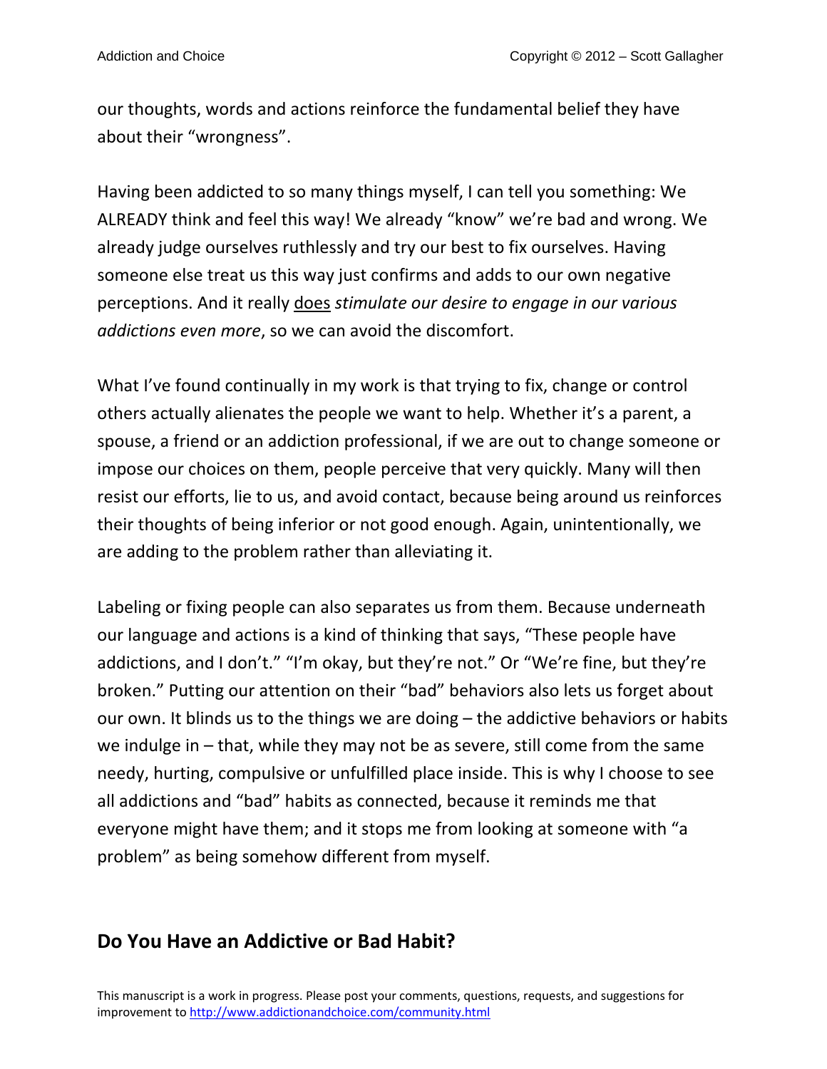our thoughts, words and actions reinforce the fundamental belief they have about their "wrongness".

Having been addicted to so many things myself, I can tell you something: We ALREADY think and feel this way! We already "know" we're bad and wrong. We already judge ourselves ruthlessly and try our best to fix ourselves. Having someone else treat us this way just confirms and adds to our own negative perceptions. And it really <u>does</u> *stimulate our desire to engage in our various addictions even more*, so we can avoid the discomfort.

What I've found continually in my work is that trying to fix, change or control others actually alienates the people we want to help. Whether it's a parent, a spouse, a friend or an addiction professional, if we are out to change someone or impose our choices on them, people perceive that very quickly. Many will then resist our efforts, lie to us, and avoid contact, because being around us reinforces their thoughts of being inferior or not good enough. Again, unintentionally, we are adding to the problem rather than alleviating it.

Labeling or fixing people can also separates us from them. Because underneath our language and actions is a kind of thinking that says, "These people have addictions, and I don't." "I'm okay, but they're not." Or "We're fine, but they're broken." Putting our attention on their "bad" behaviors also lets us forget about our own. It blinds us to the things we are doing – the addictive behaviors or habits we indulge in – that, while they may not be as severe, still come from the same needy, hurting, compulsive or unfulfilled place inside. This is why I choose to see all addictions and "bad" habits as connected, because it reminds me that everyone might have them; and it stops me from looking at someone with "a problem" as being somehow different from myself.

## Do You Have an Addictive or Bad Habit?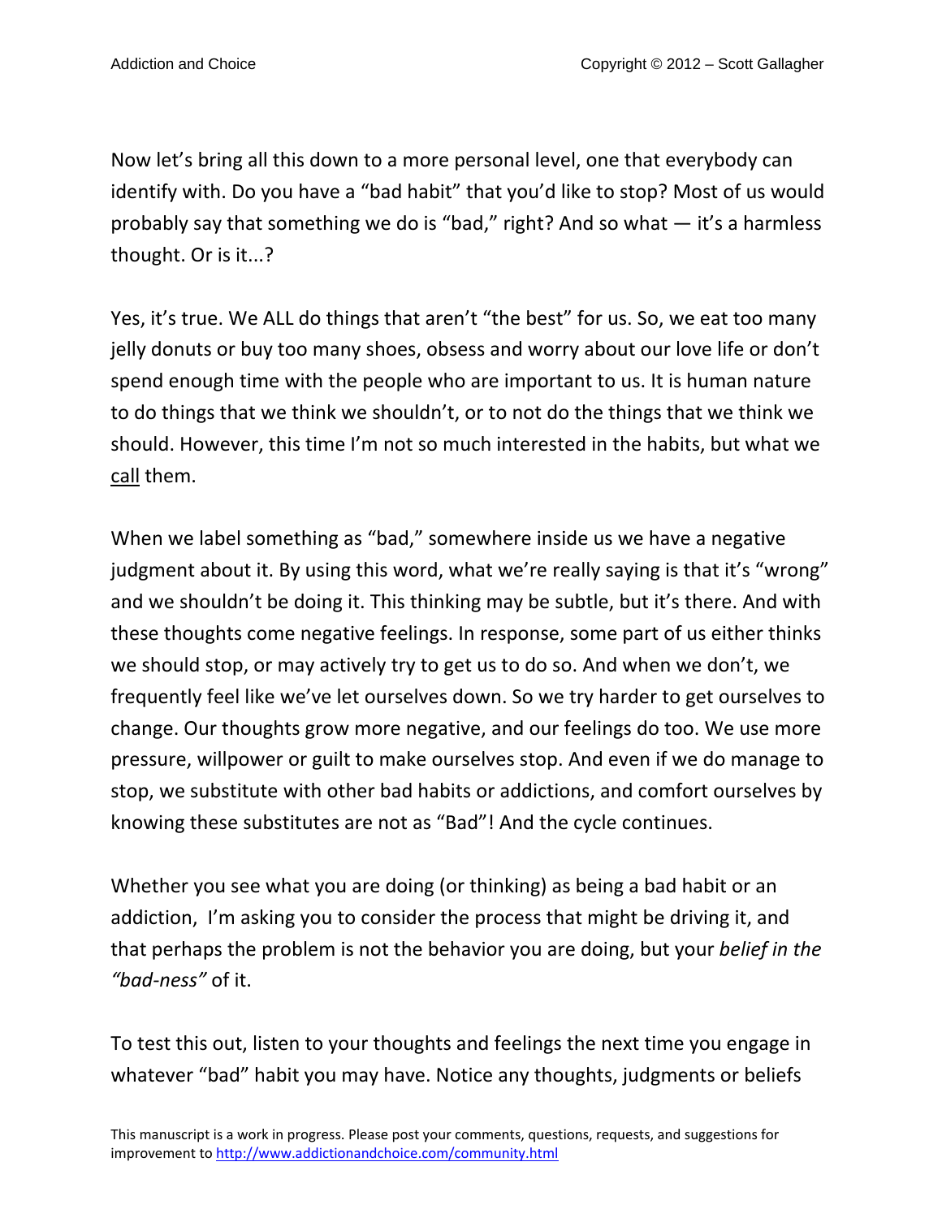Now let's bring all this down to a more personal level, one that everybody can identify with. Do you have a "bad habit" that you'd like to stop? Most of us would probably say that something we do is "bad," right? And so what — it's a harmless thought. Or is it...?

Yes, it's true. We ALL do things that aren't "the best" for us. So, we eat too many jelly donuts or buy too many shoes, obsess and worry about our love life or don't spend enough time with the people who are important to us. It is human nature to do things that we think we shouldn't, or to not do the things that we think we should. However, this time I'm not so much interested in the habits, but what we <u>call</u> them.

When we label something as "bad," somewhere inside us we have a negative judgment about it. By using this word, what we're really saying is that it's "wrong" and we shouldn't be doing it. This thinking may be subtle, but it's there. And with these thoughts come negative feelings. In response, some part of us either thinks we should stop, or may actively try to get us to do so. And when we don't, we frequently feel like we've let ourselves down. So we try harder to get ourselves to change. Our thoughts grow more negative, and our feelings do too. We use more pressure, willpower or guilt to make ourselves stop. And even if we do manage to stop, we substitute with other bad habits or addictions, and comfort ourselves by knowing these substitutes are not as "Bad"! And the cycle continues.

Whether you see what you are doing (or thinking) as being a bad habit or an addiction, I'm asking you to consider the process that might be driving it, and that perhaps the problem is not the behavior you are doing, but your *belief in the "bad-ness"* of it.

To test this out, listen to your thoughts and feelings the next time you engage in whatever "bad" habit you may have. Notice any thoughts, judgments or beliefs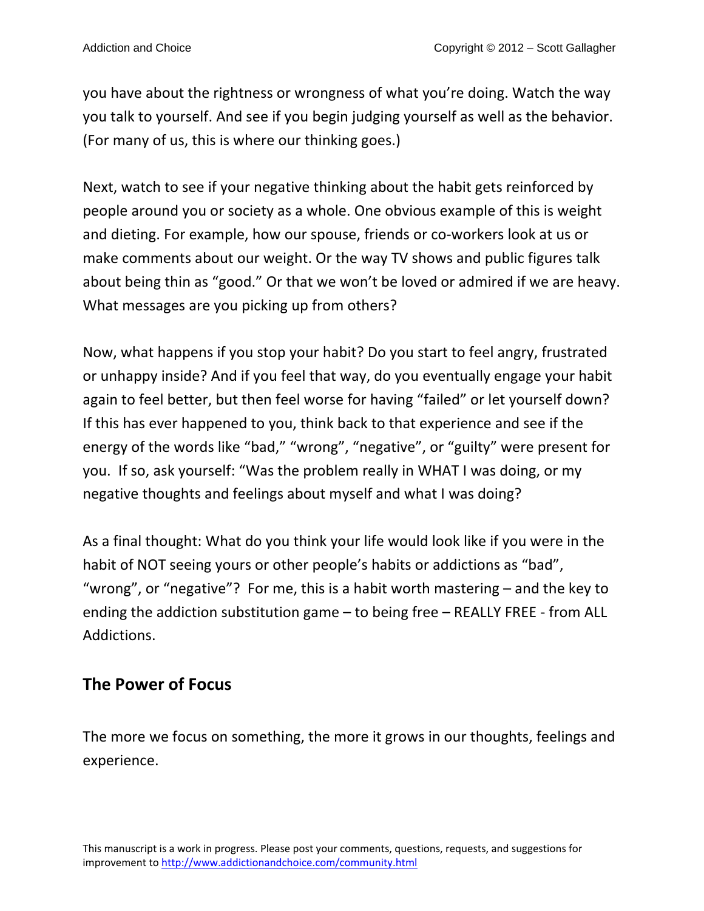you have about the rightness or wrongness of what you're doing. Watch the way you talk to yourself. And see if you begin judging yourself as well as the behavior. (For many of us, this is where our thinking goes.)

Next, watch to see if your negative thinking about the habit gets reinforced by people around you or society as a whole. One obvious example of this is weight and dieting. For example, how our spouse, friends or co-workers look at us or make comments about our weight. Or the way TV shows and public figures talk about being thin as "good." Or that we won't be loved or admired if we are heavy. What messages are you picking up from others?

Now, what happens if you stop your habit? Do you start to feel angry, frustrated or unhappy inside? And if you feel that way, do you eventually engage your habit again to feel better, but then feel worse for having "failed" or let yourself down? If this has ever happened to you, think back to that experience and see if the energy of the words like "bad," "wrong", "negative", or "guilty" were present for you. If so, ask yourself: "Was the problem really in WHAT I was doing, or my negative thoughts and feelings about myself and what I was doing?

As a final thought: What do you think your life would look like if you were in the habit of NOT seeing yours or other people's habits or addictions as "bad", "wrong", or "negative"? For me, this is a habit worth mastering – and the key to ending the addiction substitution game – to being free – REALLY FREE - from ALL Addictions.

## The Power of Focus

The more we focus on something, the more it grows in our thoughts, feelings and experience.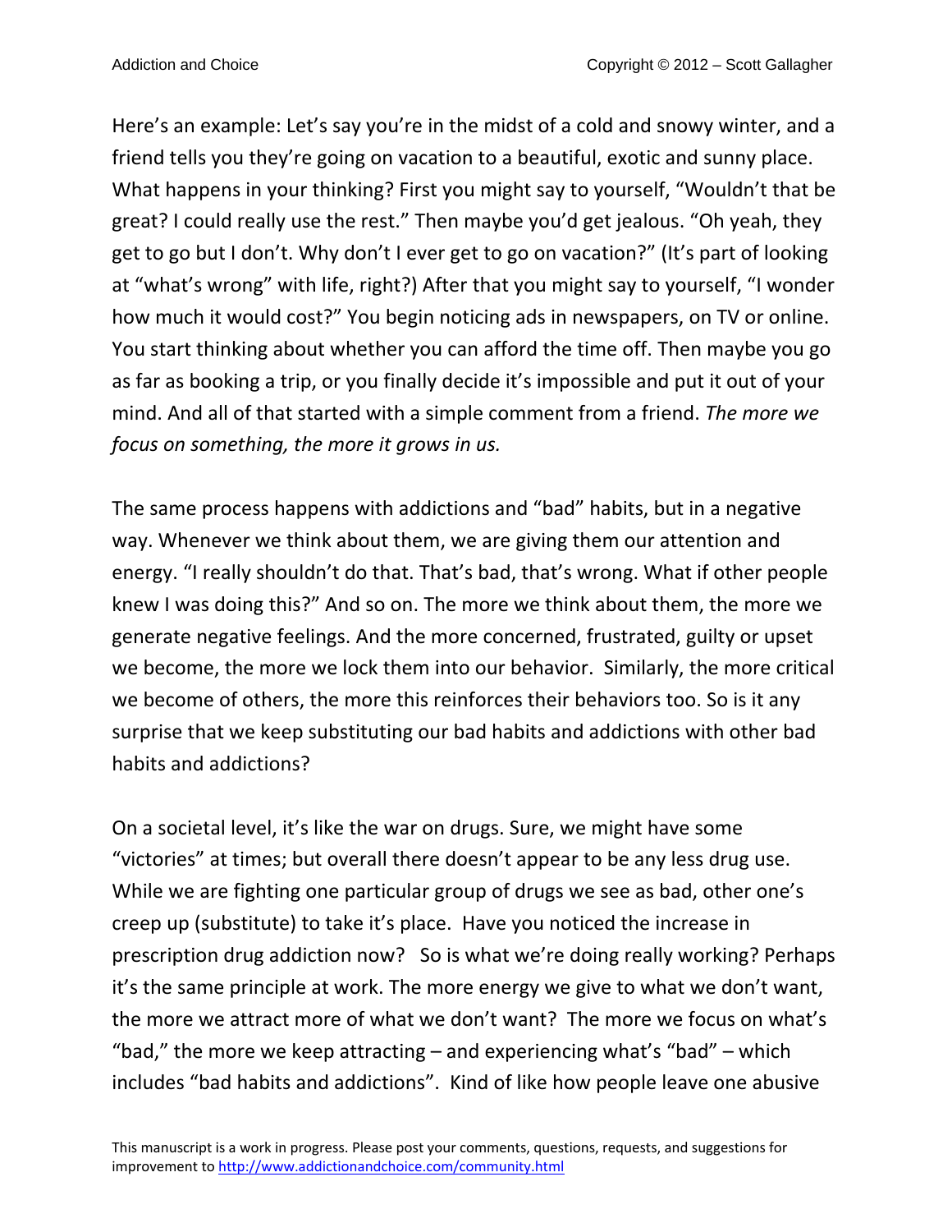Here's an example: Let's say you're in the midst of a cold and snowy winter, and a friend tells you they're going on vacation to a beautiful, exotic and sunny place. What happens in your thinking? First you might say to yourself, "Wouldn't that be great? I could really use the rest." Then maybe you'd get jealous. "Oh yeah, they get to go but I don't. Why don't I ever get to go on vacation?" (It's part of looking at "what's wrong" with life, right?) After that you might say to yourself, "I wonder how much it would cost?" You begin noticing ads in newspapers, on TV or online. You start thinking about whether you can afford the time off. Then maybe you go as far as booking a trip, or you finally decide it's impossible and put it out of your mind. And all of that started with a simple comment from a friend. *The more we focus on something, the more it grows in us.*

The same process happens with addictions and "bad" habits, but in a negative way. Whenever we think about them, we are giving them our attention and energy. "I really shouldn't do that. That's bad, that's wrong. What if other people knew I was doing this?" And so on. The more we think about them, the more we generate negative feelings. And the more concerned, frustrated, guilty or upset we become, the more we lock them into our behavior. Similarly, the more critical we become of others, the more this reinforces their behaviors too. So is it any surprise that we keep substituting our bad habits and addictions with other bad habits and addictions?

On a societal level, it's like the war on drugs. Sure, we might have some "victories" at times; but overall there doesn't appear to be any less drug use. While we are fighting one particular group of drugs we see as bad, other one's creep up (substitute) to take it's place. Have you noticed the increase in prescription drug addiction now? So is what we're doing really working? Perhaps it's the same principle at work. The more energy we give to what we don't want, the more we attract more of what we don't want? The more we focus on what's "bad," the more we keep attracting – and experiencing what's "bad" – which includes "bad habits and addictions". Kind of like how people leave one abusive

This manuscript is a work in progress. Please post your comments, questions, requests, and suggestions for improvement to http://www.addictionandchoice.com/community.html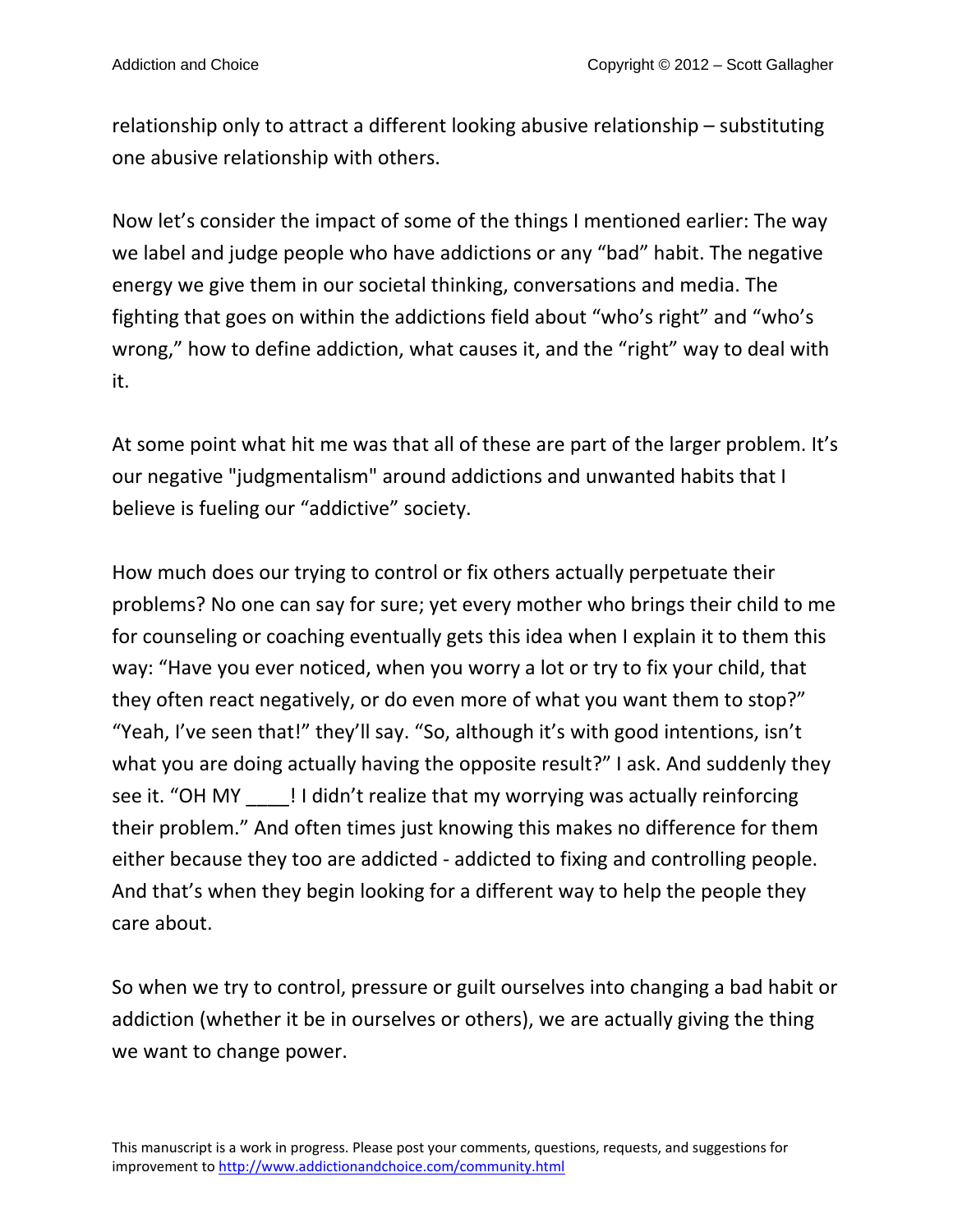relationship only to attract a different looking abusive relationship – substituting one abusive relationship with others.

Now let's consider the impact of some of the things I mentioned earlier: The way we label and judge people who have addictions or any "bad" habit. The negative energy we give them in our societal thinking, conversations and media. The fighting that goes on within the addictions field about "who's right" and "who's wrong," how to define addiction, what causes it, and the "right" way to deal with it.

At some point what hit me was that all of these are part of the larger problem. It's our negative "judgmentalism" around addictions and unwanted habits that I believe is fueling our "addictive" society.

How much does our trying to control or fix others actually perpetuate their problems? No one can say for sure; yet every mother who brings their child to me for counseling or coaching eventually gets this idea when I explain it to them this way: "Have you ever noticed, when you worry a lot or try to fix your child, that they often react negatively, or do even more of what you want them to stop?" "Yeah, I've seen that!" they'll say. "So, although it's with good intentions, isn't what you are doing actually having the opposite result?" I ask. And suddenly they see it. "OH MY ____! I didn't realize that my worrying was actually reinforcing their problem." And often times just knowing this makes no difference for them either because they too are addicted - addicted to fixing and controlling people. And that's when they begin looking for a different way to help the people they care about.

So when we try to control, pressure or guilt ourselves into changing a bad habit or addiction (whether it be in ourselves or others), we are actually giving the thing we want to change power.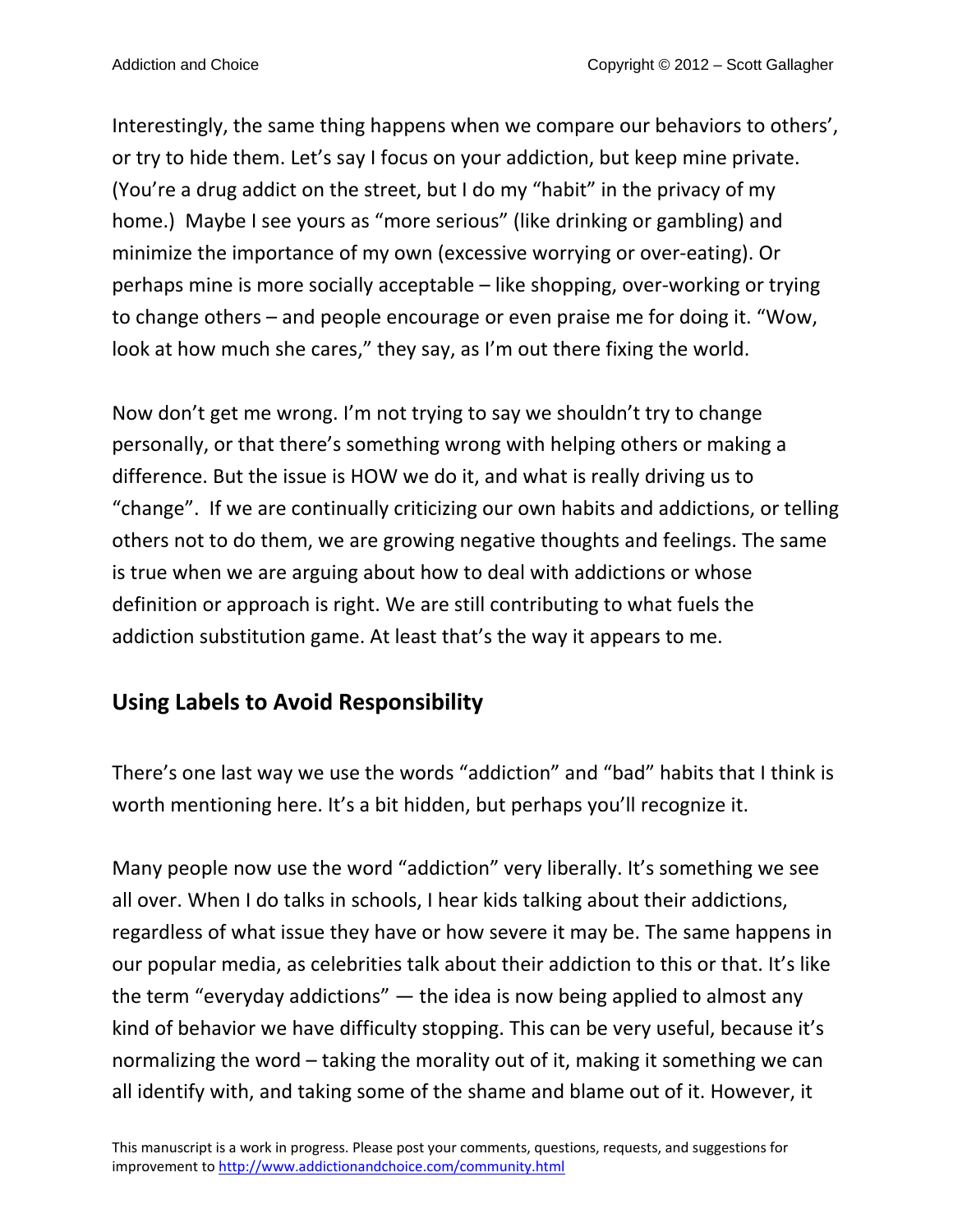Interestingly, the same thing happens when we compare our behaviors to others', or try to hide them. Let's say I focus on your addiction, but keep mine private. (You're a drug addict on the street, but I do my "habit" in the privacy of my home.) Maybe I see yours as "more serious" (like drinking or gambling) and minimize the importance of my own (excessive worrying or over-eating). Or perhaps mine is more socially acceptable – like shopping, over-working or trying to change others – and people encourage or even praise me for doing it. "Wow, look at how much she cares," they say, as I'm out there fixing the world.

Now don't get me wrong. I'm not trying to say we shouldn't try to change personally, or that there's something wrong with helping others or making a difference. But the issue is HOW we do it, and what is really driving us to "change". If we are continually criticizing our own habits and addictions, or telling others not to do them, we are growing negative thoughts and feelings. The same is true when we are arguing about how to deal with addictions or whose definition or approach is right. We are still contributing to what fuels the addiction substitution game. At least that's the way it appears to me.

## Using Labels to Avoid Responsibility

There's one last way we use the words "addiction" and "bad" habits that I think is worth mentioning here. It's a bit hidden, but perhaps you'll recognize it.

Many people now use the word "addiction" very liberally. It's something we see all over. When I do talks in schools, I hear kids talking about their addictions, regardless of what issue they have or how severe it may be. The same happens in our popular media, as celebrities talk about their addiction to this or that. It's like the term "everyday addictions" — the idea is now being applied to almost any kind of behavior we have difficulty stopping. This can be very useful, because it's normalizing the word – taking the morality out of it, making it something we can all identify with, and taking some of the shame and blame out of it. However, it

This manuscript is a work in progress. Please post your comments, questions, requests, and suggestions for improvement to http://www.addictionandchoice.com/community.html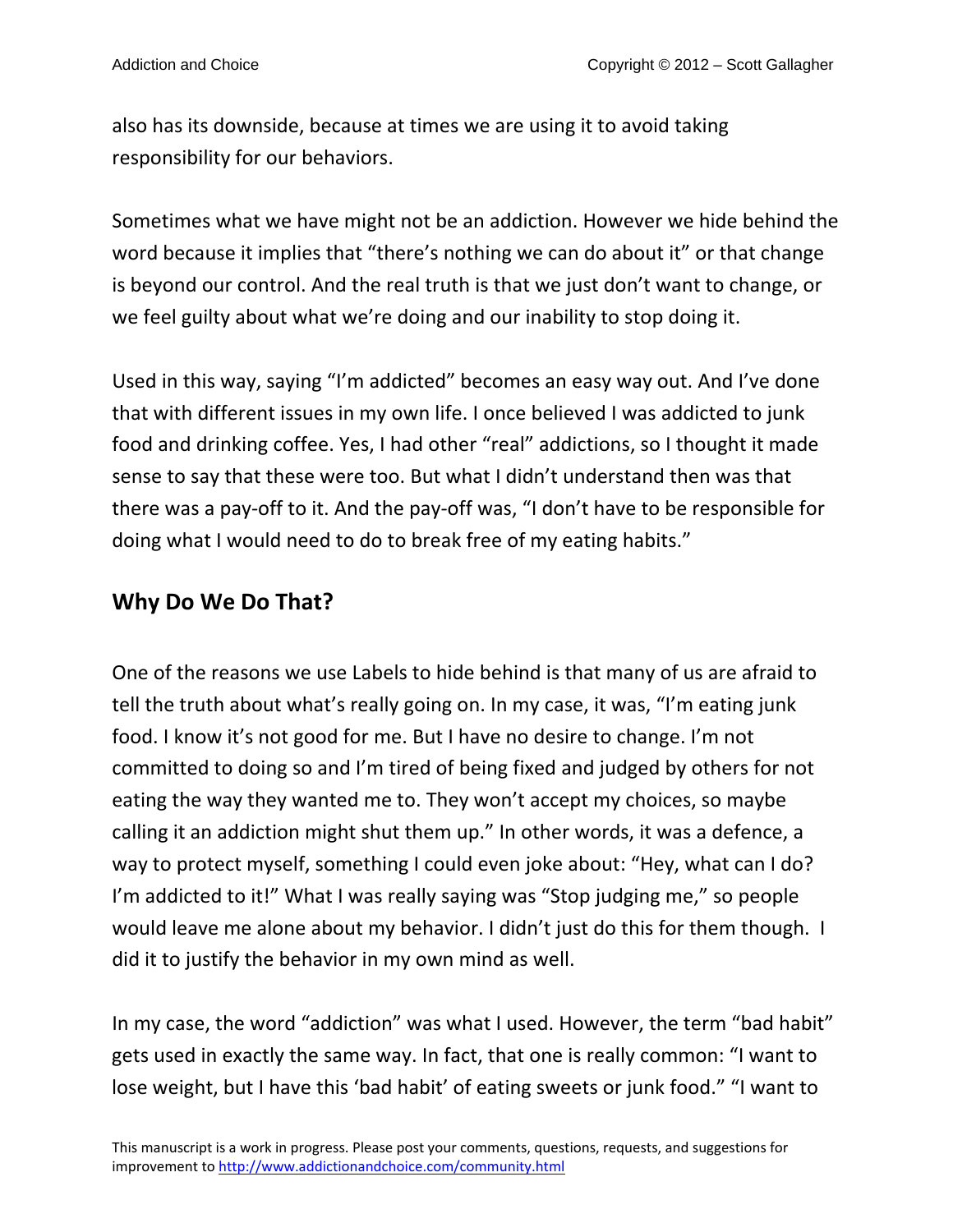also has its downside, because at times we are using it to avoid taking responsibility for our behaviors.

Sometimes what we have might not be an addiction. However we hide behind the word because it implies that "there's nothing we can do about it" or that change is beyond our control. And the real truth is that we just don't want to change, or we feel guilty about what we're doing and our inability to stop doing it.

Used in this way, saying "I'm addicted" becomes an easy way out. And I've done that with different issues in my own life. I once believed I was addicted to junk food and drinking coffee. Yes, I had other "real" addictions, so I thought it made sense to say that these were too. But what I didn't understand then was that there was a pay-off to it. And the pay-off was, "I don't have to be responsible for doing what I would need to do to break free of my eating habits."

## Why Do We Do That?

One of the reasons we use Labels to hide behind is that many of us are afraid to tell the truth about what's really going on. In my case, it was, "I'm eating junk food. I know it's not good for me. But I have no desire to change. I'm not committed to doing so and I'm tired of being fixed and judged by others for not eating the way they wanted me to. They won't accept my choices, so maybe calling it an addiction might shut them up." In other words, it was a defence, a way to protect myself, something I could even joke about: "Hey, what can I do? I'm addicted to it!" What I was really saying was "Stop judging me," so people would leave me alone about my behavior. I didn't just do this for them though. I did it to justify the behavior in my own mind as well.

In my case, the word "addiction" was what I used. However, the term "bad habit" gets used in exactly the same way. In fact, that one is really common: "I want to lose weight, but I have this 'bad habit' of eating sweets or junk food." "I want to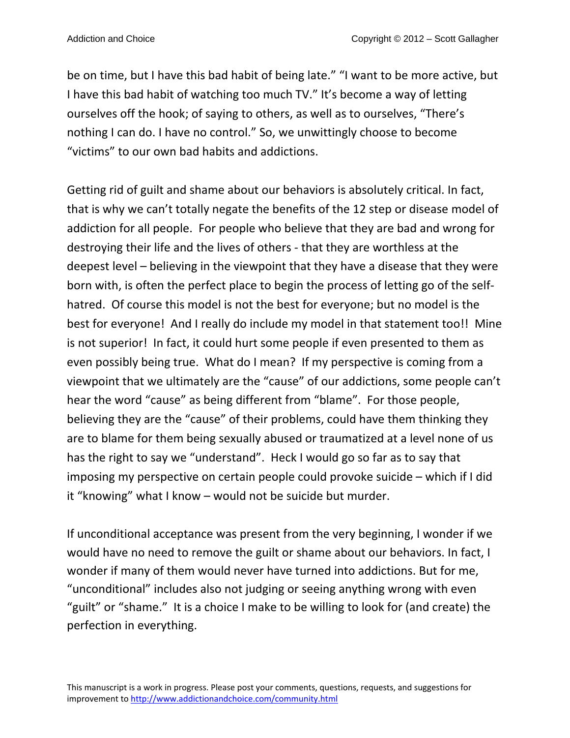be on time, but I have this bad habit of being late." "I want to be more active, but I have this bad habit of watching too much TV." It's become a way of letting ourselves off the hook; of saying to others, as well as to ourselves, "There's nothing I can do. I have no control." So, we unwittingly choose to become "victims" to our own bad habits and addictions.

Getting rid of guilt and shame about our behaviors is absolutely critical. In fact, that is why we can't totally negate the benefits of the 12 step or disease model of addiction for all people. For people who believe that they are bad and wrong for destroying their life and the lives of others - that they are worthless at the deepest level – believing in the viewpoint that they have a disease that they were born with, is often the perfect place to begin the process of letting go of the self-hatred. Of course this model is not the best for everyone; but no model is the best for everyone! And I really do include my model in that statement too!! Mine is not superior! In fact, it could hurt some people if even presented to them as even possibly being true. What do I mean? If my perspective is coming from a viewpoint that we ultimately are the "cause" of our addictions, some people can't hear the word "cause" as being different from "blame". For those people, believing they are the "cause" of their problems, could have them thinking they are to blame for them being sexually abused or traumatized at a level none of us has the right to say we "understand". Heck I would go so far as to say that imposing my perspective on certain people could provoke suicide – which if I did it "knowing" what I know – would not be suicide but murder.

If unconditional acceptance was present from the very beginning, I wonder if we would have no need to remove the guilt or shame about our behaviors. In fact, I wonder if many of them would never have turned into addictions. But for me, "unconditional" includes also not judging or seeing anything wrong with even "guilt" or "shame." It is a choice I make to be willing to look for (and create) the perfection in everything.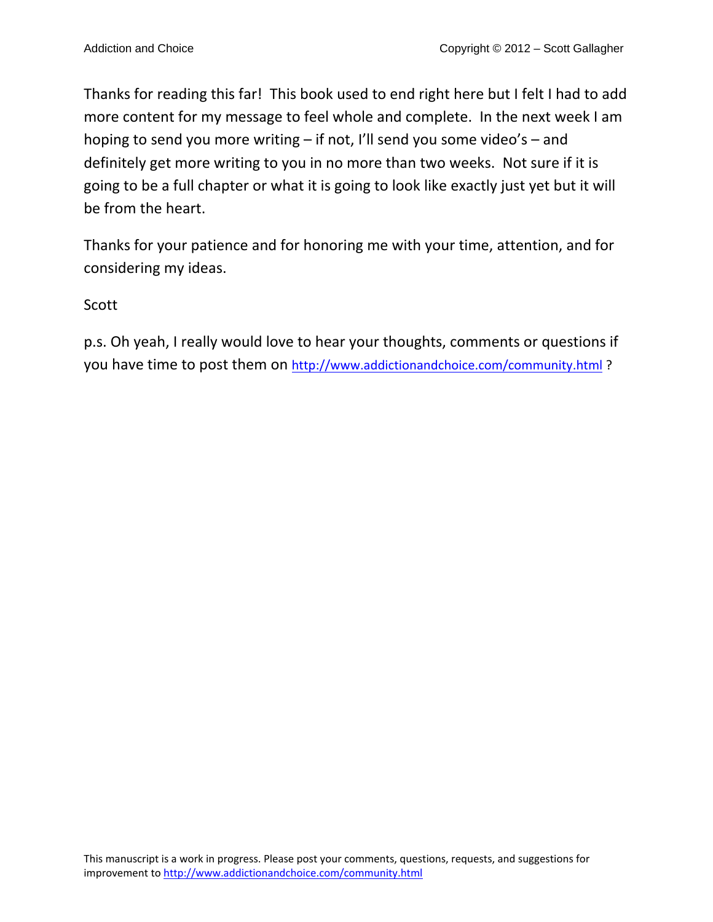Thanks for reading this far! This book used to end right here but I felt I had to add more content for my message to feel whole and complete. In the next week I am hoping to send you more writing – if not, I'll send you some video's – and definitely get more writing to you in no more than two weeks. Not sure if it is going to be a full chapter or what it is going to look like exactly just yet but it will be from the heart.

Thanks for your patience and for honoring me with your time, attention, and for considering my ideas.

Scott

p.s. Oh yeah, I really would love to hear your thoughts, comments or questions if you have time to post them on http://www.addictionandchoice.com/community.html ?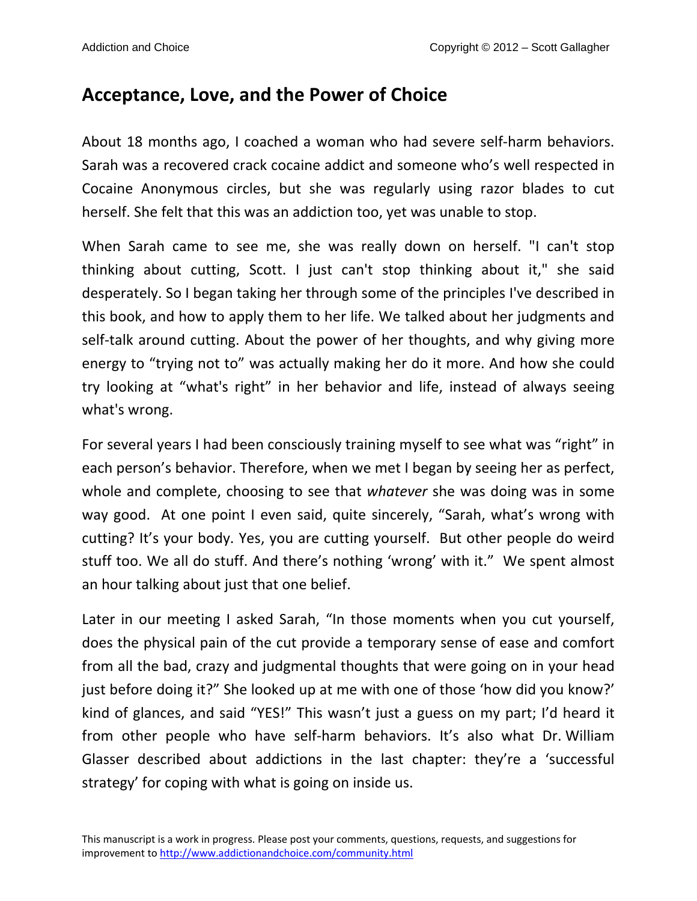## Acceptance, Love, and the Power of Choice

About 18 months ago, I coached a woman who had severe self-harm behaviors. Sarah was a recovered crack cocaine addict and someone who's well respected in Cocaine Anonymous circles, but she was regularly using razor blades to cut herself. She felt that this was an addiction too, yet was unable to stop.

When Sarah came to see me, she was really down on herself. "I can't stop thinking about cutting, Scott. I just can't stop thinking about it," she said desperately. So I began taking her through some of the principles I've described in this book, and how to apply them to her life. We talked about her judgments and self-talk around cutting. About the power of her thoughts, and why giving more energy to "trying not to" was actually making her do it more. And how she could try looking at "what's right" in her behavior and life, instead of always seeing what's wrong.

For several years I had been consciously training myself to see what was "right" in each person's behavior. Therefore, when we met I began by seeing her as perfect, whole and complete, choosing to see that *whatever* she was doing was in some way good. At one point I even said, quite sincerely, "Sarah, what's wrong with cutting? It's your body. Yes, you are cutting yourself. But other people do weird stuff too. We all do stuff. And there's nothing 'wrong' with it." We spent almost an hour talking about just that one belief.

Later in our meeting I asked Sarah, "In those moments when you cut yourself, does the physical pain of the cut provide a temporary sense of ease and comfort from all the bad, crazy and judgmental thoughts that were going on in your head just before doing it?" She looked up at me with one of those 'how did you know?' kind of glances, and said "YES!" This wasn't just a guess on my part; I'd heard it from other people who have self-harm behaviors. It's also what Dr. William Glasser described about addictions in the last chapter: they're a 'successful strategy' for coping with what is going on inside us.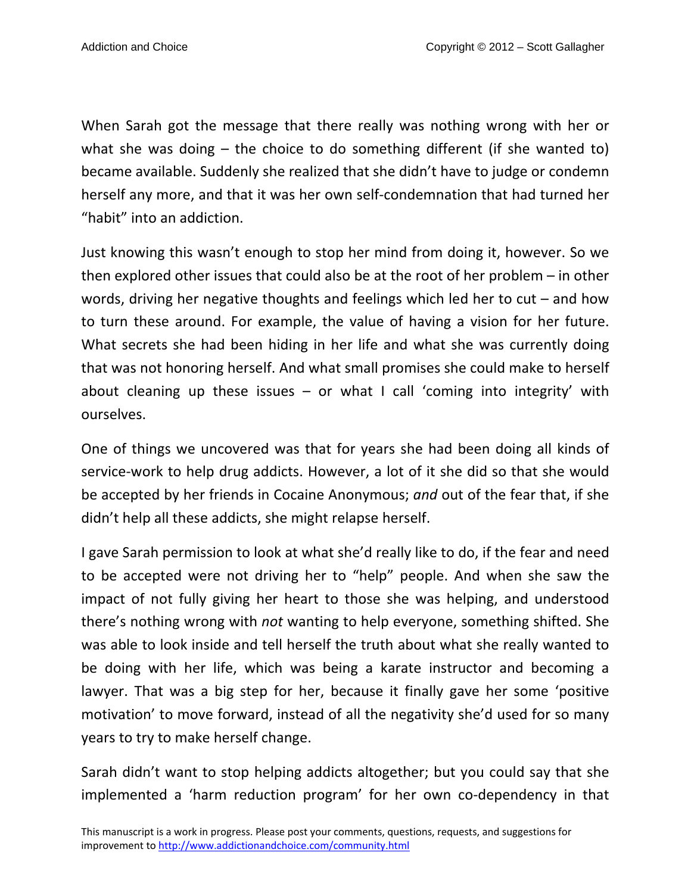When Sarah got the message that there really was nothing wrong with her or what she was doing – the choice to do something different (if she wanted to) became available. Suddenly she realized that she didn't have to judge or condemn herself any more, and that it was her own self-condemnation that had turned her "habit" into an addiction.

Just knowing this wasn't enough to stop her mind from doing it, however. So we then explored other issues that could also be at the root of her problem – in other words, driving her negative thoughts and feelings which led her to cut – and how to turn these around. For example, the value of having a vision for her future. What secrets she had been hiding in her life and what she was currently doing that was not honoring herself. And what small promises she could make to herself about cleaning up these issues – or what I call 'coming into integrity' with ourselves.

One of things we uncovered was that for years she had been doing all kinds of service-work to help drug addicts. However, a lot of it she did so that she would be accepted by her friends in Cocaine Anonymous; *and* out of the fear that, if she didn't help all these addicts, she might relapse herself.

I gave Sarah permission to look at what she'd really like to do, if the fear and need to be accepted were not driving her to "help" people. And when she saw the impact of not fully giving her heart to those she was helping, and understood there's nothing wrong with *not* wanting to help everyone, something shifted. She was able to look inside and tell herself the truth about what she really wanted to be doing with her life, which was being a karate instructor and becoming a lawyer. That was a big step for her, because it finally gave her some 'positive motivation' to move forward, instead of all the negativity she'd used for so many years to try to make herself change.

Sarah didn't want to stop helping addicts altogether; but you could say that she implemented a 'harm reduction program' for her own co-dependency in that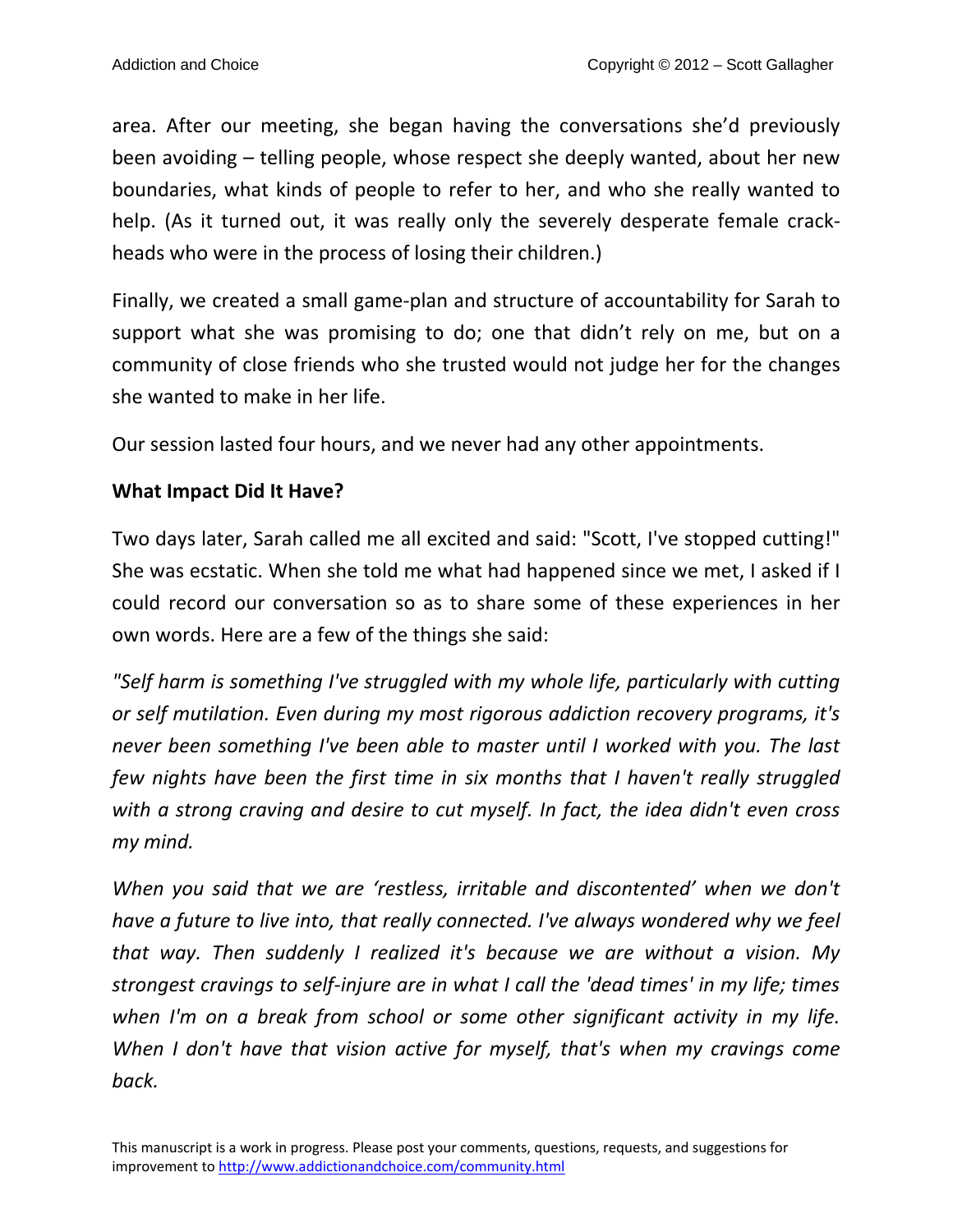area. After our meeting, she began having the conversations she'd previously been avoiding – telling people, whose respect she deeply wanted, about her new boundaries, what kinds of people to refer to her, and who she really wanted to help. (As it turned out, it was really only the severely desperate female crack-heads who were in the process of losing their children.)

Finally, we created a small game-plan and structure of accountability for Sarah to support what she was promising to do; one that didn't rely on me, but on a community of close friends who she trusted would not judge her for the changes she wanted to make in her life.

Our session lasted four hours, and we never had any other appointments.

**What Impact Did It Have?**

Two days later, Sarah called me all excited and said: "Scott, I've stopped cutting!" She was ecstatic. When she told me what had happened since we met, I asked if I could record our conversation so as to share some of these experiences in her own words. Here are a few of the things she said:

*"Self harm is something I've struggled with my whole life, particularly with cutting or self mutilation. Even during my most rigorous addiction recovery programs, it's never been something I've been able to master until I worked with you. The last few nights have been the first time in six months that I haven't really struggled with a strong craving and desire to cut myself. In fact, the idea didn't even cross my mind.*

*When you said that we are 'restless, irritable and discontented' when we don't have a future to live into, that really connected. I've always wondered why we feel that way. Then suddenly I realized it's because we are without a vision. My strongest cravings to self-injure are in what I call the 'dead times' in my life; times when I'm on a break from school or some other significant activity in my life. When I don't have that vision active for myself, that's when my cravings come back.*

This manuscript is a work in progress. Please post your comments, questions, requests, and suggestions for improvement to http://www.addictionandchoice.com/community.html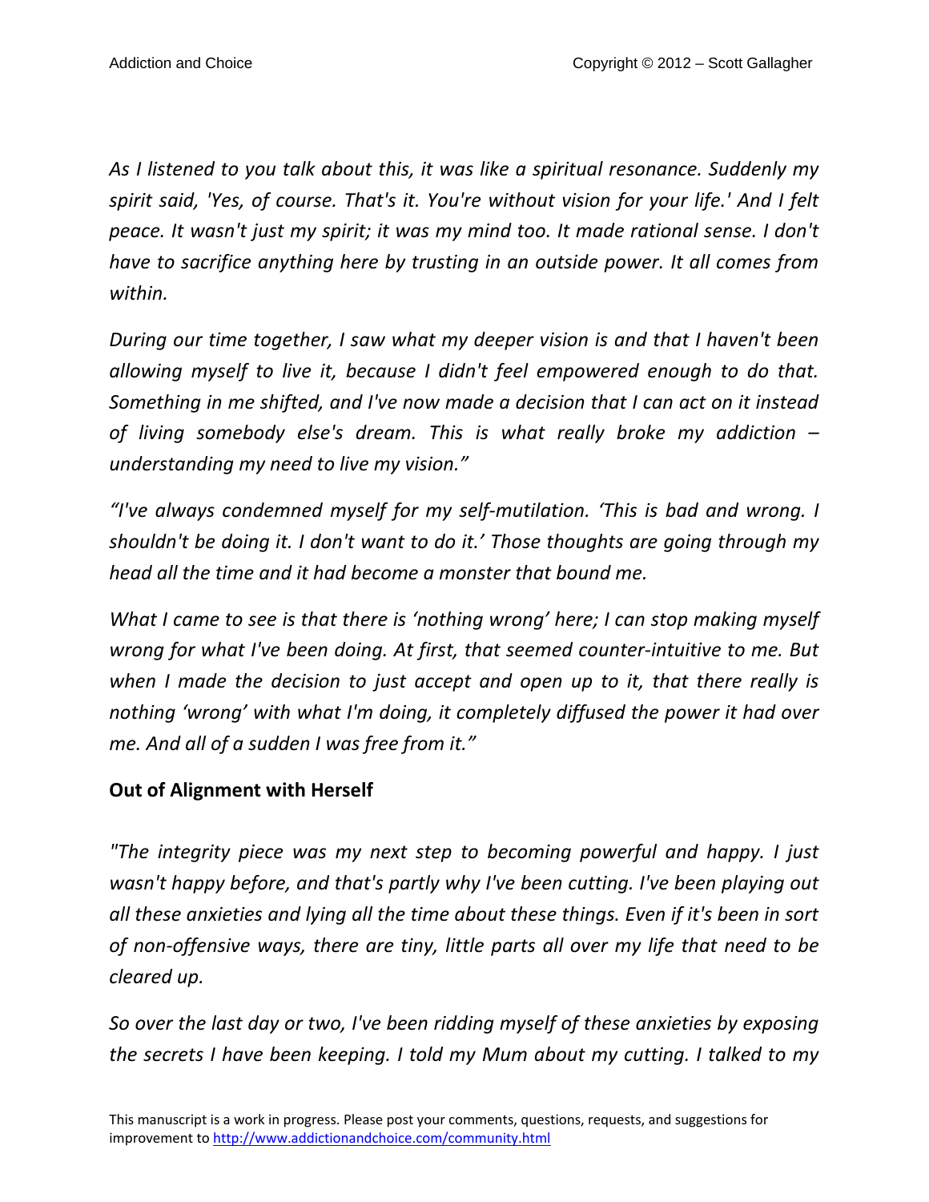*As I listened to you talk about this, it was like a spiritual resonance. Suddenly my spirit said, 'Yes, of course. That's it. You're without vision for your life.' And I felt peace. It wasn't just my spirit; it was my mind too. It made rational sense. I don't have to sacrifice anything here by trusting in an outside power. It all comes from within.*

*During our time together, I saw what my deeper vision is and that I haven't been allowing myself to live it, because I didn't feel empowered enough to do that. Something in me shifted, and I've now made a decision that I can act on it instead of living somebody else's dream. This is what really broke my addiction – understanding my need to live my vision."*

*"I've always condemned myself for my self-mutilation. 'This is bad and wrong. I shouldn't be doing it. I don't want to do it.' Those thoughts are going through my head all the time and it had become a monster that bound me.*

*What I came to see is that there is 'nothing wrong' here; I can stop making myself wrong for what I've been doing. At first, that seemed counter-intuitive to me. But when I made the decision to just accept and open up to it, that there really is nothing 'wrong' with what I'm doing, it completely diffused the power it had over me. And all of a sudden I was free from it."*

**Out of Alignment with Herself**

*"The integrity piece was my next step to becoming powerful and happy. I just wasn't happy before, and that's partly why I've been cutting. I've been playing out all these anxieties and lying all the time about these things. Even if it's been in sort of non-offensive ways, there are tiny, little parts all over my life that need to be cleared up.*

*So over the last day or two, I've been ridding myself of these anxieties by exposing the secrets I have been keeping. I told my Mum about my cutting. I talked to my*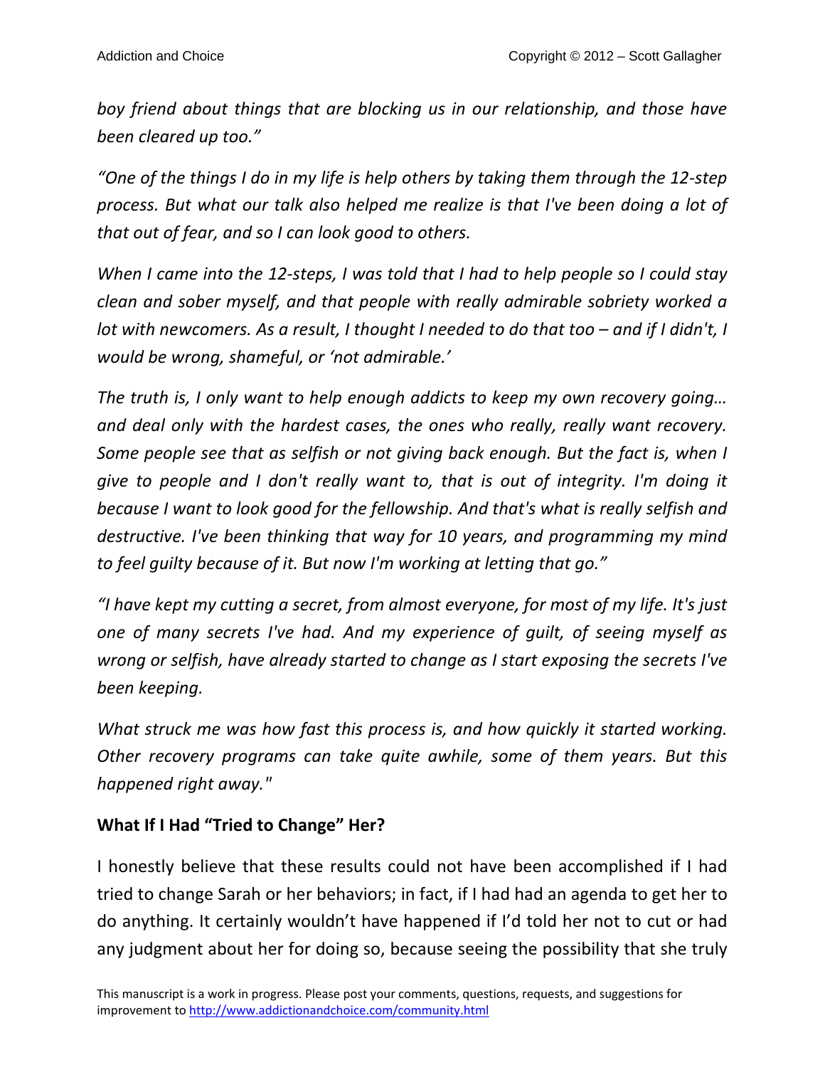*boy friend about things that are blocking us in our relationship, and those have been cleared up too."*

*"One of the things I do in my life is help others by taking them through the 12-step process. But what our talk also helped me realize is that I've been doing a lot of that out of fear, and so I can look good to others.*

*When I came into the 12-steps, I was told that I had to help people so I could stay clean and sober myself, and that people with really admirable sobriety worked a lot with newcomers. As a result, I thought I needed to do that too – and if I didn't, I would be wrong, shameful, or 'not admirable.'*

*The truth is, I only want to help enough addicts to keep my own recovery going… and deal only with the hardest cases, the ones who really, really want recovery. Some people see that as selfish or not giving back enough. But the fact is, when I give to people and I don't really want to, that is out of integrity. I'm doing it because I want to look good for the fellowship. And that's what is really selfish and destructive. I've been thinking that way for 10 years, and programming my mind to feel guilty because of it. But now I'm working at letting that go."*

*"I have kept my cutting a secret, from almost everyone, for most of my life. It's just one of many secrets I've had. And my experience of guilt, of seeing myself as wrong or selfish, have already started to change as I start exposing the secrets I've been keeping.*

*What struck me was how fast this process is, and how quickly it started working. Other recovery programs can take quite awhile, some of them years. But this happened right away."*

**What If I Had "Tried to Change" Her?**

I honestly believe that these results could not have been accomplished if I had tried to change Sarah or her behaviors; in fact, if I had had an agenda to get her to do anything. It certainly wouldn't have happened if I'd told her not to cut or had any judgment about her for doing so, because seeing the possibility that she truly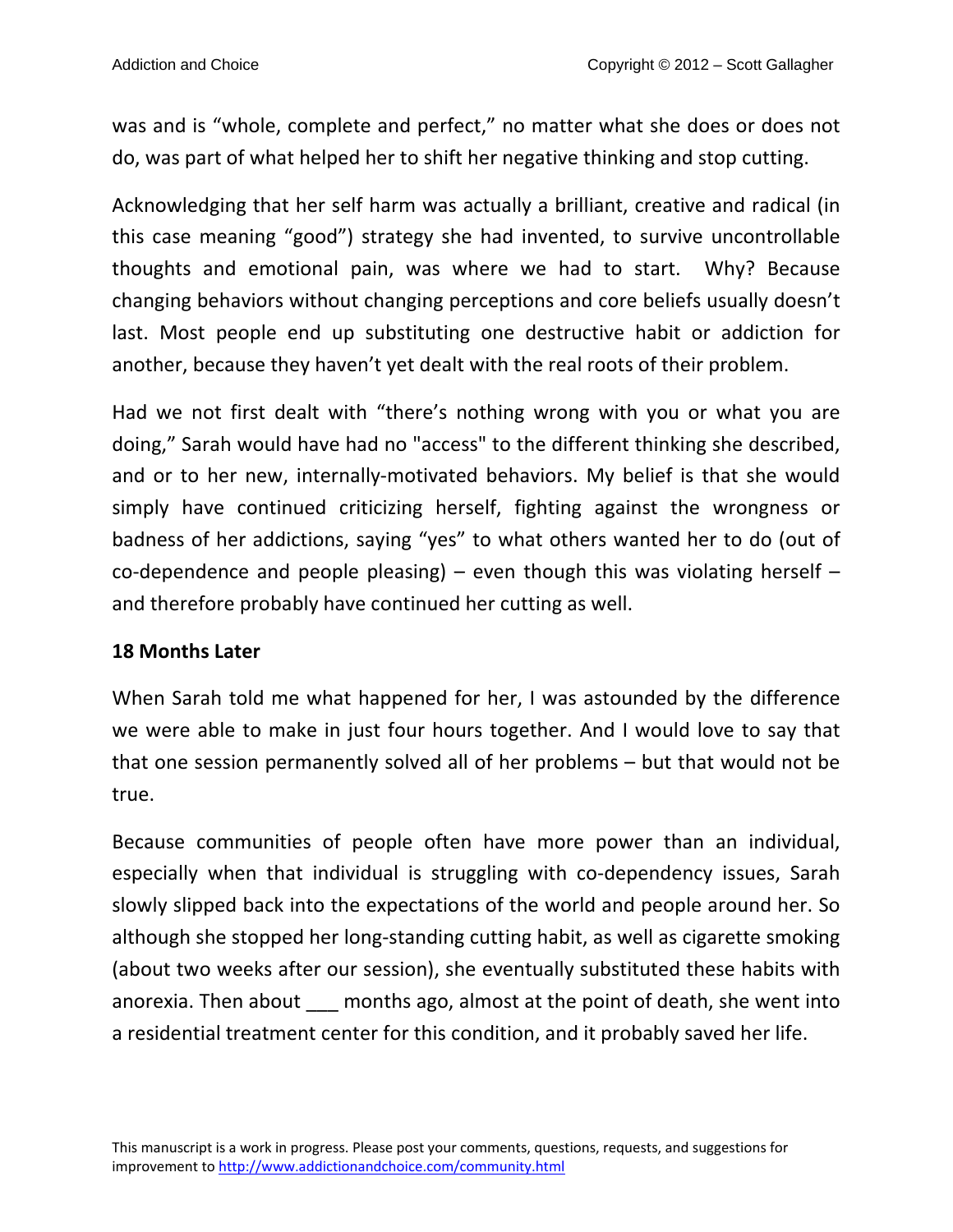was and is "whole, complete and perfect," no matter what she does or does not do, was part of what helped her to shift her negative thinking and stop cutting.

Acknowledging that her self harm was actually a brilliant, creative and radical (in this case meaning "good") strategy she had invented, to survive uncontrollable thoughts and emotional pain, was where we had to start. Why? Because changing behaviors without changing perceptions and core beliefs usually doesn't last. Most people end up substituting one destructive habit or addiction for another, because they haven't yet dealt with the real roots of their problem.

Had we not first dealt with "there's nothing wrong with you or what you are doing," Sarah would have had no "access" to the different thinking she described, and or to her new, internally-motivated behaviors. My belief is that she would simply have continued criticizing herself, fighting against the wrongness or badness of her addictions, saying "yes" to what others wanted her to do (out of co-dependence and people pleasing) – even though this was violating herself – and therefore probably have continued her cutting as well.

**18 Months Later**

When Sarah told me what happened for her, I was astounded by the difference we were able to make in just four hours together. And I would love to say that that one session permanently solved all of her problems – but that would not be true.

Because communities of people often have more power than an individual, especially when that individual is struggling with co-dependency issues, Sarah slowly slipped back into the expectations of the world and people around her. So although she stopped her long-standing cutting habit, as well as cigarette smoking (about two weeks after our session), she eventually substituted these habits with anorexia. Then about ___ months ago, almost at the point of death, she went into a residential treatment center for this condition, and it probably saved her life.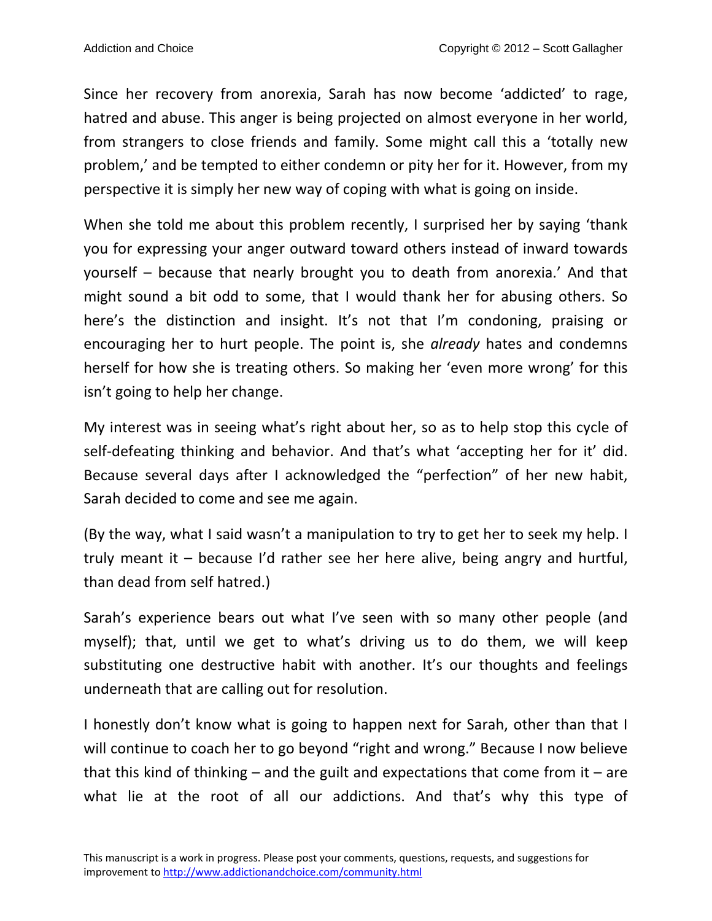Since her recovery from anorexia, Sarah has now become 'addicted' to rage, hatred and abuse. This anger is being projected on almost everyone in her world, from strangers to close friends and family. Some might call this a 'totally new problem,' and be tempted to either condemn or pity her for it. However, from my perspective it is simply her new way of coping with what is going on inside.

When she told me about this problem recently, I surprised her by saying 'thank you for expressing your anger outward toward others instead of inward towards yourself – because that nearly brought you to death from anorexia.' And that might sound a bit odd to some, that I would thank her for abusing others. So here's the distinction and insight. It's not that I'm condoning, praising or encouraging her to hurt people. The point is, she *already* hates and condemns herself for how she is treating others. So making her 'even more wrong' for this isn't going to help her change.

My interest was in seeing what's right about her, so as to help stop this cycle of self-defeating thinking and behavior. And that's what 'accepting her for it' did. Because several days after I acknowledged the "perfection" of her new habit, Sarah decided to come and see me again.

(By the way, what I said wasn't a manipulation to try to get her to seek my help. I truly meant it – because I'd rather see her here alive, being angry and hurtful, than dead from self hatred.)

Sarah's experience bears out what I've seen with so many other people (and myself); that, until we get to what's driving us to do them, we will keep substituting one destructive habit with another. It's our thoughts and feelings underneath that are calling out for resolution.

I honestly don't know what is going to happen next for Sarah, other than that I will continue to coach her to go beyond "right and wrong." Because I now believe that this kind of thinking – and the guilt and expectations that come from it – are what lie at the root of all our addictions. And that's why this type of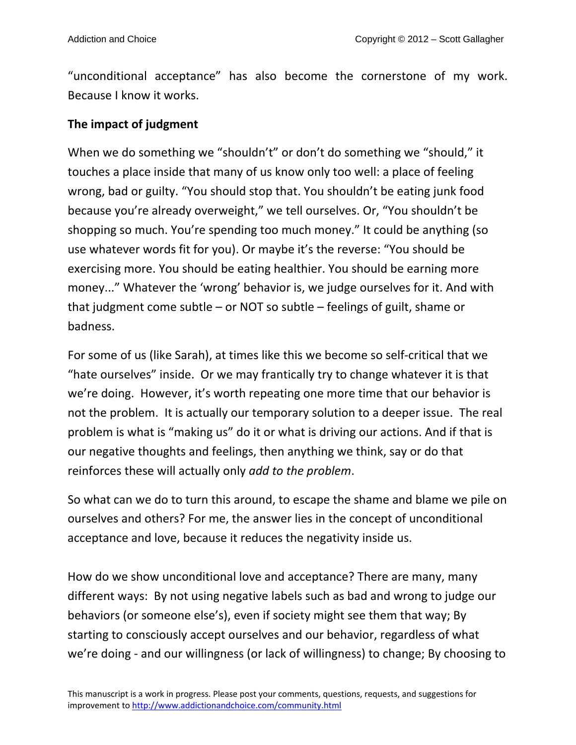"unconditional acceptance" has also become the cornerstone of my work. Because I know it works.

**The impact of judgment**

When we do something we "shouldn't" or don't do something we "should," it touches a place inside that many of us know only too well: a place of feeling wrong, bad or guilty. "You should stop that. You shouldn't be eating junk food because you're already overweight," we tell ourselves. Or, "You shouldn't be shopping so much. You're spending too much money." It could be anything (so use whatever words fit for you). Or maybe it's the reverse: "You should be exercising more. You should be eating healthier. You should be earning more money..." Whatever the 'wrong' behavior is, we judge ourselves for it. And with that judgment come subtle – or NOT so subtle – feelings of guilt, shame or badness.

For some of us (like Sarah), at times like this we become so self-critical that we "hate ourselves" inside. Or we may frantically try to change whatever it is that we're doing. However, it's worth repeating one more time that our behavior is not the problem. It is actually our temporary solution to a deeper issue. The real problem is what is "making us" do it or what is driving our actions. And if that is our negative thoughts and feelings, then anything we think, say or do that reinforces these will actually only *add to the problem*.

So what can we do to turn this around, to escape the shame and blame we pile on ourselves and others? For me, the answer lies in the concept of unconditional acceptance and love, because it reduces the negativity inside us.

How do we show unconditional love and acceptance? There are many, many different ways: By not using negative labels such as bad and wrong to judge our behaviors (or someone else's), even if society might see them that way; By starting to consciously accept ourselves and our behavior, regardless of what we're doing - and our willingness (or lack of willingness) to change; By choosing to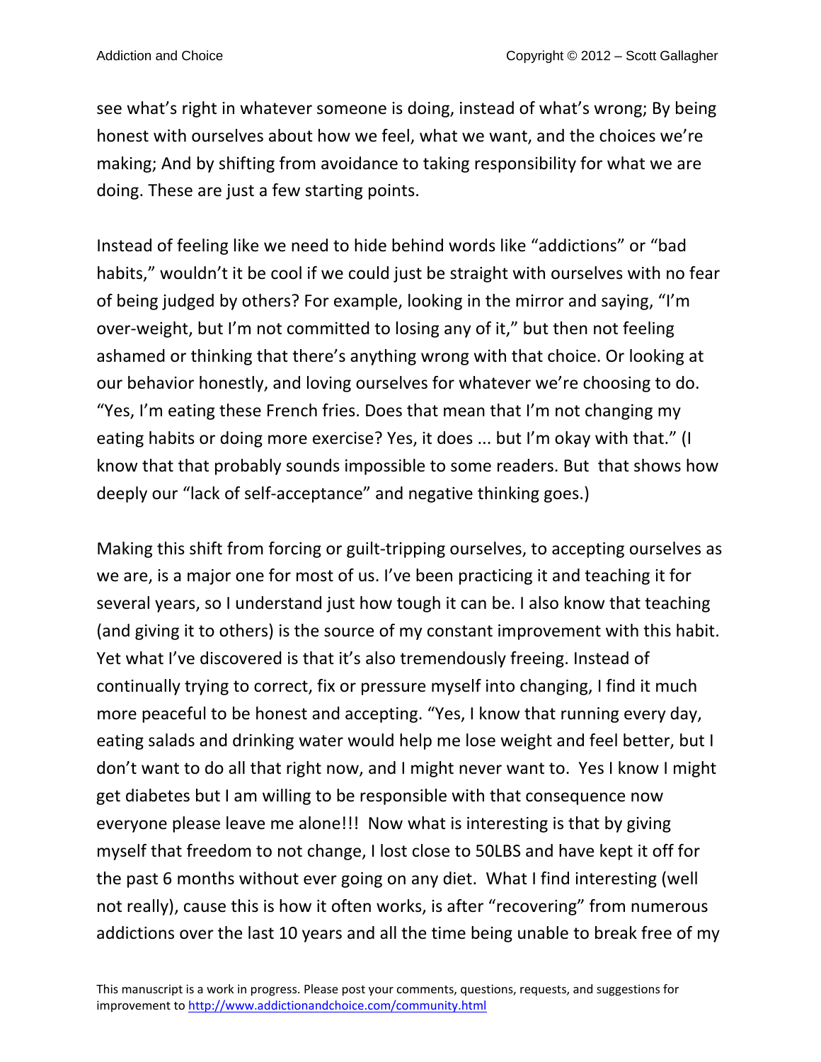see what's right in whatever someone is doing, instead of what's wrong; By being honest with ourselves about how we feel, what we want, and the choices we're making; And by shifting from avoidance to taking responsibility for what we are doing. These are just a few starting points.

Instead of feeling like we need to hide behind words like "addictions" or "bad habits," wouldn't it be cool if we could just be straight with ourselves with no fear of being judged by others? For example, looking in the mirror and saying, "I'm over-weight, but I'm not committed to losing any of it," but then not feeling ashamed or thinking that there's anything wrong with that choice. Or looking at our behavior honestly, and loving ourselves for whatever we're choosing to do. "Yes, I'm eating these French fries. Does that mean that I'm not changing my eating habits or doing more exercise? Yes, it does ... but I'm okay with that." (I know that that probably sounds impossible to some readers. But that shows how deeply our "lack of self-acceptance" and negative thinking goes.)

Making this shift from forcing or guilt-tripping ourselves, to accepting ourselves as we are, is a major one for most of us. I've been practicing it and teaching it for several years, so I understand just how tough it can be. I also know that teaching (and giving it to others) is the source of my constant improvement with this habit. Yet what I've discovered is that it's also tremendously freeing. Instead of continually trying to correct, fix or pressure myself into changing, I find it much more peaceful to be honest and accepting. "Yes, I know that running every day, eating salads and drinking water would help me lose weight and feel better, but I don't want to do all that right now, and I might never want to. Yes I know I might get diabetes but I am willing to be responsible with that consequence now everyone please leave me alone!!! Now what is interesting is that by giving myself that freedom to not change, I lost close to 50LBS and have kept it off for the past 6 months without ever going on any diet. What I find interesting (well not really), cause this is how it often works, is after "recovering" from numerous addictions over the last 10 years and all the time being unable to break free of my

This manuscript is a work in progress. Please post your comments, questions, requests, and suggestions for improvement to http://www.addictionandchoice.com/community.html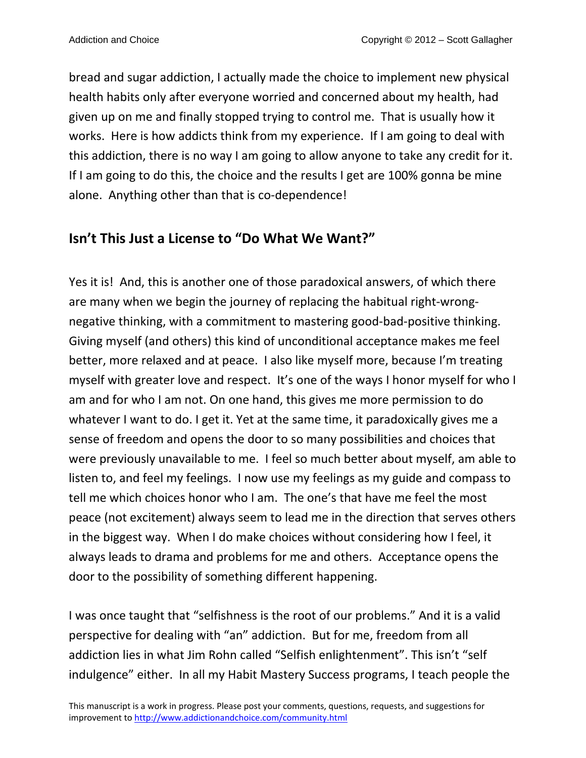bread and sugar addiction, I actually made the choice to implement new physical health habits only after everyone worried and concerned about my health, had given up on me and finally stopped trying to control me. That is usually how it works. Here is how addicts think from my experience. If I am going to deal with this addiction, there is no way I am going to allow anyone to take any credit for it. If I am going to do this, the choice and the results I get are 100% gonna be mine alone. Anything other than that is co-dependence!

## Isn't This Just a License to "Do What We Want?"

Yes it is! And, this is another one of those paradoxical answers, of which there are many when we begin the journey of replacing the habitual right-wrong-negative thinking, with a commitment to mastering good-bad-positive thinking. Giving myself (and others) this kind of unconditional acceptance makes me feel better, more relaxed and at peace. I also like myself more, because I'm treating myself with greater love and respect. It's one of the ways I honor myself for who I am and for who I am not. On one hand, this gives me more permission to do whatever I want to do. I get it. Yet at the same time, it paradoxically gives me a sense of freedom and opens the door to so many possibilities and choices that were previously unavailable to me. I feel so much better about myself, am able to listen to, and feel my feelings. I now use my feelings as my guide and compass to tell me which choices honor who I am. The one's that have me feel the most peace (not excitement) always seem to lead me in the direction that serves others in the biggest way. When I do make choices without considering how I feel, it always leads to drama and problems for me and others. Acceptance opens the door to the possibility of something different happening.

I was once taught that "selfishness is the root of our problems." And it is a valid perspective for dealing with "an" addiction. But for me, freedom from all addiction lies in what Jim Rohn called "Selfish enlightenment". This isn't "self indulgence" either. In all my Habit Mastery Success programs, I teach people the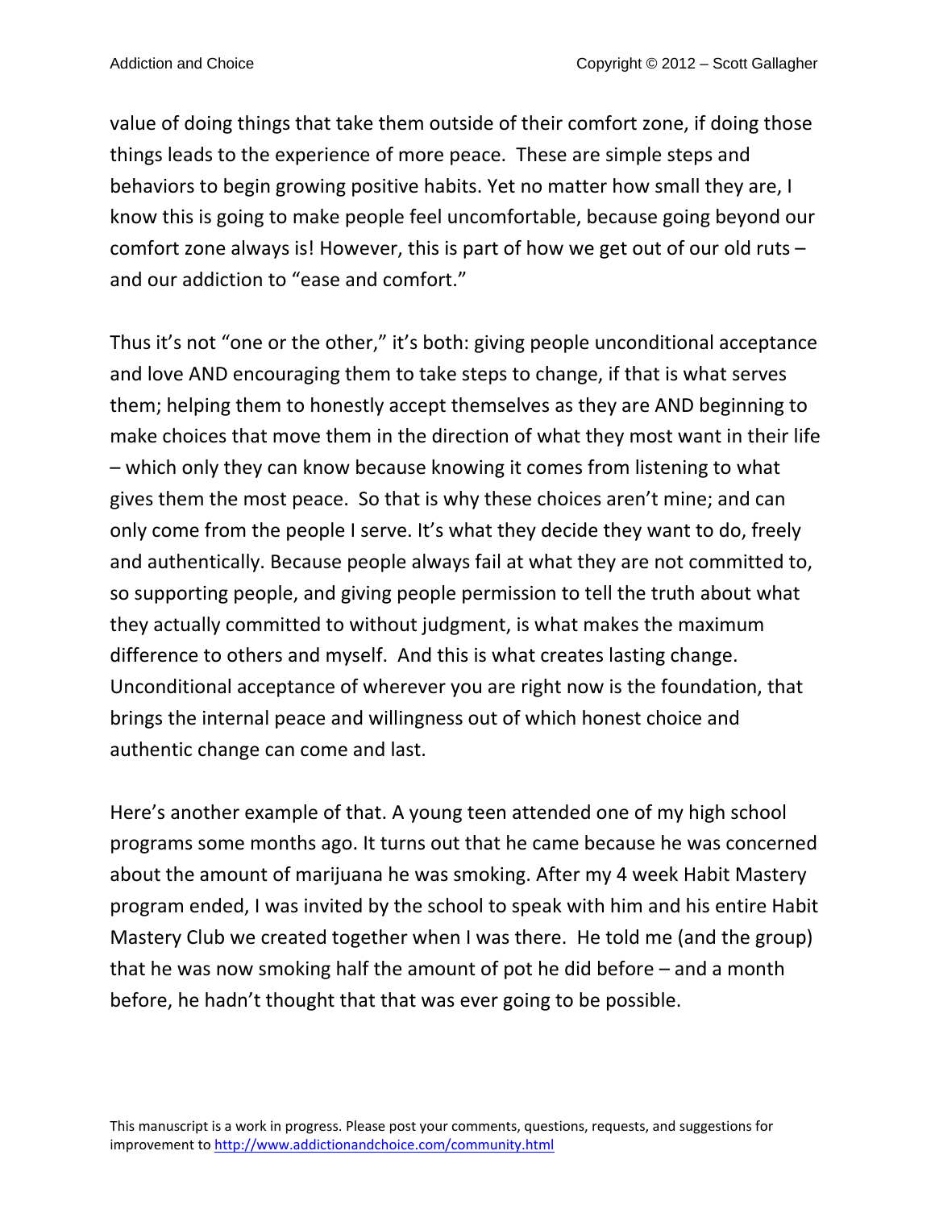value of doing things that take them outside of their comfort zone, if doing those things leads to the experience of more peace. These are simple steps and behaviors to begin growing positive habits. Yet no matter how small they are, I know this is going to make people feel uncomfortable, because going beyond our comfort zone always is! However, this is part of how we get out of our old ruts – and our addiction to "ease and comfort."

Thus it's not "one or the other," it's both: giving people unconditional acceptance and love AND encouraging them to take steps to change, if that is what serves them; helping them to honestly accept themselves as they are AND beginning to make choices that move them in the direction of what they most want in their life – which only they can know because knowing it comes from listening to what gives them the most peace. So that is why these choices aren't mine; and can only come from the people I serve. It's what they decide they want to do, freely and authentically. Because people always fail at what they are not committed to, so supporting people, and giving people permission to tell the truth about what they actually committed to without judgment, is what makes the maximum difference to others and myself. And this is what creates lasting change. Unconditional acceptance of wherever you are right now is the foundation, that brings the internal peace and willingness out of which honest choice and authentic change can come and last.

Here's another example of that. A young teen attended one of my high school programs some months ago. It turns out that he came because he was concerned about the amount of marijuana he was smoking. After my 4 week Habit Mastery program ended, I was invited by the school to speak with him and his entire Habit Mastery Club we created together when I was there. He told me (and the group) that he was now smoking half the amount of pot he did before – and a month before, he hadn't thought that that was ever going to be possible.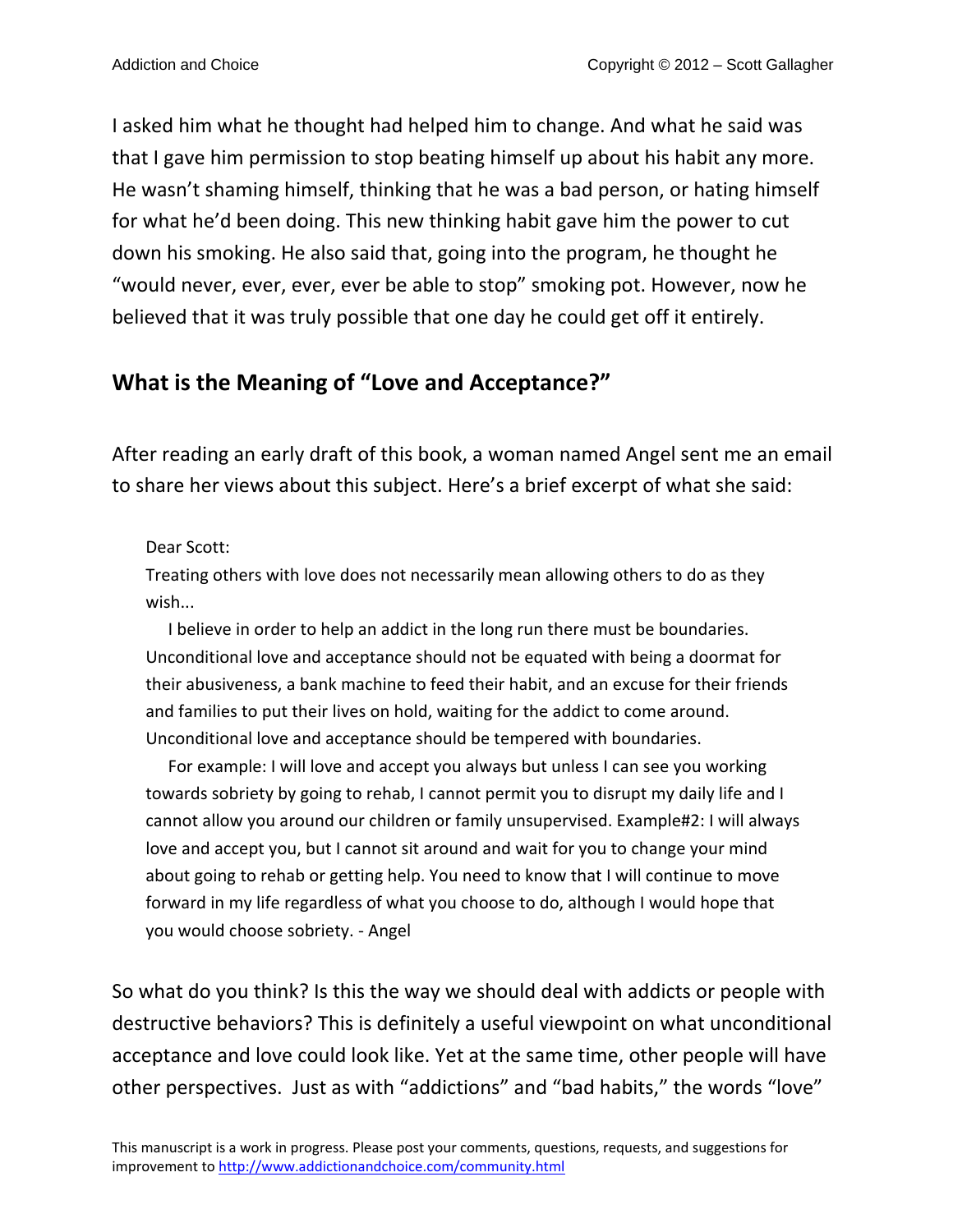I asked him what he thought had helped him to change. And what he said was that I gave him permission to stop beating himself up about his habit any more. He wasn't shaming himself, thinking that he was a bad person, or hating himself for what he'd been doing. This new thinking habit gave him the power to cut down his smoking. He also said that, going into the program, he thought he "would never, ever, ever, ever be able to stop" smoking pot. However, now he believed that it was truly possible that one day he could get off it entirely.

## What is the Meaning of "Love and Acceptance?"

After reading an early draft of this book, a woman named Angel sent me an email to share her views about this subject. Here's a brief excerpt of what she said:

> Dear Scott:
> Treating others with love does not necessarily mean allowing others to do as they wish...
>
> I believe in order to help an addict in the long run there must be boundaries. Unconditional love and acceptance should not be equated with being a doormat for their abusiveness, a bank machine to feed their habit, and an excuse for their friends and families to put their lives on hold, waiting for the addict to come around. Unconditional love and acceptance should be tempered with boundaries.
>
> For example: I will love and accept you always but unless I can see you working towards sobriety by going to rehab, I cannot permit you to disrupt my daily life and I cannot allow you around our children or family unsupervised. Example#2: I will always love and accept you, but I cannot sit around and wait for you to change your mind about going to rehab or getting help. You need to know that I will continue to move forward in my life regardless of what you choose to do, although I would hope that you would choose sobriety. - Angel

So what do you think? Is this the way we should deal with addicts or people with destructive behaviors? This is definitely a useful viewpoint on what unconditional acceptance and love could look like. Yet at the same time, other people will have other perspectives. Just as with "addictions" and "bad habits," the words "love"

This manuscript is a work in progress. Please post your comments, questions, requests, and suggestions for improvement to http://www.addictionandchoice.com/community.html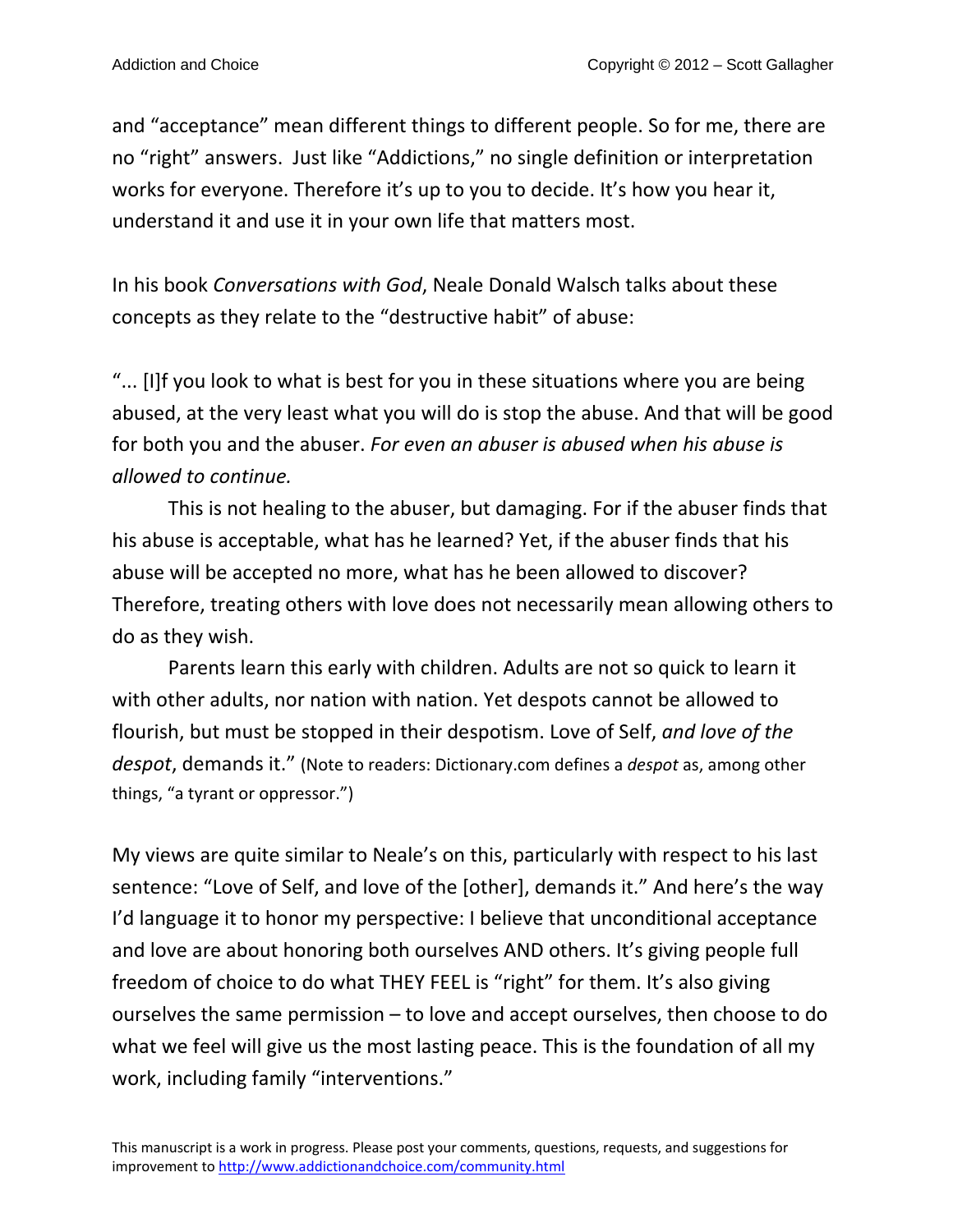and “acceptance” mean different things to different people. So for me, there are no “right” answers. Just like “Addictions,” no single definition or interpretation works for everyone. Therefore it’s up to you to decide. It’s how you hear it, understand it and use it in your own life that matters most.

In his book *Conversations with God*, Neale Donald Walsch talks about these concepts as they relate to the “destructive habit” of abuse:

“... [I]f you look to what is best for you in these situations where you are being abused, at the very least what you will do is stop the abuse. And that will be good for both you and the abuser. *For even an abuser is abused when his abuse is allowed to continue.*

This is not healing to the abuser, but damaging. For if the abuser finds that his abuse is acceptable, what has he learned? Yet, if the abuser finds that his abuse will be accepted no more, what has he been allowed to discover? Therefore, treating others with love does not necessarily mean allowing others to do as they wish.

Parents learn this early with children. Adults are not so quick to learn it with other adults, nor nation with nation. Yet despots cannot be allowed to flourish, but must be stopped in their despotism. Love of Self, *and love of the despot*, demands it.” (Note to readers: Dictionary.com defines a *despot* as, among other things, “a tyrant or oppressor.”)

My views are quite similar to Neale’s on this, particularly with respect to his last sentence: “Love of Self, and love of the [other], demands it.” And here’s the way I’d language it to honor my perspective: I believe that unconditional acceptance and love are about honoring both ourselves AND others. It’s giving people full freedom of choice to do what THEY FEEL is “right” for them. It’s also giving ourselves the same permission – to love and accept ourselves, then choose to do what we feel will give us the most lasting peace. This is the foundation of all my work, including family “interventions.”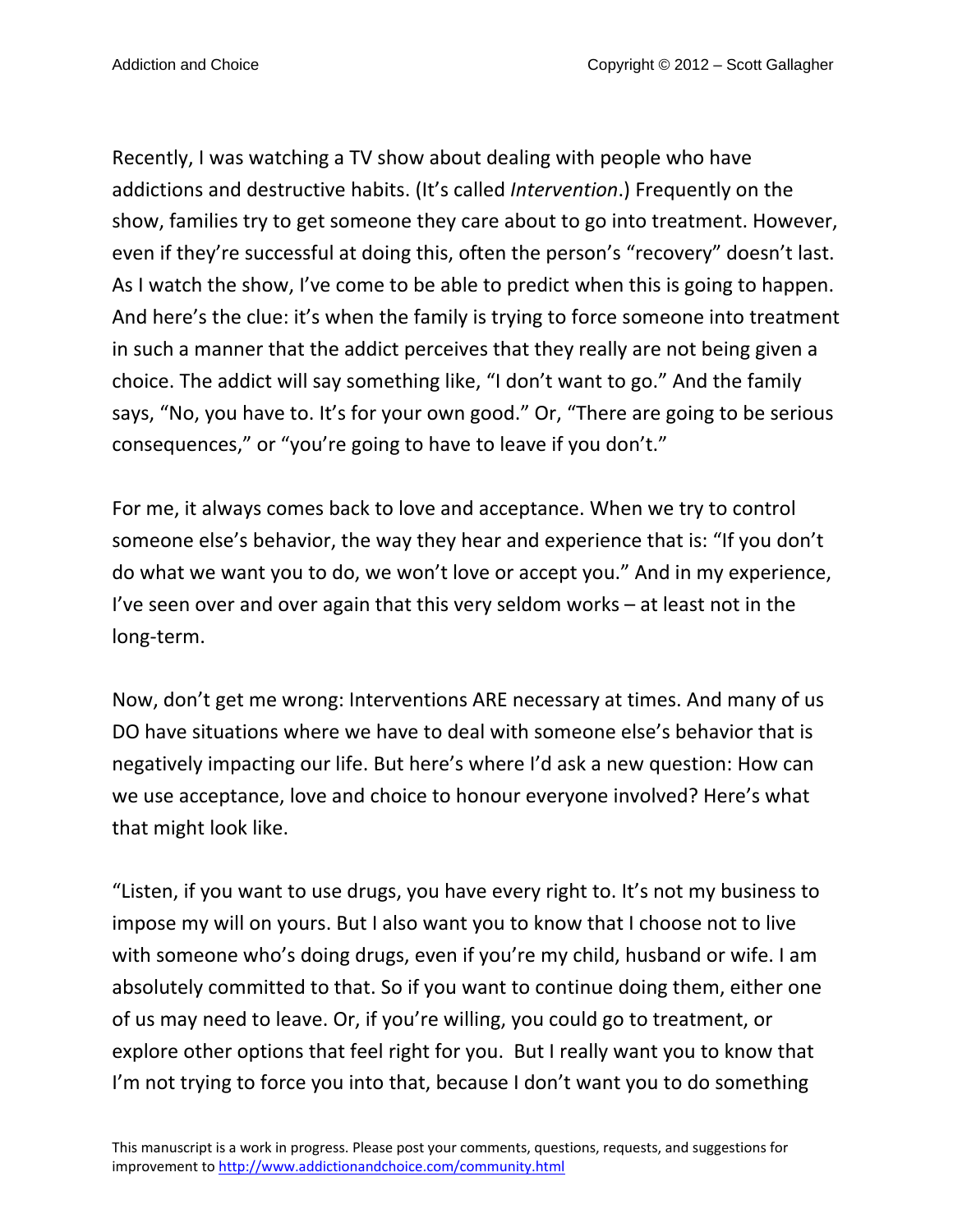Recently, I was watching a TV show about dealing with people who have addictions and destructive habits. (It's called *Intervention*.) Frequently on the show, families try to get someone they care about to go into treatment. However, even if they're successful at doing this, often the person's "recovery" doesn't last. As I watch the show, I've come to be able to predict when this is going to happen. And here's the clue: it's when the family is trying to force someone into treatment in such a manner that the addict perceives that they really are not being given a choice. The addict will say something like, "I don't want to go." And the family says, "No, you have to. It's for your own good." Or, "There are going to be serious consequences," or "you're going to have to leave if you don't."

For me, it always comes back to love and acceptance. When we try to control someone else's behavior, the way they hear and experience that is: "If you don't do what we want you to do, we won't love or accept you." And in my experience, I've seen over and over again that this very seldom works – at least not in the long-term.

Now, don't get me wrong: Interventions ARE necessary at times. And many of us DO have situations where we have to deal with someone else's behavior that is negatively impacting our life. But here's where I'd ask a new question: How can we use acceptance, love and choice to honour everyone involved? Here's what that might look like.

"Listen, if you want to use drugs, you have every right to. It's not my business to impose my will on yours. But I also want you to know that I choose not to live with someone who's doing drugs, even if you're my child, husband or wife. I am absolutely committed to that. So if you want to continue doing them, either one of us may need to leave. Or, if you're willing, you could go to treatment, or explore other options that feel right for you. But I really want you to know that I'm not trying to force you into that, because I don't want you to do something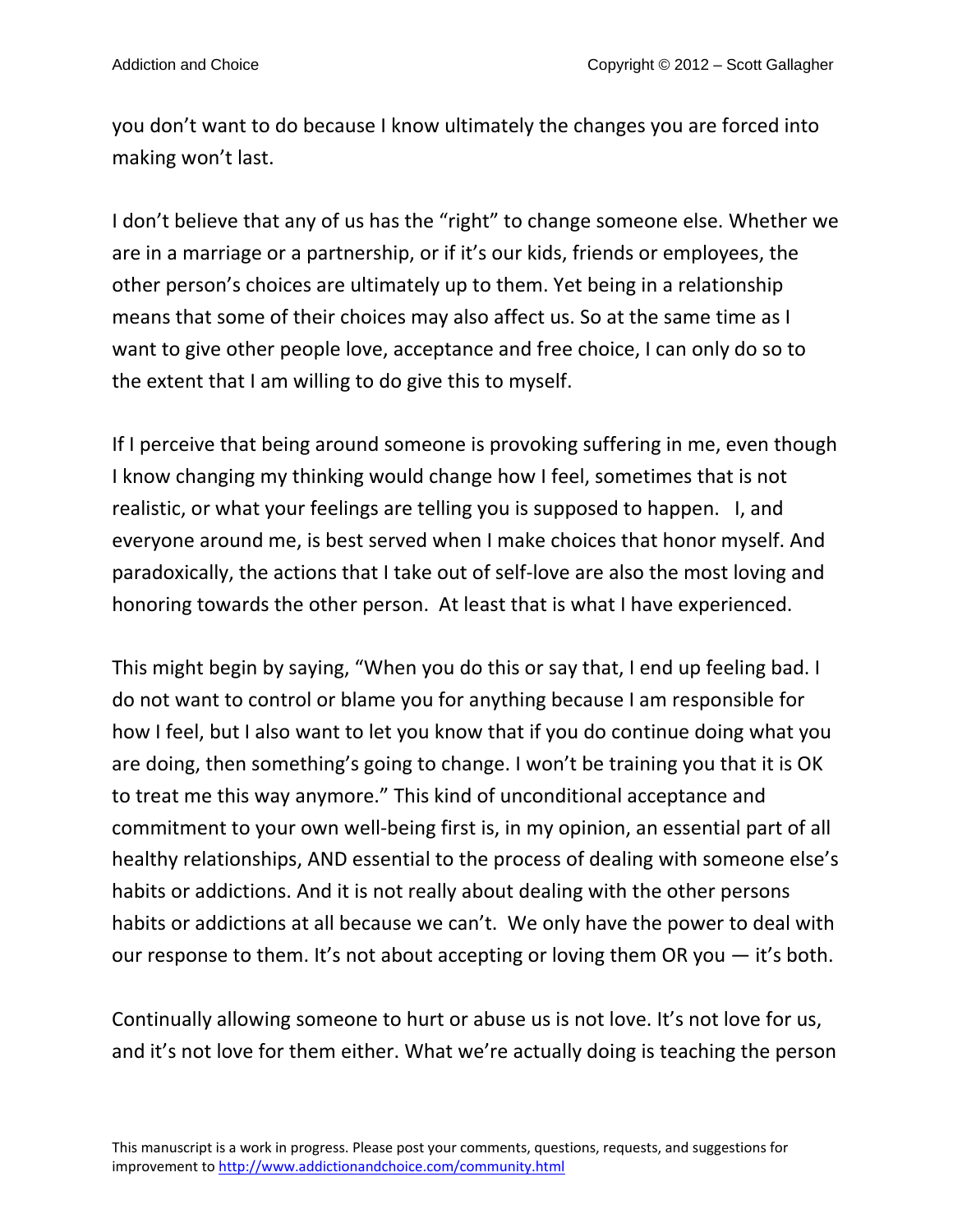you don't want to do because I know ultimately the changes you are forced into making won't last.

I don't believe that any of us has the "right" to change someone else. Whether we are in a marriage or a partnership, or if it's our kids, friends or employees, the other person's choices are ultimately up to them. Yet being in a relationship means that some of their choices may also affect us. So at the same time as I want to give other people love, acceptance and free choice, I can only do so to the extent that I am willing to do give this to myself.

If I perceive that being around someone is provoking suffering in me, even though I know changing my thinking would change how I feel, sometimes that is not realistic, or what your feelings are telling you is supposed to happen. I, and everyone around me, is best served when I make choices that honor myself. And paradoxically, the actions that I take out of self-love are also the most loving and honoring towards the other person. At least that is what I have experienced.

This might begin by saying, "When you do this or say that, I end up feeling bad. I do not want to control or blame you for anything because I am responsible for how I feel, but I also want to let you know that if you do continue doing what you are doing, then something's going to change. I won't be training you that it is OK to treat me this way anymore." This kind of unconditional acceptance and commitment to your own well-being first is, in my opinion, an essential part of all healthy relationships, AND essential to the process of dealing with someone else's habits or addictions. And it is not really about dealing with the other persons habits or addictions at all because we can't. We only have the power to deal with our response to them. It's not about accepting or loving them OR you — it's both.

Continually allowing someone to hurt or abuse us is not love. It's not love for us, and it's not love for them either. What we're actually doing is teaching the person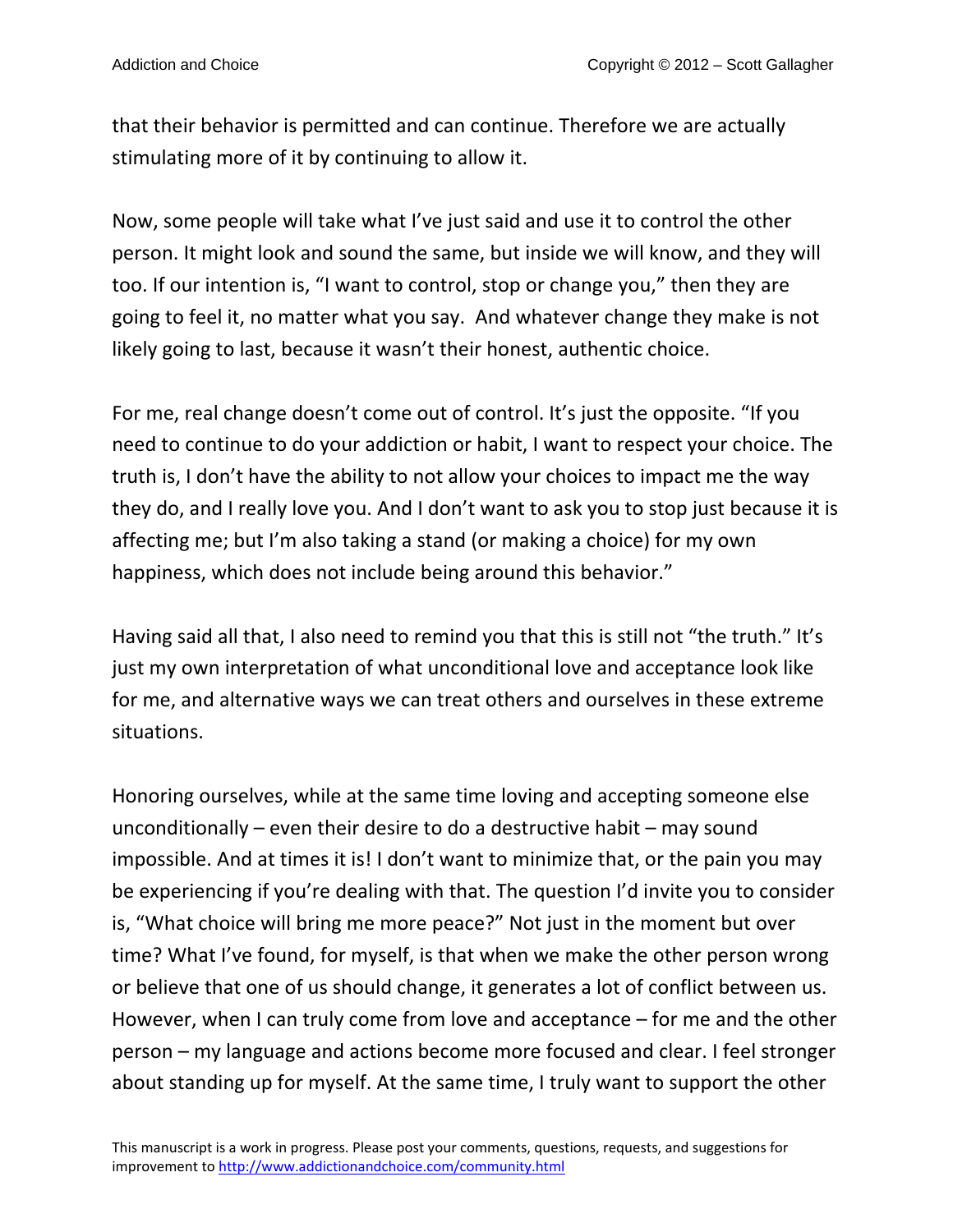that their behavior is permitted and can continue. Therefore we are actually stimulating more of it by continuing to allow it.

Now, some people will take what I've just said and use it to control the other person. It might look and sound the same, but inside we will know, and they will too. If our intention is, "I want to control, stop or change you," then they are going to feel it, no matter what you say. And whatever change they make is not likely going to last, because it wasn't their honest, authentic choice.

For me, real change doesn't come out of control. It's just the opposite. "If you need to continue to do your addiction or habit, I want to respect your choice. The truth is, I don't have the ability to not allow your choices to impact me the way they do, and I really love you. And I don't want to ask you to stop just because it is affecting me; but I'm also taking a stand (or making a choice) for my own happiness, which does not include being around this behavior."

Having said all that, I also need to remind you that this is still not "the truth." It's just my own interpretation of what unconditional love and acceptance look like for me, and alternative ways we can treat others and ourselves in these extreme situations.

Honoring ourselves, while at the same time loving and accepting someone else unconditionally – even their desire to do a destructive habit – may sound impossible. And at times it is! I don't want to minimize that, or the pain you may be experiencing if you're dealing with that. The question I'd invite you to consider is, "What choice will bring me more peace?" Not just in the moment but over time? What I've found, for myself, is that when we make the other person wrong or believe that one of us should change, it generates a lot of conflict between us. However, when I can truly come from love and acceptance – for me and the other person – my language and actions become more focused and clear. I feel stronger about standing up for myself. At the same time, I truly want to support the other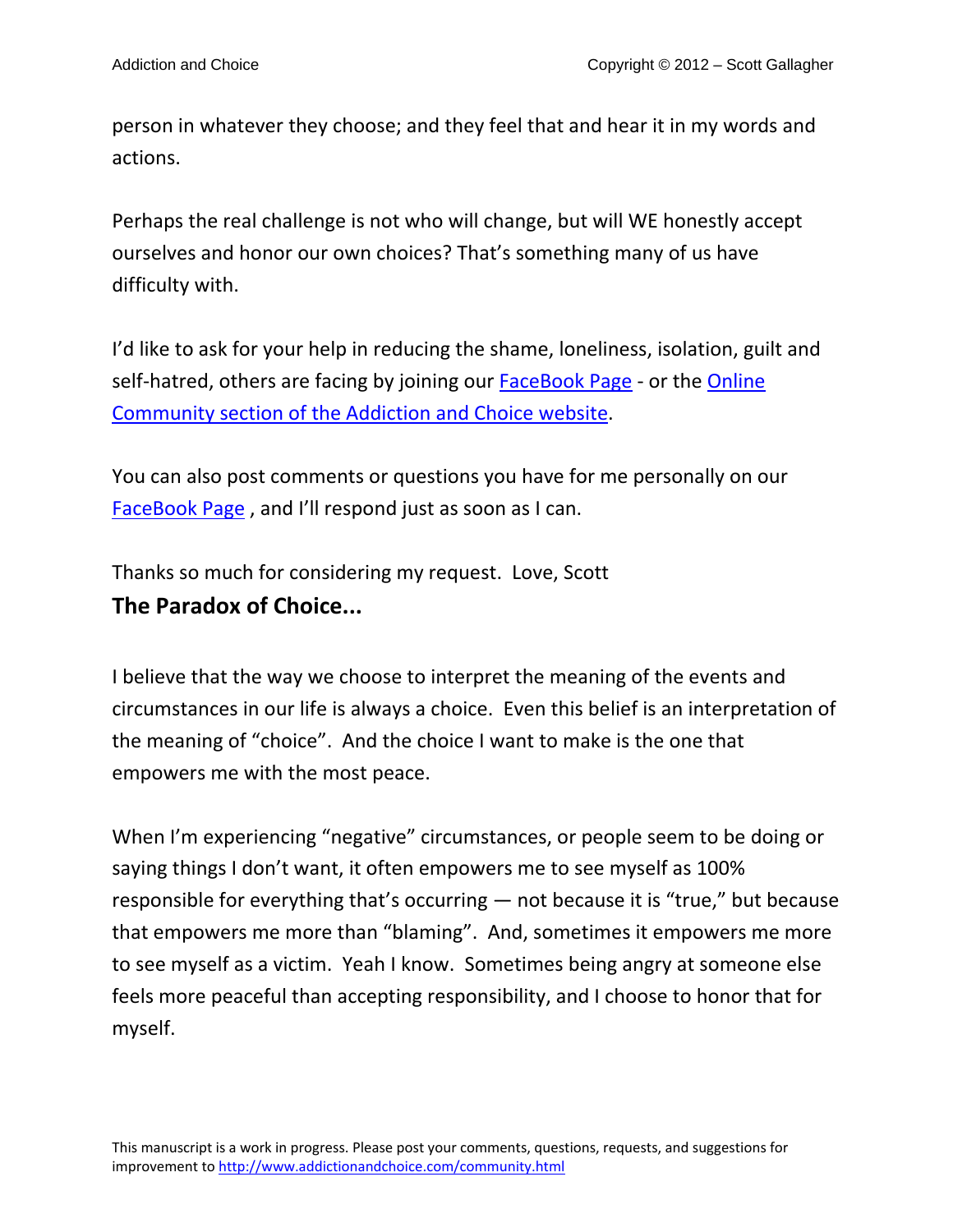person in whatever they choose; and they feel that and hear it in my words and actions.

Perhaps the real challenge is not who will change, but will WE honestly accept ourselves and honor our own choices? That's something many of us have difficulty with.

I'd like to ask for your help in reducing the shame, loneliness, isolation, guilt and self-hatred, others are facing by joining our [FaceBook Page]() - or the [Online Community section of the Addiction and Choice website]().

You can also post comments or questions you have for me personally on our [FaceBook Page]() , and I'll respond just as soon as I can.

Thanks so much for considering my request. Love, Scott

## The Paradox of Choice...

I believe that the way we choose to interpret the meaning of the events and circumstances in our life is always a choice. Even this belief is an interpretation of the meaning of "choice". And the choice I want to make is the one that empowers me with the most peace.

When I'm experiencing "negative" circumstances, or people seem to be doing or saying things I don't want, it often empowers me to see myself as 100% responsible for everything that's occurring — not because it is "true," but because that empowers me more than "blaming". And, sometimes it empowers me more to see myself as a victim. Yeah I know. Sometimes being angry at someone else feels more peaceful than accepting responsibility, and I choose to honor that for myself.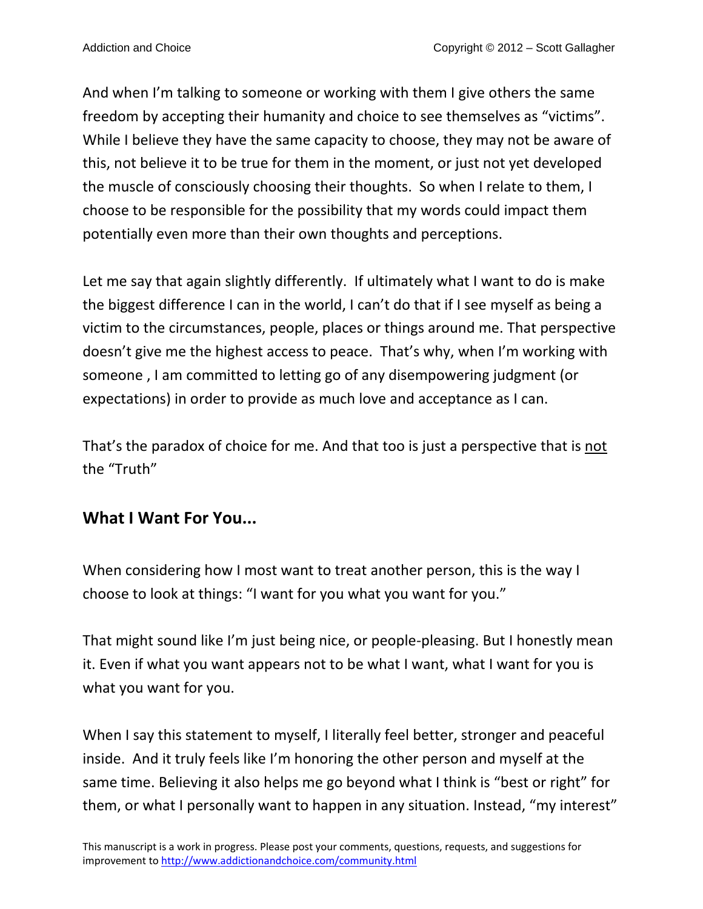And when I'm talking to someone or working with them I give others the same freedom by accepting their humanity and choice to see themselves as "victims". While I believe they have the same capacity to choose, they may not be aware of this, not believe it to be true for them in the moment, or just not yet developed the muscle of consciously choosing their thoughts. So when I relate to them, I choose to be responsible for the possibility that my words could impact them potentially even more than their own thoughts and perceptions.

Let me say that again slightly differently. If ultimately what I want to do is make the biggest difference I can in the world, I can't do that if I see myself as being a victim to the circumstances, people, places or things around me. That perspective doesn't give me the highest access to peace. That's why, when I'm working with someone , I am committed to letting go of any disempowering judgment (or expectations) in order to provide as much love and acceptance as I can.

That's the paradox of choice for me. And that too is just a perspective that is <u>not</u> the "Truth"

## What I Want For You...

When considering how I most want to treat another person, this is the way I choose to look at things: "I want for you what you want for you."

That might sound like I'm just being nice, or people-pleasing. But I honestly mean it. Even if what you want appears not to be what I want, what I want for you is what you want for you.

When I say this statement to myself, I literally feel better, stronger and peaceful inside. And it truly feels like I'm honoring the other person and myself at the same time. Believing it also helps me go beyond what I think is "best or right" for them, or what I personally want to happen in any situation. Instead, "my interest"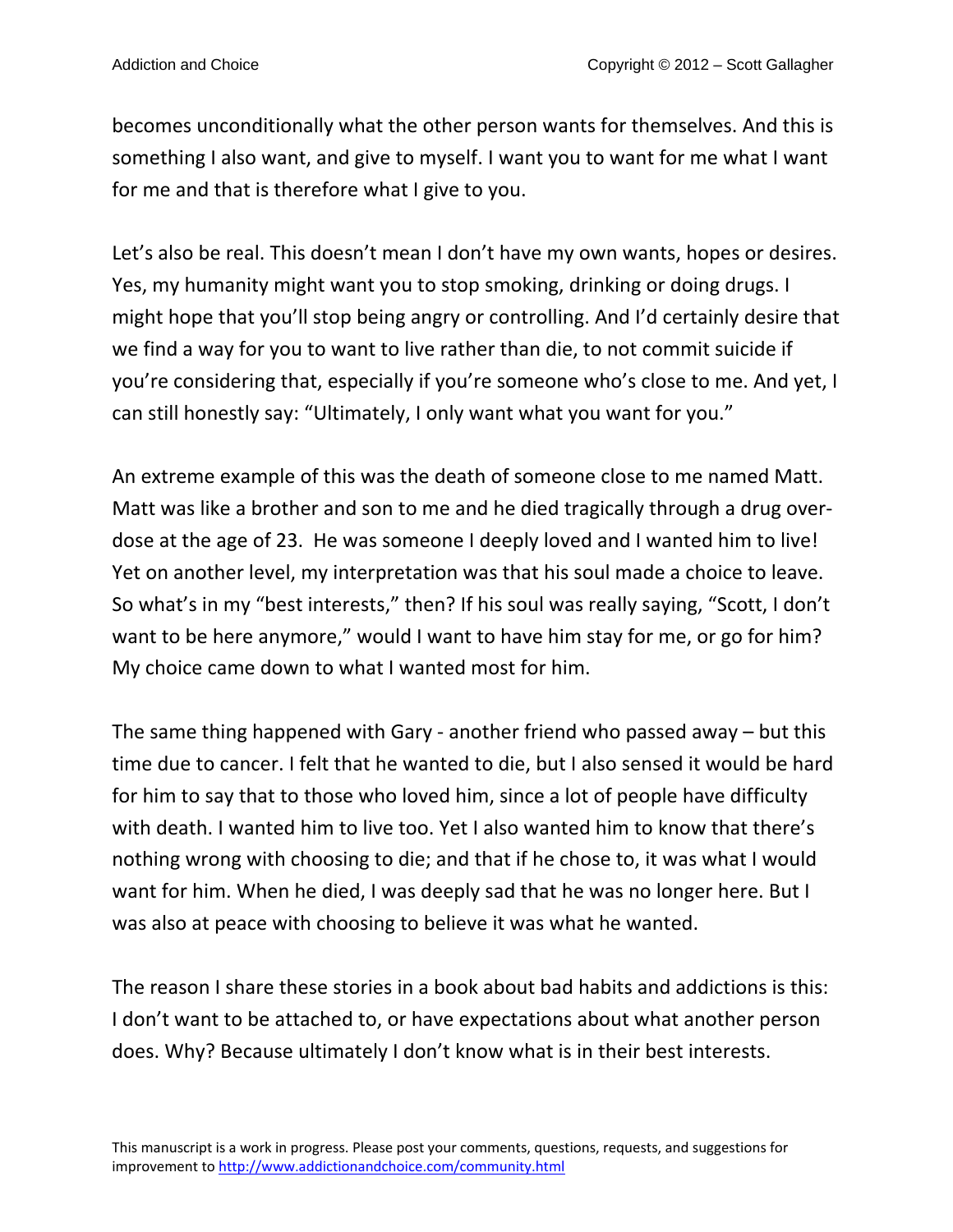becomes unconditionally what the other person wants for themselves. And this is something I also want, and give to myself. I want you to want for me what I want for me and that is therefore what I give to you.

Let's also be real. This doesn't mean I don't have my own wants, hopes or desires. Yes, my humanity might want you to stop smoking, drinking or doing drugs. I might hope that you'll stop being angry or controlling. And I'd certainly desire that we find a way for you to want to live rather than die, to not commit suicide if you're considering that, especially if you're someone who's close to me. And yet, I can still honestly say: "Ultimately, I only want what you want for you."

An extreme example of this was the death of someone close to me named Matt. Matt was like a brother and son to me and he died tragically through a drug over-dose at the age of 23. He was someone I deeply loved and I wanted him to live! Yet on another level, my interpretation was that his soul made a choice to leave. So what's in my "best interests," then? If his soul was really saying, "Scott, I don't want to be here anymore," would I want to have him stay for me, or go for him? My choice came down to what I wanted most for him.

The same thing happened with Gary - another friend who passed away – but this time due to cancer. I felt that he wanted to die, but I also sensed it would be hard for him to say that to those who loved him, since a lot of people have difficulty with death. I wanted him to live too. Yet I also wanted him to know that there's nothing wrong with choosing to die; and that if he chose to, it was what I would want for him. When he died, I was deeply sad that he was no longer here. But I was also at peace with choosing to believe it was what he wanted.

The reason I share these stories in a book about bad habits and addictions is this: I don't want to be attached to, or have expectations about what another person does. Why? Because ultimately I don't know what is in their best interests.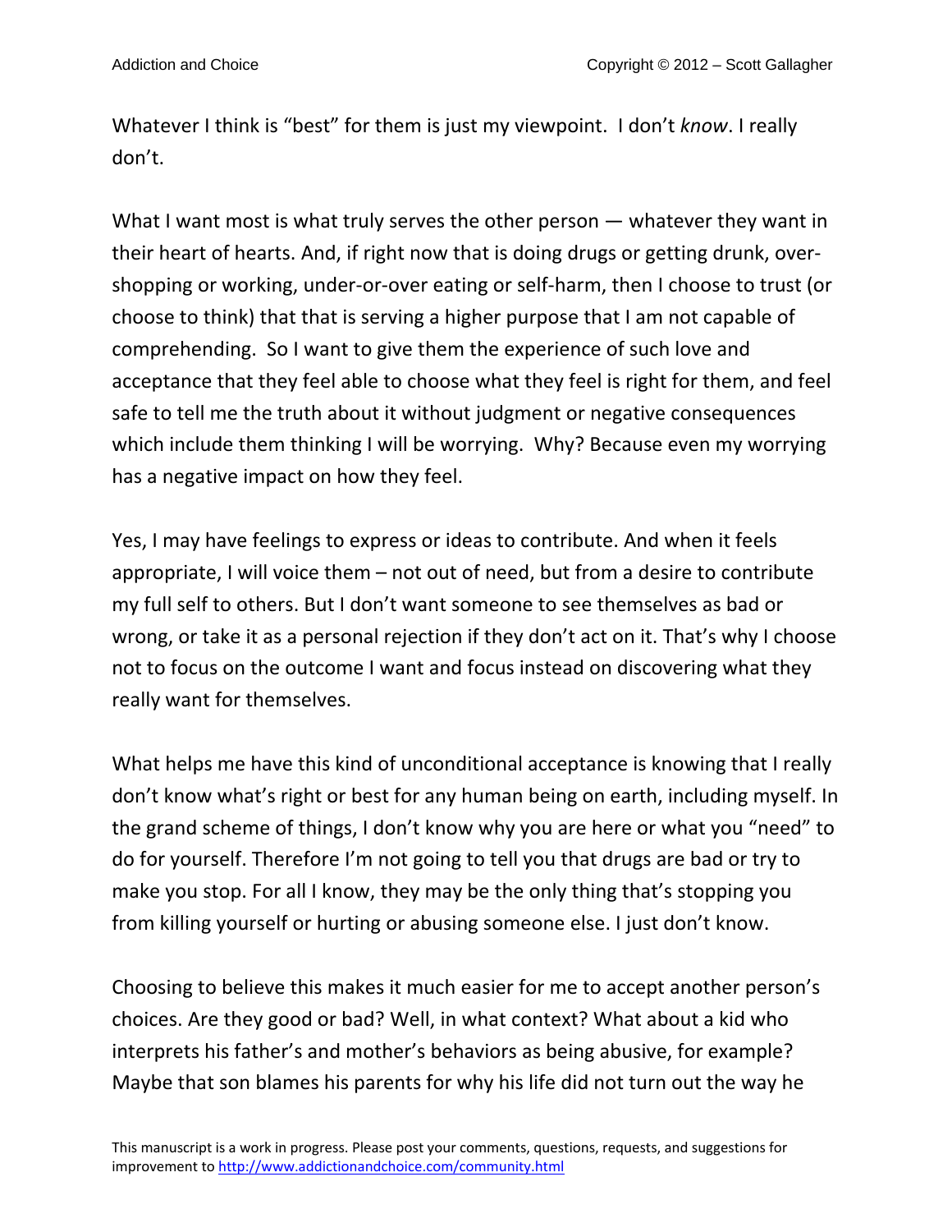Whatever I think is "best" for them is just my viewpoint. I don't *know*. I really don't.

What I want most is what truly serves the other person — whatever they want in their heart of hearts. And, if right now that is doing drugs or getting drunk, over-shopping or working, under-or-over eating or self-harm, then I choose to trust (or choose to think) that that is serving a higher purpose that I am not capable of comprehending. So I want to give them the experience of such love and acceptance that they feel able to choose what they feel is right for them, and feel safe to tell me the truth about it without judgment or negative consequences which include them thinking I will be worrying. Why? Because even my worrying has a negative impact on how they feel.

Yes, I may have feelings to express or ideas to contribute. And when it feels appropriate, I will voice them – not out of need, but from a desire to contribute my full self to others. But I don't want someone to see themselves as bad or wrong, or take it as a personal rejection if they don't act on it. That's why I choose not to focus on the outcome I want and focus instead on discovering what they really want for themselves.

What helps me have this kind of unconditional acceptance is knowing that I really don't know what's right or best for any human being on earth, including myself. In the grand scheme of things, I don't know why you are here or what you "need" to do for yourself. Therefore I'm not going to tell you that drugs are bad or try to make you stop. For all I know, they may be the only thing that's stopping you from killing yourself or hurting or abusing someone else. I just don't know.

Choosing to believe this makes it much easier for me to accept another person's choices. Are they good or bad? Well, in what context? What about a kid who interprets his father's and mother's behaviors as being abusive, for example? Maybe that son blames his parents for why his life did not turn out the way he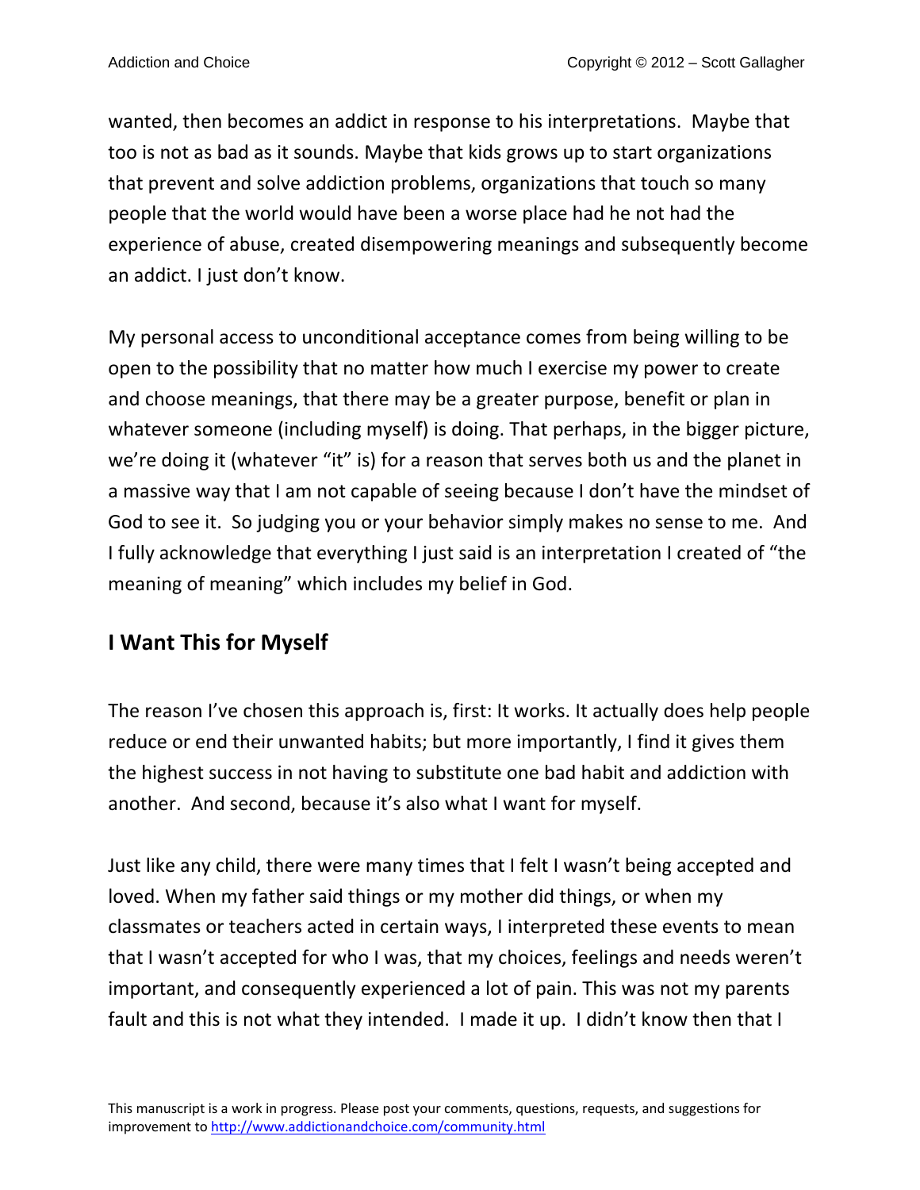wanted, then becomes an addict in response to his interpretations. Maybe that too is not as bad as it sounds. Maybe that kids grows up to start organizations that prevent and solve addiction problems, organizations that touch so many people that the world would have been a worse place had he not had the experience of abuse, created disempowering meanings and subsequently become an addict. I just don't know.

My personal access to unconditional acceptance comes from being willing to be open to the possibility that no matter how much I exercise my power to create and choose meanings, that there may be a greater purpose, benefit or plan in whatever someone (including myself) is doing. That perhaps, in the bigger picture, we're doing it (whatever "it" is) for a reason that serves both us and the planet in a massive way that I am not capable of seeing because I don't have the mindset of God to see it. So judging you or your behavior simply makes no sense to me. And I fully acknowledge that everything I just said is an interpretation I created of "the meaning of meaning" which includes my belief in God.

## I Want This for Myself

The reason I've chosen this approach is, first: It works. It actually does help people reduce or end their unwanted habits; but more importantly, I find it gives them the highest success in not having to substitute one bad habit and addiction with another. And second, because it's also what I want for myself.

Just like any child, there were many times that I felt I wasn't being accepted and loved. When my father said things or my mother did things, or when my classmates or teachers acted in certain ways, I interpreted these events to mean that I wasn't accepted for who I was, that my choices, feelings and needs weren't important, and consequently experienced a lot of pain. This was not my parents fault and this is not what they intended. I made it up. I didn't know then that I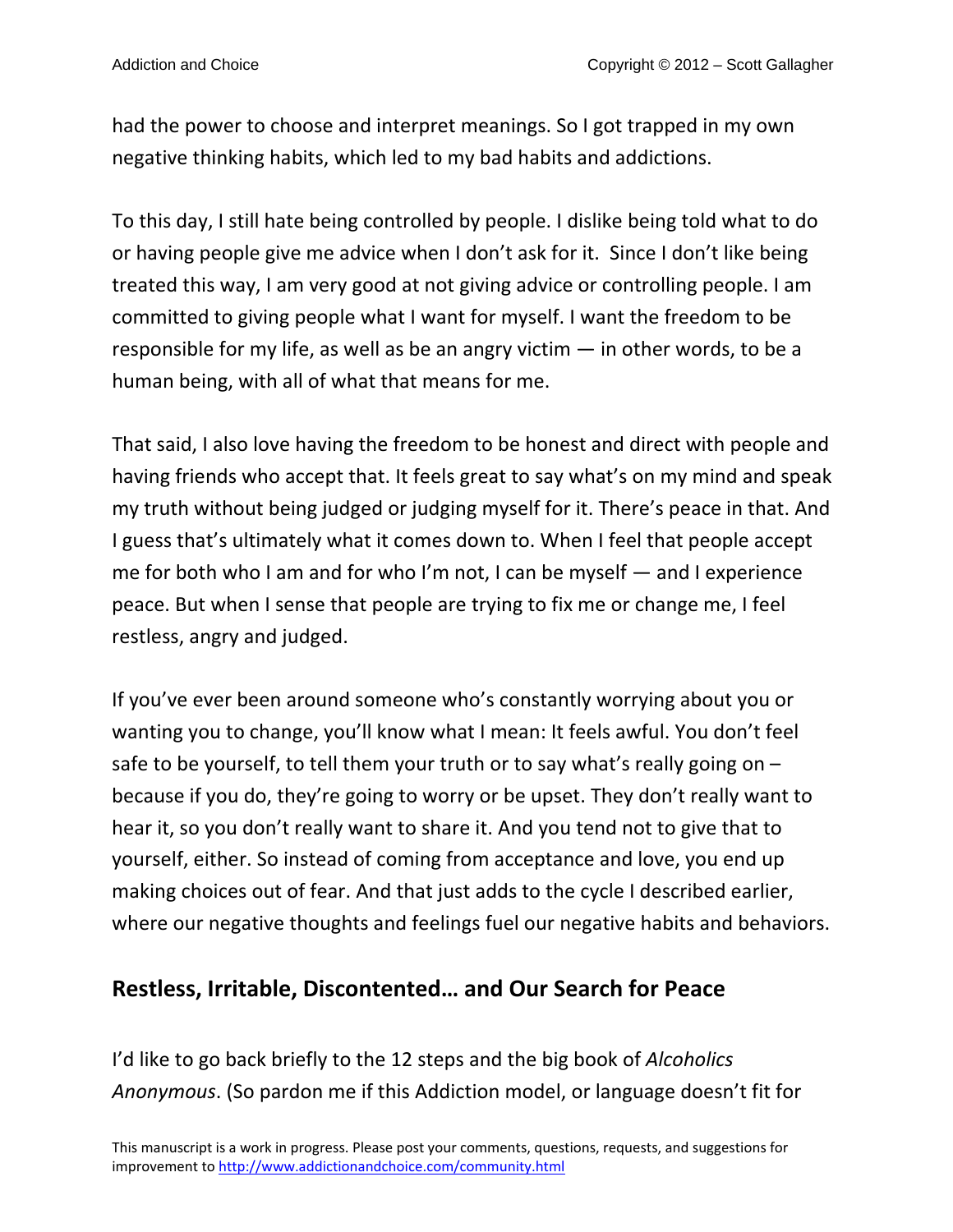had the power to choose and interpret meanings. So I got trapped in my own negative thinking habits, which led to my bad habits and addictions.

To this day, I still hate being controlled by people. I dislike being told what to do or having people give me advice when I don't ask for it.  Since I don't like being treated this way, I am very good at not giving advice or controlling people. I am committed to giving people what I want for myself. I want the freedom to be responsible for my life, as well as be an angry victim — in other words, to be a human being, with all of what that means for me.

That said, I also love having the freedom to be honest and direct with people and having friends who accept that. It feels great to say what's on my mind and speak my truth without being judged or judging myself for it. There's peace in that. And I guess that's ultimately what it comes down to. When I feel that people accept me for both who I am and for who I'm not, I can be myself — and I experience peace. But when I sense that people are trying to fix me or change me, I feel restless, angry and judged.

If you've ever been around someone who's constantly worrying about you or wanting you to change, you'll know what I mean: It feels awful. You don't feel safe to be yourself, to tell them your truth or to say what's really going on – because if you do, they're going to worry or be upset. They don't really want to hear it, so you don't really want to share it. And you tend not to give that to yourself, either. So instead of coming from acceptance and love, you end up making choices out of fear. And that just adds to the cycle I described earlier, where our negative thoughts and feelings fuel our negative habits and behaviors.

## Restless, Irritable, Discontented… and Our Search for Peace

I'd like to go back briefly to the 12 steps and the big book of *Alcoholics Anonymous*. (So pardon me if this Addiction model, or language doesn't fit for

This manuscript is a work in progress. Please post your comments, questions, requests, and suggestions for improvement to http://www.addictionandchoice.com/community.html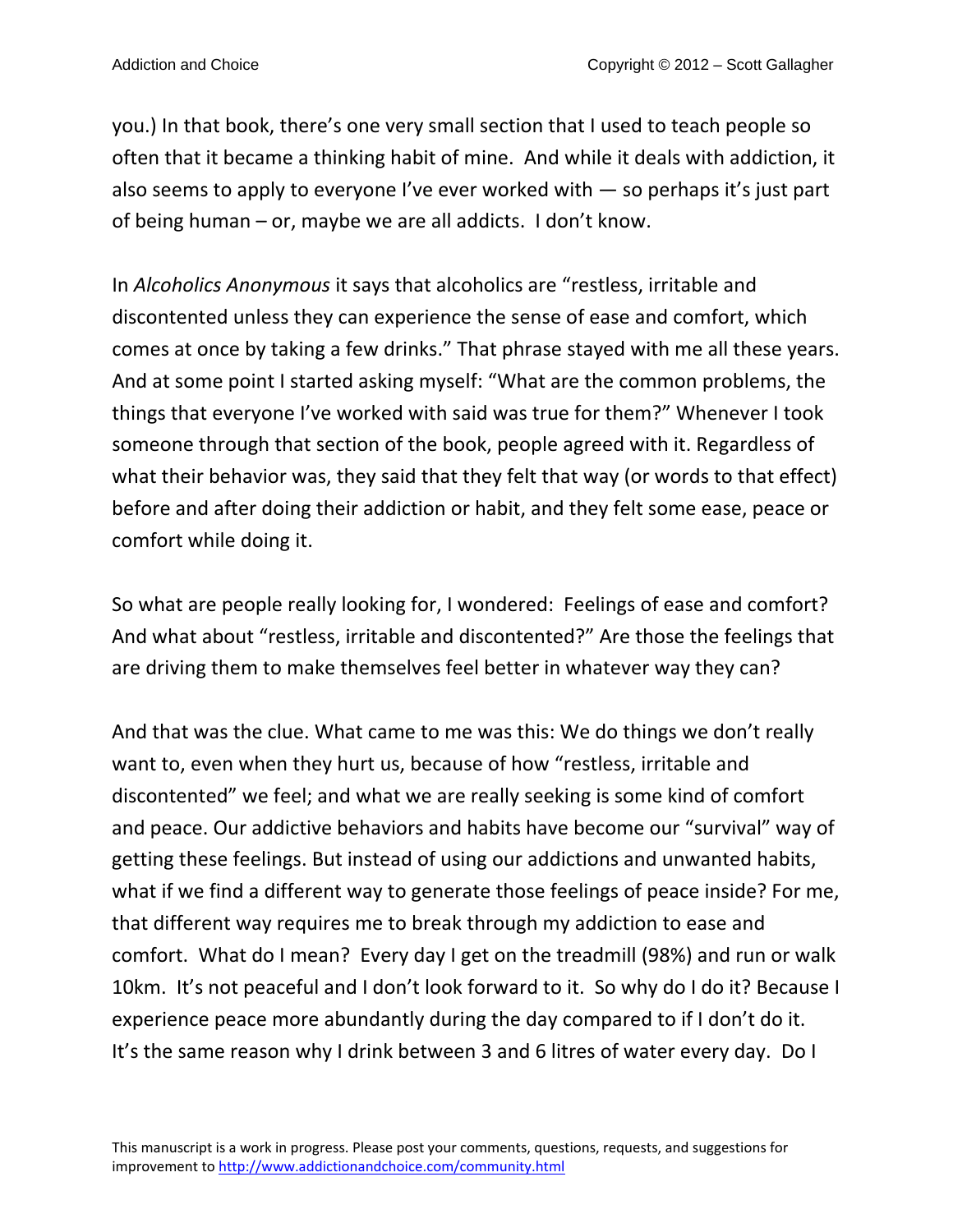you.) In that book, there's one very small section that I used to teach people so often that it became a thinking habit of mine. And while it deals with addiction, it also seems to apply to everyone I've ever worked with — so perhaps it's just part of being human – or, maybe we are all addicts. I don't know.

In *Alcoholics Anonymous* it says that alcoholics are "restless, irritable and discontented unless they can experience the sense of ease and comfort, which comes at once by taking a few drinks." That phrase stayed with me all these years. And at some point I started asking myself: "What are the common problems, the things that everyone I've worked with said was true for them?" Whenever I took someone through that section of the book, people agreed with it. Regardless of what their behavior was, they said that they felt that way (or words to that effect) before and after doing their addiction or habit, and they felt some ease, peace or comfort while doing it.

So what are people really looking for, I wondered: Feelings of ease and comfort? And what about "restless, irritable and discontented?" Are those the feelings that are driving them to make themselves feel better in whatever way they can?

And that was the clue. What came to me was this: We do things we don't really want to, even when they hurt us, because of how "restless, irritable and discontented" we feel; and what we are really seeking is some kind of comfort and peace. Our addictive behaviors and habits have become our "survival" way of getting these feelings. But instead of using our addictions and unwanted habits, what if we find a different way to generate those feelings of peace inside? For me, that different way requires me to break through my addiction to ease and comfort. What do I mean? Every day I get on the treadmill (98%) and run or walk 10km. It's not peaceful and I don't look forward to it. So why do I do it? Because I experience peace more abundantly during the day compared to if I don't do it. It's the same reason why I drink between 3 and 6 litres of water every day. Do I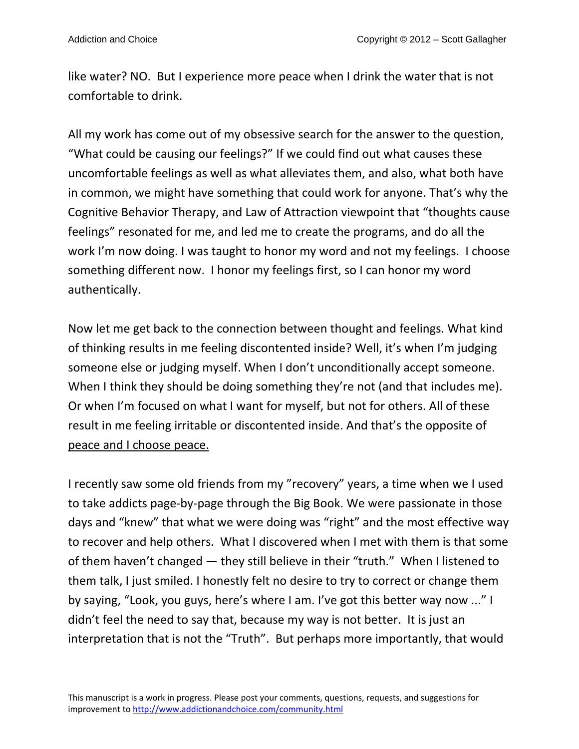like water? NO.  But I experience more peace when I drink the water that is not comfortable to drink.

All my work has come out of my obsessive search for the answer to the question, "What could be causing our feelings?" If we could find out what causes these uncomfortable feelings as well as what alleviates them, and also, what both have in common, we might have something that could work for anyone. That's why the Cognitive Behavior Therapy, and Law of Attraction viewpoint that "thoughts cause feelings" resonated for me, and led me to create the programs, and do all the work I'm now doing. I was taught to honor my word and not my feelings.  I choose something different now.  I honor my feelings first, so I can honor my word authentically.

Now let me get back to the connection between thought and feelings. What kind of thinking results in me feeling discontented inside? Well, it's when I'm judging someone else or judging myself. When I don't unconditionally accept someone. When I think they should be doing something they're not (and that includes me). Or when I'm focused on what I want for myself, but not for others. All of these result in me feeling irritable or discontented inside. And that's the opposite of <u>peace and I choose peace.</u>

I recently saw some old friends from my "recovery" years, a time when we I used to take addicts page-by-page through the Big Book. We were passionate in those days and "knew" that what we were doing was "right" and the most effective way to recover and help others.  What I discovered when I met with them is that some of them haven't changed — they still believe in their "truth."  When I listened to them talk, I just smiled. I honestly felt no desire to try to correct or change them by saying, "Look, you guys, here's where I am. I've got this better way now ..." I didn't feel the need to say that, because my way is not better.  It is just an interpretation that is not the "Truth".  But perhaps more importantly, that would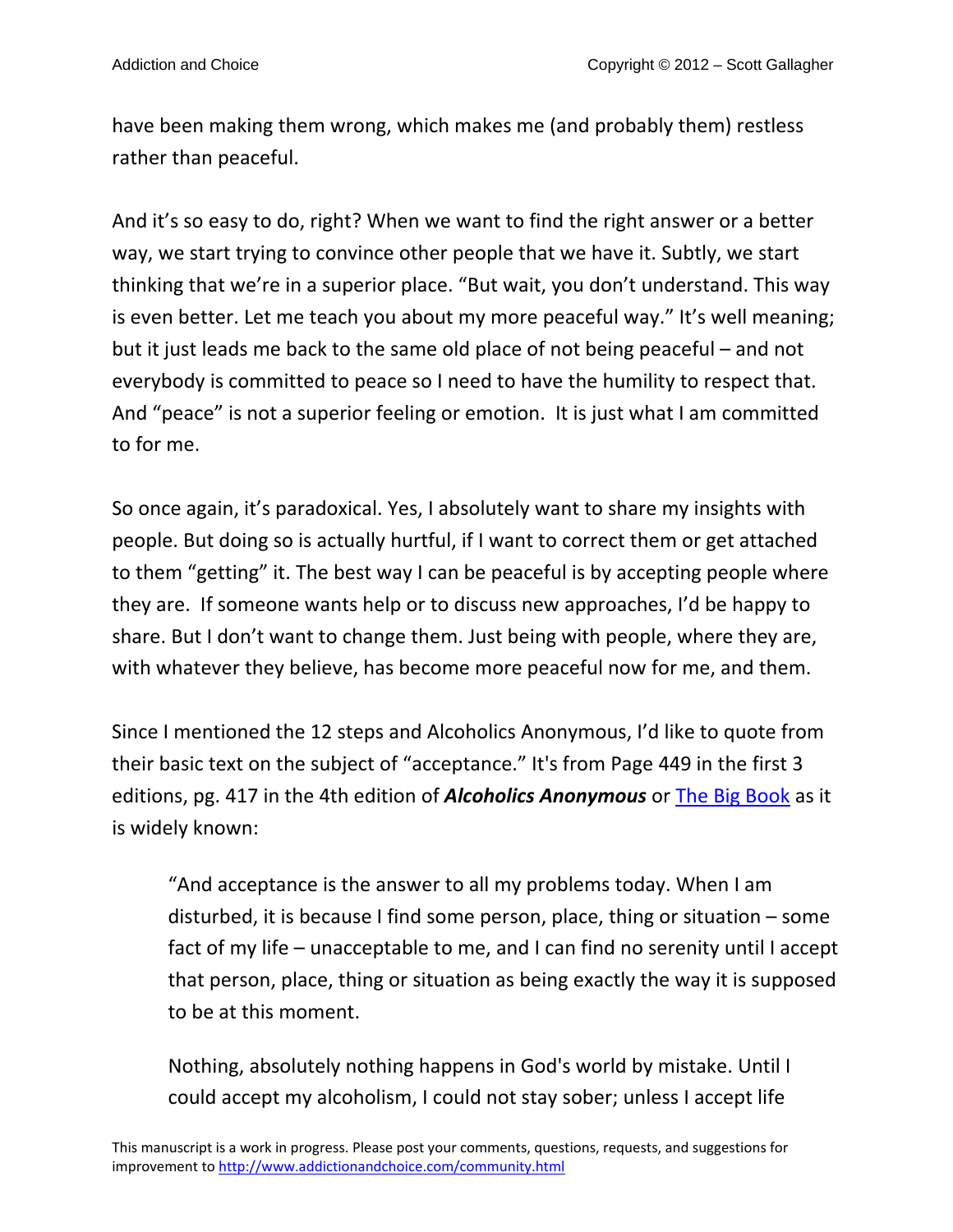have been making them wrong, which makes me (and probably them) restless rather than peaceful.

And it's so easy to do, right? When we want to find the right answer or a better way, we start trying to convince other people that we have it. Subtly, we start thinking that we're in a superior place. "But wait, you don't understand. This way is even better. Let me teach you about my more peaceful way." It's well meaning; but it just leads me back to the same old place of not being peaceful – and not everybody is committed to peace so I need to have the humility to respect that. And "peace" is not a superior feeling or emotion. It is just what I am committed to for me.

So once again, it's paradoxical. Yes, I absolutely want to share my insights with people. But doing so is actually hurtful, if I want to correct them or get attached to them "getting" it. The best way I can be peaceful is by accepting people where they are. If someone wants help or to discuss new approaches, I'd be happy to share. But I don't want to change them. Just being with people, where they are, with whatever they believe, has become more peaceful now for me, and them.

Since I mentioned the 12 steps and Alcoholics Anonymous, I'd like to quote from their basic text on the subject of "acceptance." It's from Page 449 in the first 3 editions, pg. 417 in the 4th edition of ***Alcoholics Anonymous*** or [The Big Book]() as it is widely known:

> "And acceptance is the answer to all my problems today. When I am disturbed, it is because I find some person, place, thing or situation – some fact of my life – unacceptable to me, and I can find no serenity until I accept that person, place, thing or situation as being exactly the way it is supposed to be at this moment.
>
> Nothing, absolutely nothing happens in God's world by mistake. Until I could accept my alcoholism, I could not stay sober; unless I accept life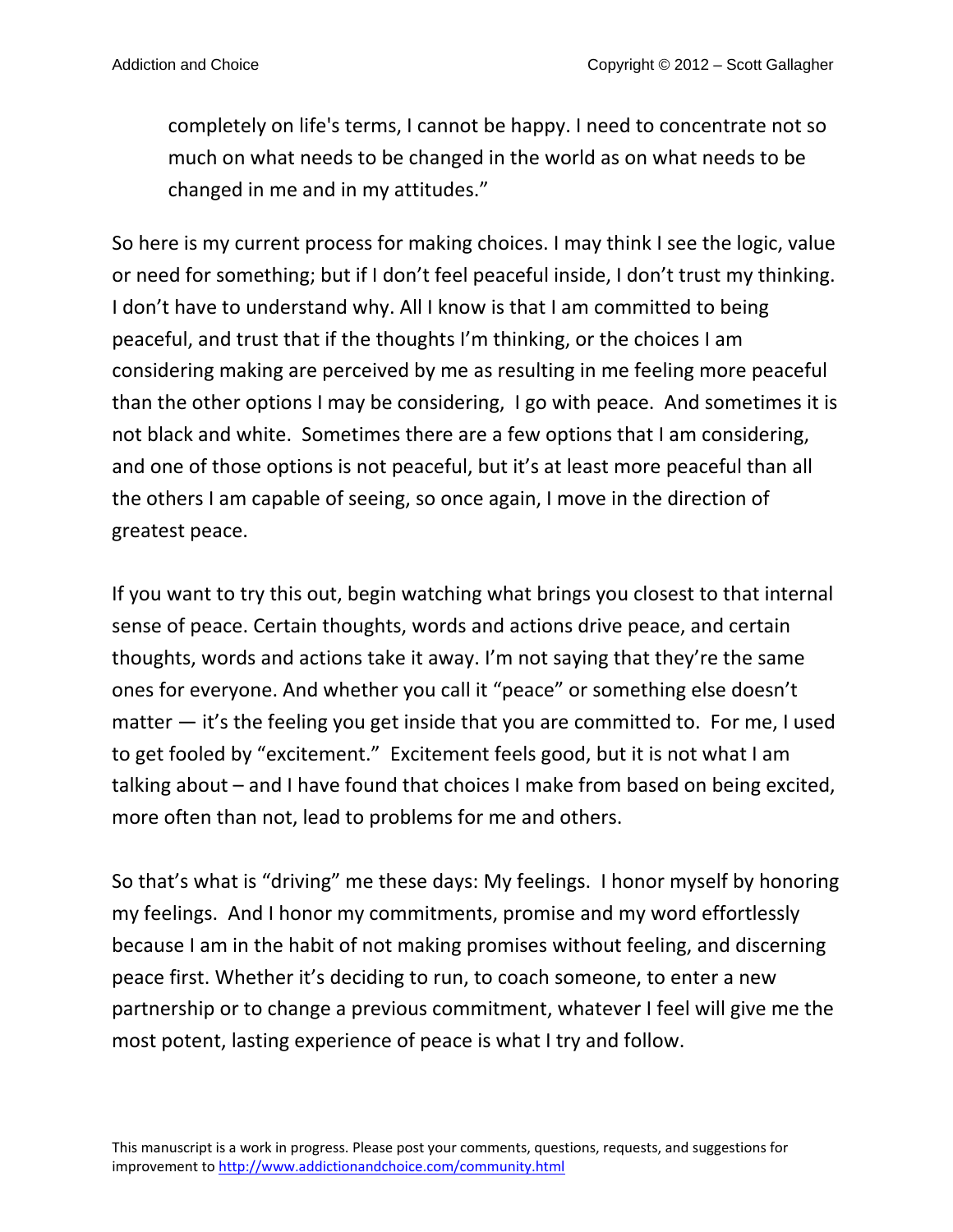> completely on life's terms, I cannot be happy. I need to concentrate not so much on what needs to be changed in the world as on what needs to be changed in me and in my attitudes."

So here is my current process for making choices. I may think I see the logic, value or need for something; but if I don't feel peaceful inside, I don't trust my thinking. I don't have to understand why. All I know is that I am committed to being peaceful, and trust that if the thoughts I'm thinking, or the choices I am considering making are perceived by me as resulting in me feeling more peaceful than the other options I may be considering, I go with peace. And sometimes it is not black and white. Sometimes there are a few options that I am considering, and one of those options is not peaceful, but it's at least more peaceful than all the others I am capable of seeing, so once again, I move in the direction of greatest peace.

If you want to try this out, begin watching what brings you closest to that internal sense of peace. Certain thoughts, words and actions drive peace, and certain thoughts, words and actions take it away. I'm not saying that they're the same ones for everyone. And whether you call it "peace" or something else doesn't matter — it's the feeling you get inside that you are committed to. For me, I used to get fooled by "excitement." Excitement feels good, but it is not what I am talking about – and I have found that choices I make from based on being excited, more often than not, lead to problems for me and others.

So that's what is "driving" me these days: My feelings. I honor myself by honoring my feelings. And I honor my commitments, promise and my word effortlessly because I am in the habit of not making promises without feeling, and discerning peace first. Whether it's deciding to run, to coach someone, to enter a new partnership or to change a previous commitment, whatever I feel will give me the most potent, lasting experience of peace is what I try and follow.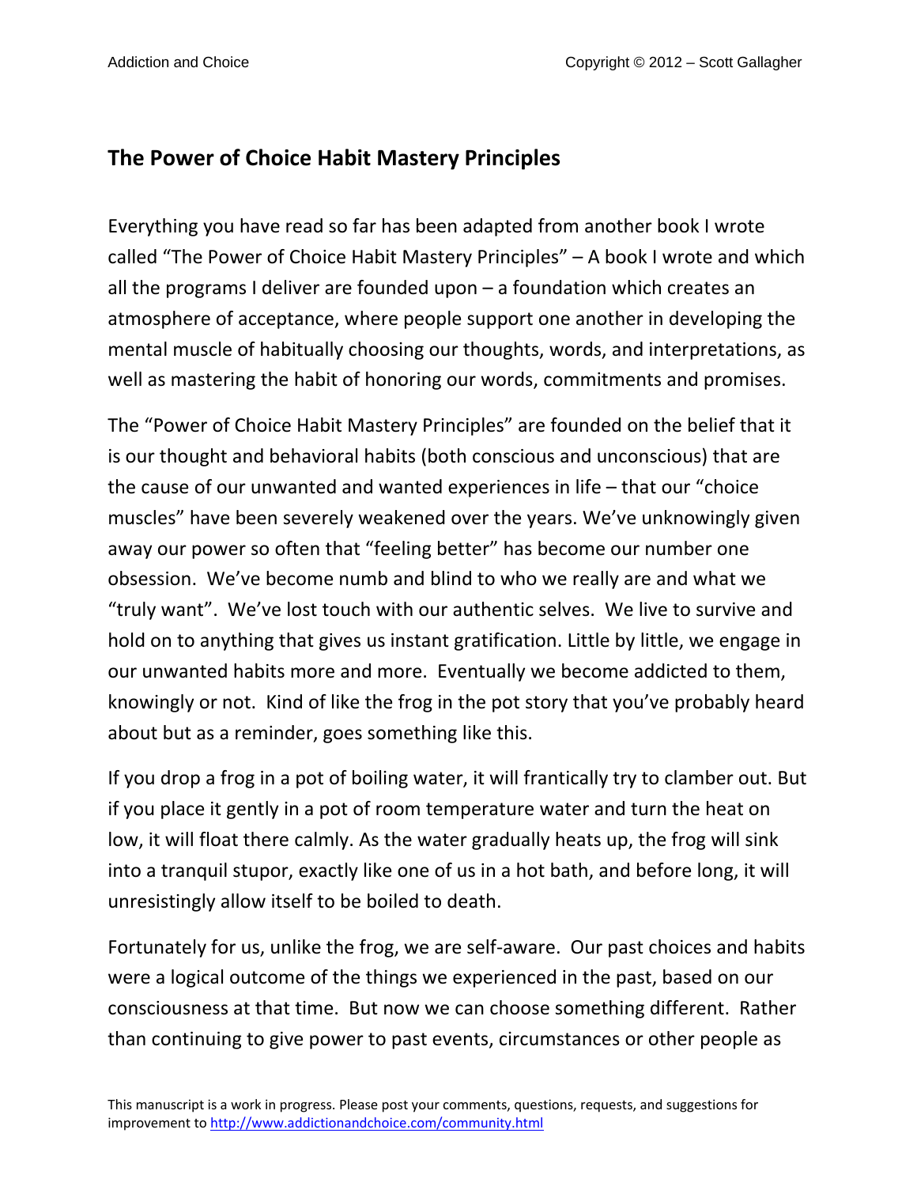## The Power of Choice Habit Mastery Principles

Everything you have read so far has been adapted from another book I wrote called "The Power of Choice Habit Mastery Principles" – A book I wrote and which all the programs I deliver are founded upon – a foundation which creates an atmosphere of acceptance, where people support one another in developing the mental muscle of habitually choosing our thoughts, words, and interpretations, as well as mastering the habit of honoring our words, commitments and promises.

The "Power of Choice Habit Mastery Principles" are founded on the belief that it is our thought and behavioral habits (both conscious and unconscious) that are the cause of our unwanted and wanted experiences in life – that our "choice muscles" have been severely weakened over the years. We've unknowingly given away our power so often that "feeling better" has become our number one obsession. We've become numb and blind to who we really are and what we "truly want". We've lost touch with our authentic selves. We live to survive and hold on to anything that gives us instant gratification. Little by little, we engage in our unwanted habits more and more. Eventually we become addicted to them, knowingly or not. Kind of like the frog in the pot story that you've probably heard about but as a reminder, goes something like this.

If you drop a frog in a pot of boiling water, it will frantically try to clamber out. But if you place it gently in a pot of room temperature water and turn the heat on low, it will float there calmly. As the water gradually heats up, the frog will sink into a tranquil stupor, exactly like one of us in a hot bath, and before long, it will unresistingly allow itself to be boiled to death.

Fortunately for us, unlike the frog, we are self-aware. Our past choices and habits were a logical outcome of the things we experienced in the past, based on our consciousness at that time. But now we can choose something different. Rather than continuing to give power to past events, circumstances or other people as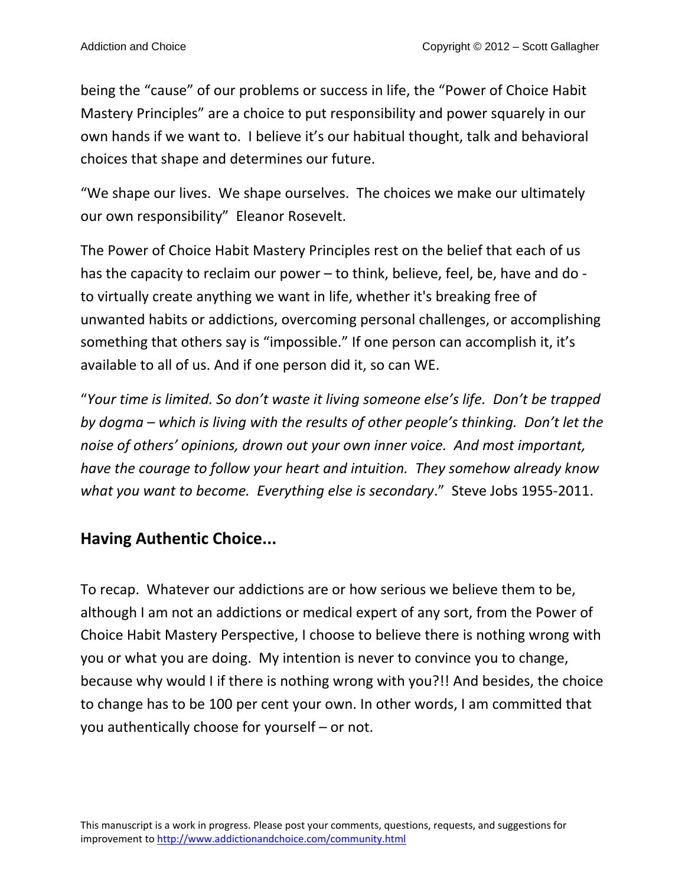being the “cause” of our problems or success in life, the “Power of Choice Habit Mastery Principles” are a choice to put responsibility and power squarely in our own hands if we want to. I believe it’s our habitual thought, talk and behavioral choices that shape and determines our future.

“We shape our lives. We shape ourselves. The choices we make our ultimately our own responsibility” Eleanor Rosevelt.

The Power of Choice Habit Mastery Principles rest on the belief that each of us has the capacity to reclaim our power – to think, believe, feel, be, have and do - to virtually create anything we want in life, whether it's breaking free of unwanted habits or addictions, overcoming personal challenges, or accomplishing something that others say is “impossible.” If one person can accomplish it, it’s available to all of us. And if one person did it, so can WE.

“*Your time is limited. So don’t waste it living someone else’s life. Don’t be trapped by dogma – which is living with the results of other people’s thinking. Don’t let the noise of others’ opinions, drown out your own inner voice. And most important, have the courage to follow your heart and intuition. They somehow already know what you want to become. Everything else is secondary*.” Steve Jobs 1955-2011.

## Having Authentic Choice...

To recap. Whatever our addictions are or how serious we believe them to be, although I am not an addictions or medical expert of any sort, from the Power of Choice Habit Mastery Perspective, I choose to believe there is nothing wrong with you or what you are doing. My intention is never to convince you to change, because why would I if there is nothing wrong with you?!! And besides, the choice to change has to be 100 per cent your own. In other words, I am committed that you authentically choose for yourself – or not.

This manuscript is a work in progress. Please post your comments, questions, requests, and suggestions for improvement to http://www.addictionandchoice.com/community.html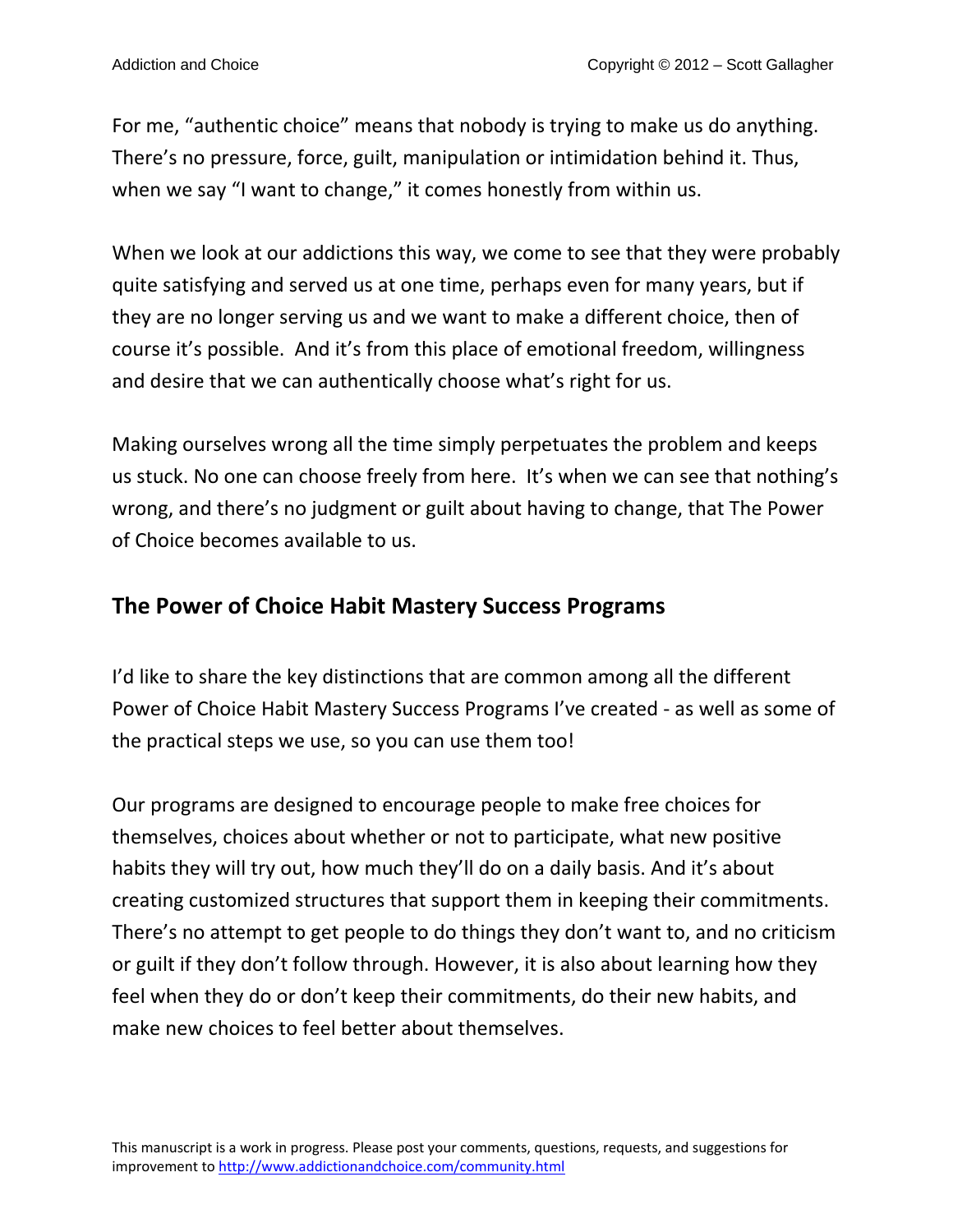For me, “authentic choice” means that nobody is trying to make us do anything. There’s no pressure, force, guilt, manipulation or intimidation behind it. Thus, when we say “I want to change,” it comes honestly from within us.

When we look at our addictions this way, we come to see that they were probably quite satisfying and served us at one time, perhaps even for many years, but if they are no longer serving us and we want to make a different choice, then of course it’s possible. And it’s from this place of emotional freedom, willingness and desire that we can authentically choose what’s right for us.

Making ourselves wrong all the time simply perpetuates the problem and keeps us stuck. No one can choose freely from here. It’s when we can see that nothing’s wrong, and there’s no judgment or guilt about having to change, that The Power of Choice becomes available to us.

## The Power of Choice Habit Mastery Success Programs

I’d like to share the key distinctions that are common among all the different Power of Choice Habit Mastery Success Programs I’ve created - as well as some of the practical steps we use, so you can use them too!

Our programs are designed to encourage people to make free choices for themselves, choices about whether or not to participate, what new positive habits they will try out, how much they’ll do on a daily basis. And it’s about creating customized structures that support them in keeping their commitments. There’s no attempt to get people to do things they don’t want to, and no criticism or guilt if they don’t follow through. However, it is also about learning how they feel when they do or don’t keep their commitments, do their new habits, and make new choices to feel better about themselves.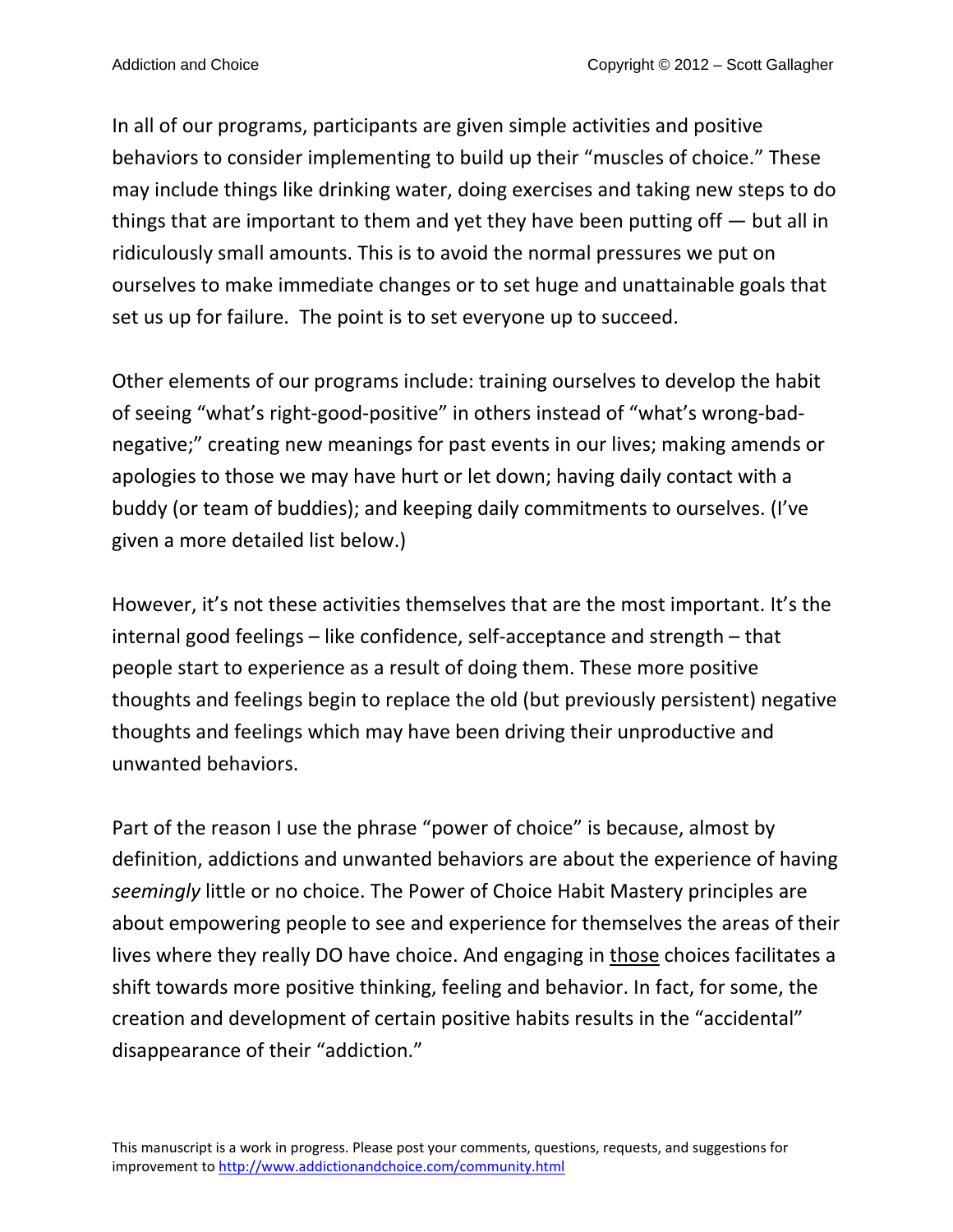In all of our programs, participants are given simple activities and positive behaviors to consider implementing to build up their "muscles of choice." These may include things like drinking water, doing exercises and taking new steps to do things that are important to them and yet they have been putting off — but all in ridiculously small amounts. This is to avoid the normal pressures we put on ourselves to make immediate changes or to set huge and unattainable goals that set us up for failure. The point is to set everyone up to succeed.

Other elements of our programs include: training ourselves to develop the habit of seeing "what's right-good-positive" in others instead of "what's wrong-bad-negative;" creating new meanings for past events in our lives; making amends or apologies to those we may have hurt or let down; having daily contact with a buddy (or team of buddies); and keeping daily commitments to ourselves. (I've given a more detailed list below.)

However, it's not these activities themselves that are the most important. It's the internal good feelings – like confidence, self-acceptance and strength – that people start to experience as a result of doing them. These more positive thoughts and feelings begin to replace the old (but previously persistent) negative thoughts and feelings which may have been driving their unproductive and unwanted behaviors.

Part of the reason I use the phrase "power of choice" is because, almost by definition, addictions and unwanted behaviors are about the experience of having *seemingly* little or no choice. The Power of Choice Habit Mastery principles are about empowering people to see and experience for themselves the areas of their lives where they really DO have choice. And engaging in <u>those</u> choices facilitates a shift towards more positive thinking, feeling and behavior. In fact, for some, the creation and development of certain positive habits results in the "accidental" disappearance of their "addiction."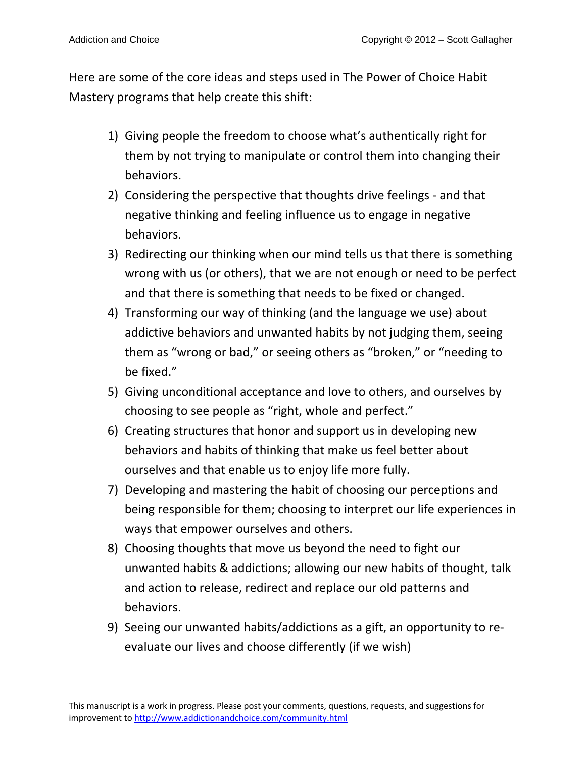Here are some of the core ideas and steps used in The Power of Choice Habit Mastery programs that help create this shift:

1) Giving people the freedom to choose what's authentically right for them by not trying to manipulate or control them into changing their behaviors.
2) Considering the perspective that thoughts drive feelings - and that negative thinking and feeling influence us to engage in negative behaviors.
3) Redirecting our thinking when our mind tells us that there is something wrong with us (or others), that we are not enough or need to be perfect and that there is something that needs to be fixed or changed.
4) Transforming our way of thinking (and the language we use) about addictive behaviors and unwanted habits by not judging them, seeing them as "wrong or bad," or seeing others as "broken," or "needing to be fixed."
5) Giving unconditional acceptance and love to others, and ourselves by choosing to see people as "right, whole and perfect."
6) Creating structures that honor and support us in developing new behaviors and habits of thinking that make us feel better about ourselves and that enable us to enjoy life more fully.
7) Developing and mastering the habit of choosing our perceptions and being responsible for them; choosing to interpret our life experiences in ways that empower ourselves and others.
8) Choosing thoughts that move us beyond the need to fight our unwanted habits & addictions; allowing our new habits of thought, talk and action to release, redirect and replace our old patterns and behaviors.
9) Seeing our unwanted habits/addictions as a gift, an opportunity to re-evaluate our lives and choose differently (if we wish)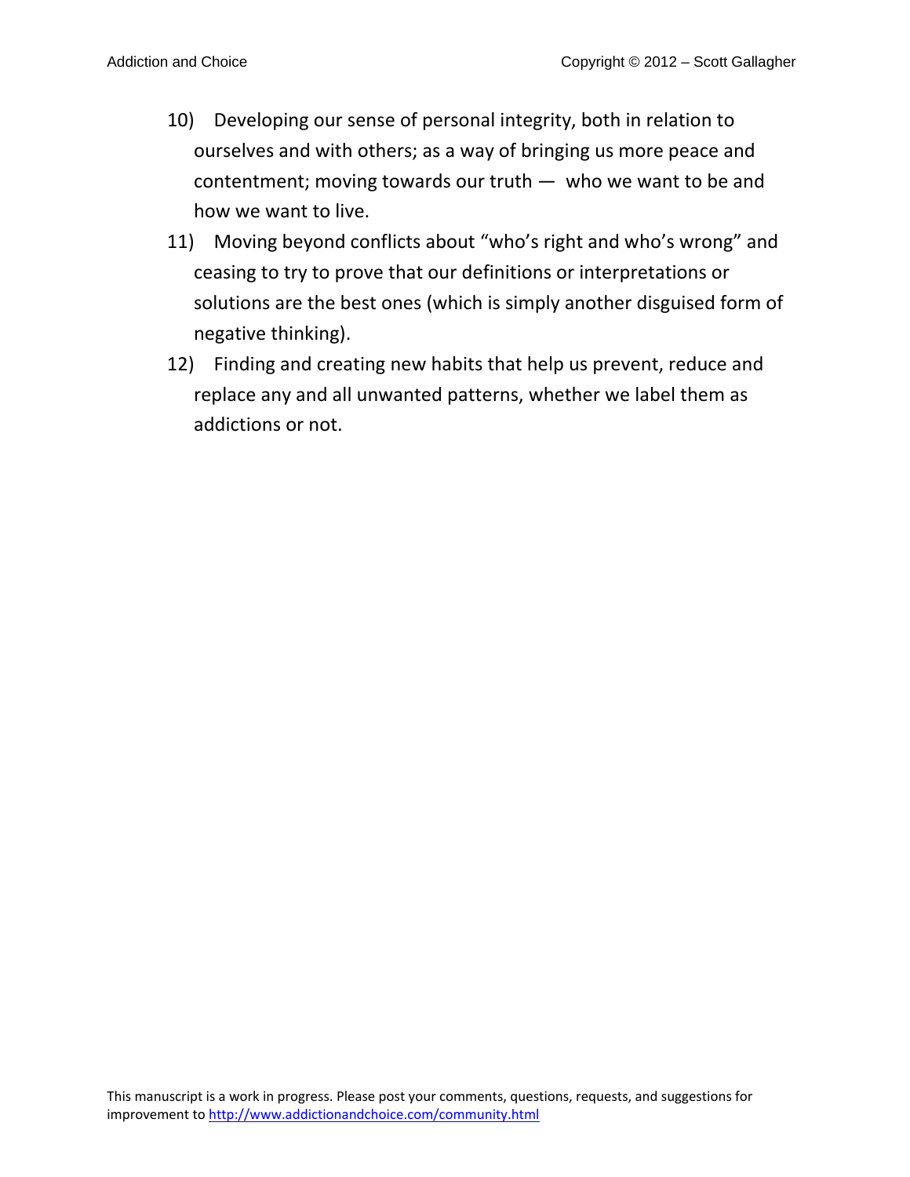10) Developing our sense of personal integrity, both in relation to ourselves and with others; as a way of bringing us more peace and contentment; moving towards our truth — who we want to be and how we want to live.
11) Moving beyond conflicts about "who's right and who's wrong" and ceasing to try to prove that our definitions or interpretations or solutions are the best ones (which is simply another disguised form of negative thinking).
12) Finding and creating new habits that help us prevent, reduce and replace any and all unwanted patterns, whether we label them as addictions or not.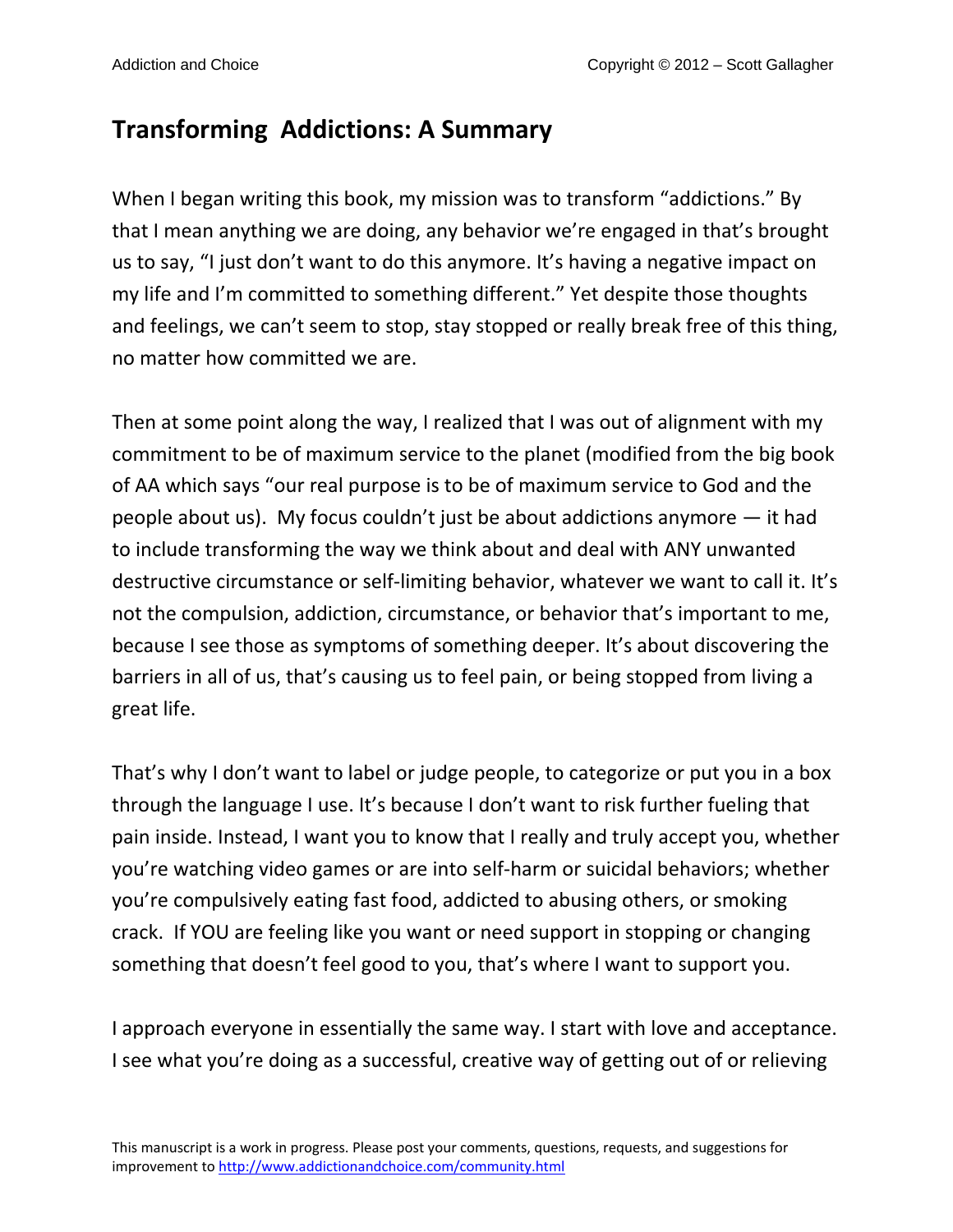## Transforming  Addictions: A Summary

When I began writing this book, my mission was to transform "addictions." By that I mean anything we are doing, any behavior we're engaged in that's brought us to say, "I just don't want to do this anymore. It's having a negative impact on my life and I'm committed to something different." Yet despite those thoughts and feelings, we can't seem to stop, stay stopped or really break free of this thing, no matter how committed we are.

Then at some point along the way, I realized that I was out of alignment with my commitment to be of maximum service to the planet (modified from the big book of AA which says "our real purpose is to be of maximum service to God and the people about us).  My focus couldn't just be about addictions anymore — it had to include transforming the way we think about and deal with ANY unwanted destructive circumstance or self-limiting behavior, whatever we want to call it. It's not the compulsion, addiction, circumstance, or behavior that's important to me, because I see those as symptoms of something deeper. It's about discovering the barriers in all of us, that's causing us to feel pain, or being stopped from living a great life.

That's why I don't want to label or judge people, to categorize or put you in a box through the language I use. It's because I don't want to risk further fueling that pain inside. Instead, I want you to know that I really and truly accept you, whether you're watching video games or are into self-harm or suicidal behaviors; whether you're compulsively eating fast food, addicted to abusing others, or smoking crack.  If YOU are feeling like you want or need support in stopping or changing something that doesn't feel good to you, that's where I want to support you.

I approach everyone in essentially the same way. I start with love and acceptance. I see what you're doing as a successful, creative way of getting out of or relieving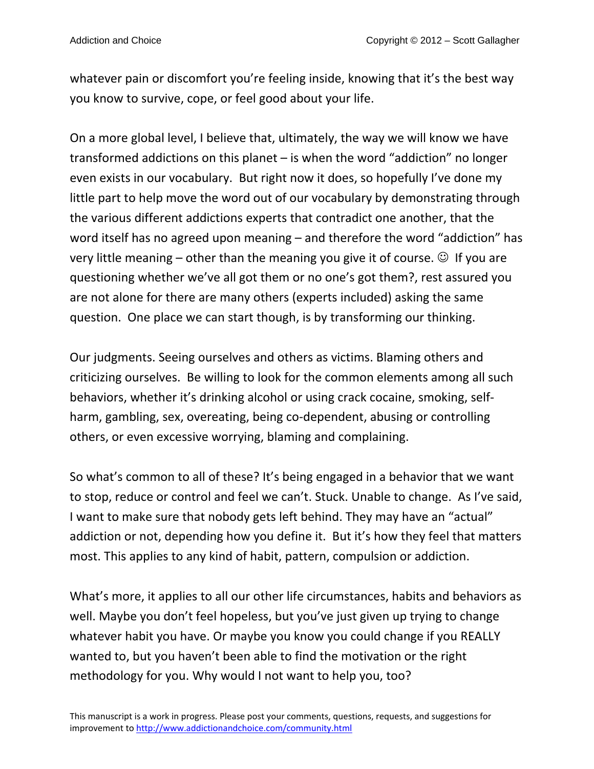whatever pain or discomfort you're feeling inside, knowing that it's the best way you know to survive, cope, or feel good about your life.

On a more global level, I believe that, ultimately, the way we will know we have transformed addictions on this planet – is when the word "addiction" no longer even exists in our vocabulary. But right now it does, so hopefully I've done my little part to help move the word out of our vocabulary by demonstrating through the various different addictions experts that contradict one another, that the word itself has no agreed upon meaning – and therefore the word "addiction" has very little meaning – other than the meaning you give it of course. ☺ If you are questioning whether we've all got them or no one's got them?, rest assured you are not alone for there are many others (experts included) asking the same question. One place we can start though, is by transforming our thinking.

Our judgments. Seeing ourselves and others as victims. Blaming others and criticizing ourselves. Be willing to look for the common elements among all such behaviors, whether it's drinking alcohol or using crack cocaine, smoking, self-harm, gambling, sex, overeating, being co-dependent, abusing or controlling others, or even excessive worrying, blaming and complaining.

So what's common to all of these? It's being engaged in a behavior that we want to stop, reduce or control and feel we can't. Stuck. Unable to change. As I've said, I want to make sure that nobody gets left behind. They may have an "actual" addiction or not, depending how you define it. But it's how they feel that matters most. This applies to any kind of habit, pattern, compulsion or addiction.

What's more, it applies to all our other life circumstances, habits and behaviors as well. Maybe you don't feel hopeless, but you've just given up trying to change whatever habit you have. Or maybe you know you could change if you REALLY wanted to, but you haven't been able to find the motivation or the right methodology for you. Why would I not want to help you, too?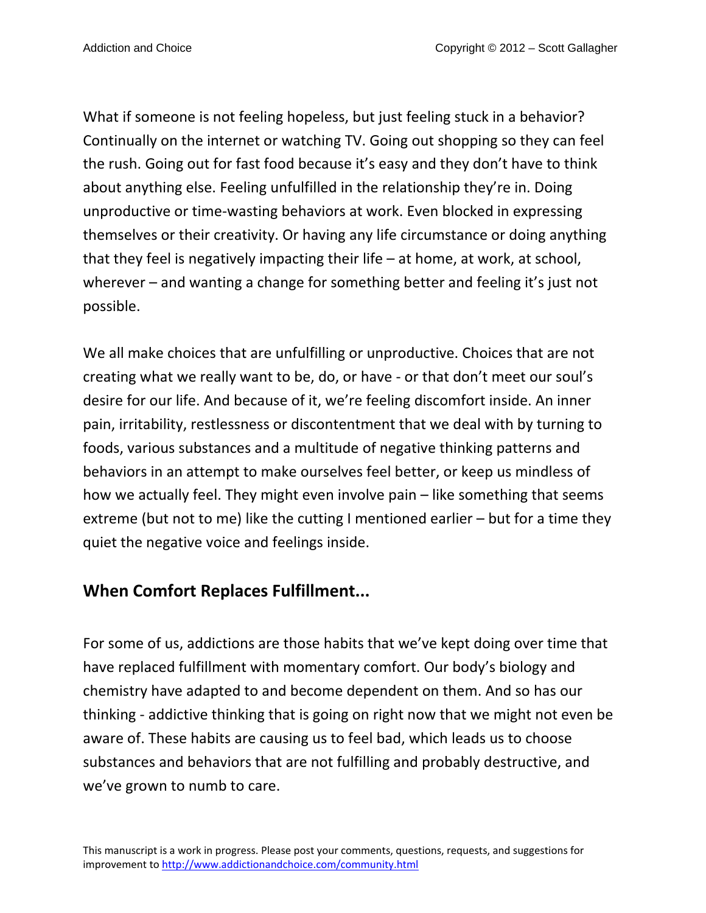What if someone is not feeling hopeless, but just feeling stuck in a behavior? Continually on the internet or watching TV. Going out shopping so they can feel the rush. Going out for fast food because it's easy and they don't have to think about anything else. Feeling unfulfilled in the relationship they're in. Doing unproductive or time-wasting behaviors at work. Even blocked in expressing themselves or their creativity. Or having any life circumstance or doing anything that they feel is negatively impacting their life – at home, at work, at school, wherever – and wanting a change for something better and feeling it's just not possible.

We all make choices that are unfulfilling or unproductive. Choices that are not creating what we really want to be, do, or have - or that don't meet our soul's desire for our life. And because of it, we're feeling discomfort inside. An inner pain, irritability, restlessness or discontentment that we deal with by turning to foods, various substances and a multitude of negative thinking patterns and behaviors in an attempt to make ourselves feel better, or keep us mindless of how we actually feel. They might even involve pain – like something that seems extreme (but not to me) like the cutting I mentioned earlier – but for a time they quiet the negative voice and feelings inside.

## When Comfort Replaces Fulfillment...

For some of us, addictions are those habits that we've kept doing over time that have replaced fulfillment with momentary comfort. Our body's biology and chemistry have adapted to and become dependent on them. And so has our thinking - addictive thinking that is going on right now that we might not even be aware of. These habits are causing us to feel bad, which leads us to choose substances and behaviors that are not fulfilling and probably destructive, and we've grown to numb to care.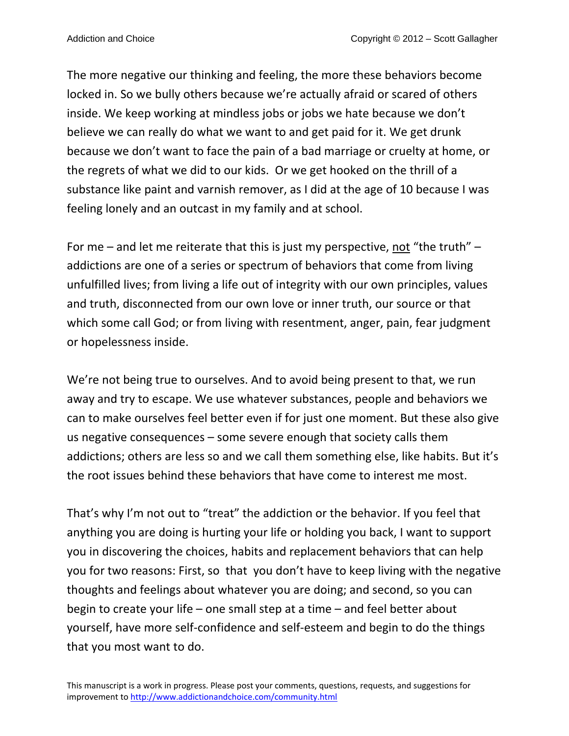The more negative our thinking and feeling, the more these behaviors become locked in. So we bully others because we're actually afraid or scared of others inside. We keep working at mindless jobs or jobs we hate because we don't believe we can really do what we want to and get paid for it. We get drunk because we don't want to face the pain of a bad marriage or cruelty at home, or the regrets of what we did to our kids. Or we get hooked on the thrill of a substance like paint and varnish remover, as I did at the age of 10 because I was feeling lonely and an outcast in my family and at school.

For me – and let me reiterate that this is just my perspective, <u>not</u> "the truth" – addictions are one of a series or spectrum of behaviors that come from living unfulfilled lives; from living a life out of integrity with our own principles, values and truth, disconnected from our own love or inner truth, our source or that which some call God; or from living with resentment, anger, pain, fear judgment or hopelessness inside.

We're not being true to ourselves. And to avoid being present to that, we run away and try to escape. We use whatever substances, people and behaviors we can to make ourselves feel better even if for just one moment. But these also give us negative consequences – some severe enough that society calls them addictions; others are less so and we call them something else, like habits. But it's the root issues behind these behaviors that have come to interest me most.

That's why I'm not out to "treat" the addiction or the behavior. If you feel that anything you are doing is hurting your life or holding you back, I want to support you in discovering the choices, habits and replacement behaviors that can help you for two reasons: First, so that you don't have to keep living with the negative thoughts and feelings about whatever you are doing; and second, so you can begin to create your life – one small step at a time – and feel better about yourself, have more self-confidence and self-esteem and begin to do the things that you most want to do.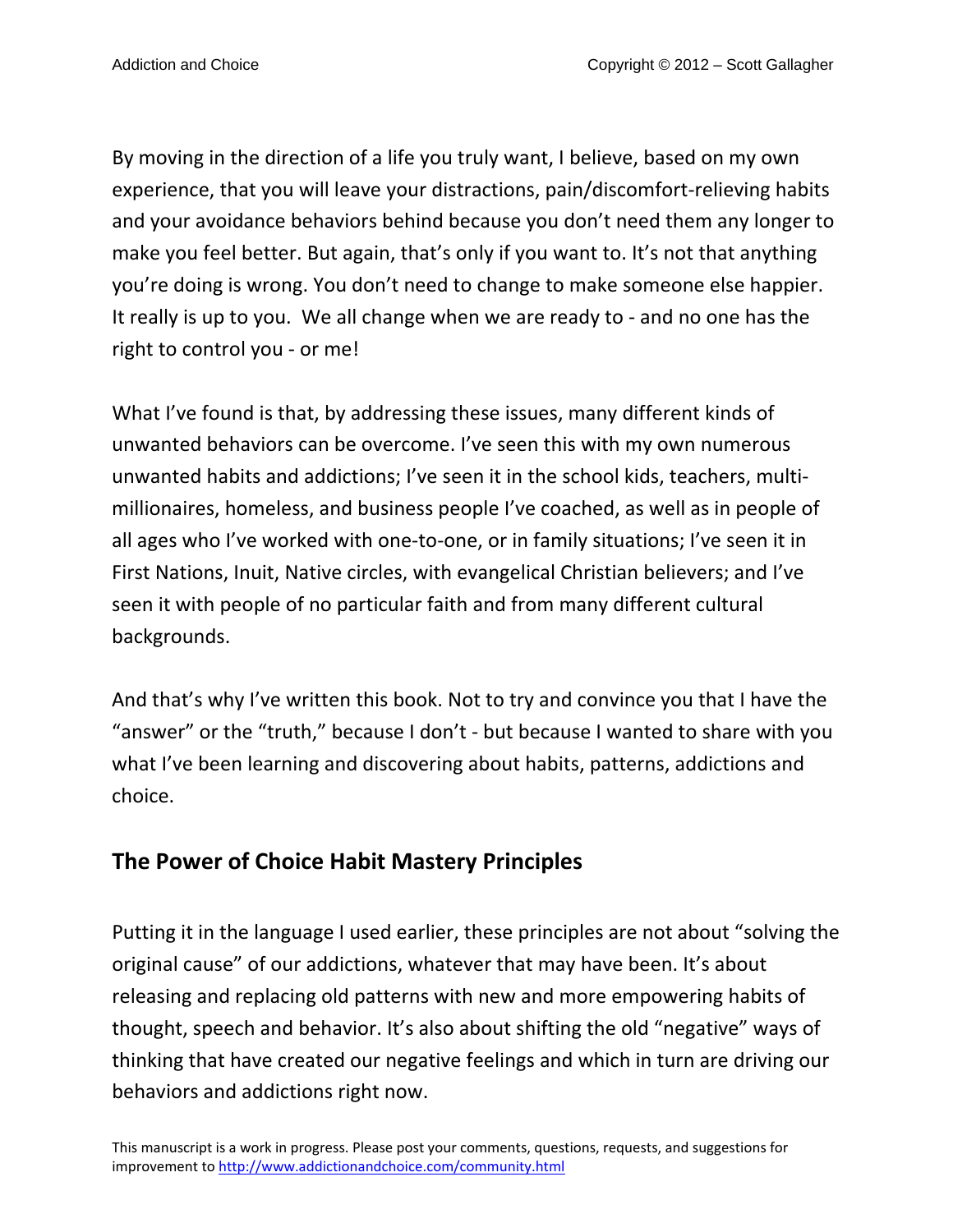By moving in the direction of a life you truly want, I believe, based on my own experience, that you will leave your distractions, pain/discomfort-relieving habits and your avoidance behaviors behind because you don't need them any longer to make you feel better. But again, that's only if you want to. It's not that anything you're doing is wrong. You don't need to change to make someone else happier. It really is up to you. We all change when we are ready to - and no one has the right to control you - or me!

What I've found is that, by addressing these issues, many different kinds of unwanted behaviors can be overcome. I've seen this with my own numerous unwanted habits and addictions; I've seen it in the school kids, teachers, multi-millionaires, homeless, and business people I've coached, as well as in people of all ages who I've worked with one-to-one, or in family situations; I've seen it in First Nations, Inuit, Native circles, with evangelical Christian believers; and I've seen it with people of no particular faith and from many different cultural backgrounds.

And that's why I've written this book. Not to try and convince you that I have the "answer" or the "truth," because I don't - but because I wanted to share with you what I've been learning and discovering about habits, patterns, addictions and choice.

## The Power of Choice Habit Mastery Principles

Putting it in the language I used earlier, these principles are not about "solving the original cause" of our addictions, whatever that may have been. It's about releasing and replacing old patterns with new and more empowering habits of thought, speech and behavior. It's also about shifting the old "negative" ways of thinking that have created our negative feelings and which in turn are driving our behaviors and addictions right now.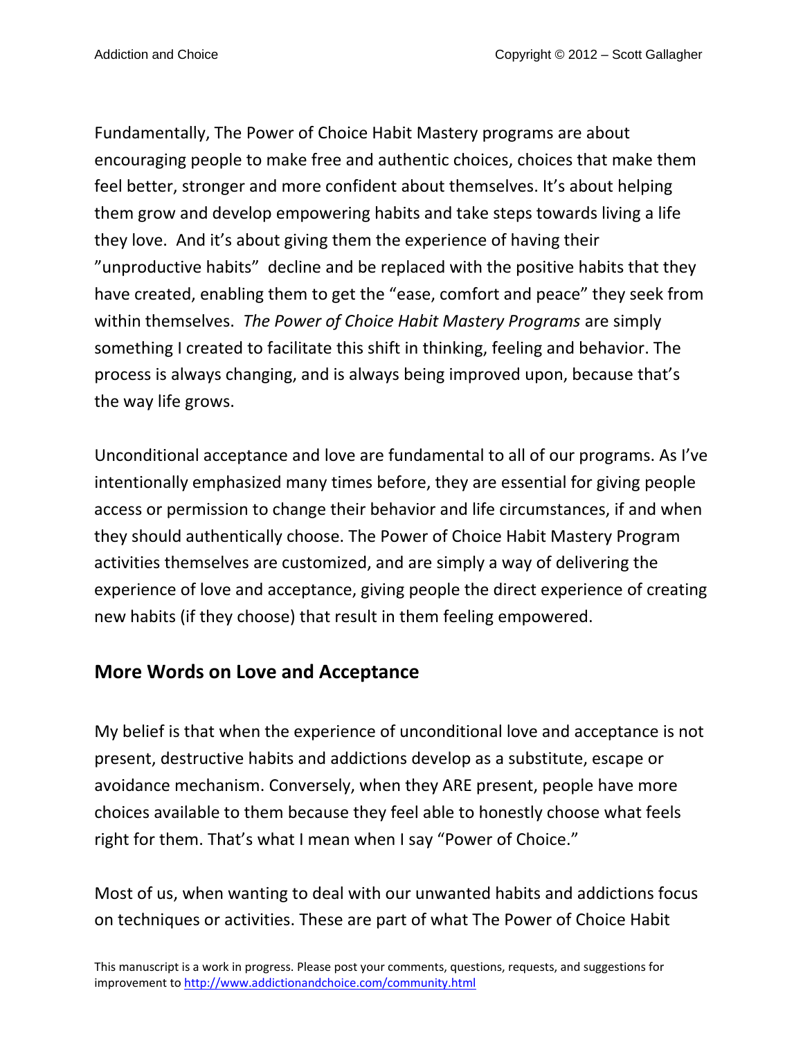Fundamentally, The Power of Choice Habit Mastery programs are about encouraging people to make free and authentic choices, choices that make them feel better, stronger and more confident about themselves. It's about helping them grow and develop empowering habits and take steps towards living a life they love. And it's about giving them the experience of having their "unproductive habits" decline and be replaced with the positive habits that they have created, enabling them to get the "ease, comfort and peace" they seek from within themselves. *The Power of Choice Habit Mastery Programs* are simply something I created to facilitate this shift in thinking, feeling and behavior. The process is always changing, and is always being improved upon, because that's the way life grows.

Unconditional acceptance and love are fundamental to all of our programs. As I've intentionally emphasized many times before, they are essential for giving people access or permission to change their behavior and life circumstances, if and when they should authentically choose. The Power of Choice Habit Mastery Program activities themselves are customized, and are simply a way of delivering the experience of love and acceptance, giving people the direct experience of creating new habits (if they choose) that result in them feeling empowered.

## More Words on Love and Acceptance

My belief is that when the experience of unconditional love and acceptance is not present, destructive habits and addictions develop as a substitute, escape or avoidance mechanism. Conversely, when they ARE present, people have more choices available to them because they feel able to honestly choose what feels right for them. That's what I mean when I say "Power of Choice."

Most of us, when wanting to deal with our unwanted habits and addictions focus on techniques or activities. These are part of what The Power of Choice Habit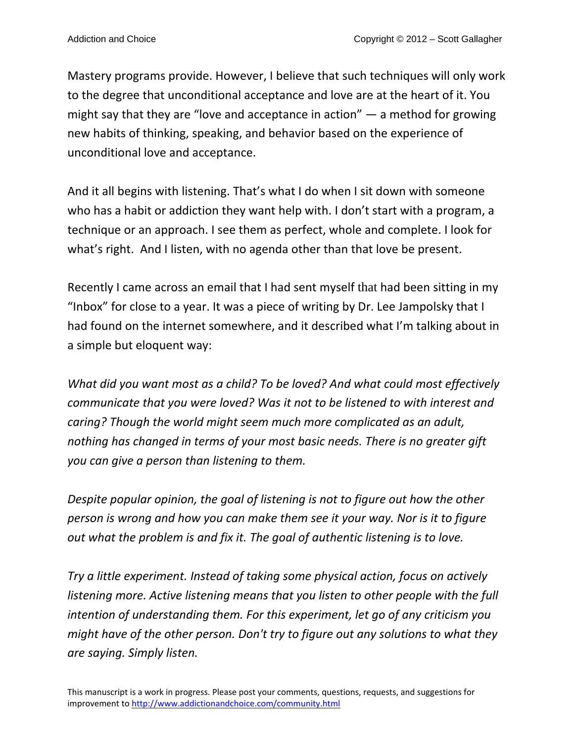Mastery programs provide. However, I believe that such techniques will only work to the degree that unconditional acceptance and love are at the heart of it. You might say that they are "love and acceptance in action" — a method for growing new habits of thinking, speaking, and behavior based on the experience of unconditional love and acceptance.

And it all begins with listening. That's what I do when I sit down with someone who has a habit or addiction they want help with. I don't start with a program, a technique or an approach. I see them as perfect, whole and complete. I look for what's right. And I listen, with no agenda other than that love be present.

Recently I came across an email that I had sent myself that had been sitting in my "Inbox" for close to a year. It was a piece of writing by Dr. Lee Jampolsky that I had found on the internet somewhere, and it described what I'm talking about in a simple but eloquent way:

*What did you want most as a child? To be loved? And what could most effectively communicate that you were loved? Was it not to be listened to with interest and caring? Though the world might seem much more complicated as an adult, nothing has changed in terms of your most basic needs. There is no greater gift you can give a person than listening to them.*

*Despite popular opinion, the goal of listening is not to figure out how the other person is wrong and how you can make them see it your way. Nor is it to figure out what the problem is and fix it. The goal of authentic listening is to love.*

*Try a little experiment. Instead of taking some physical action, focus on actively listening more. Active listening means that you listen to other people with the full intention of understanding them. For this experiment, let go of any criticism you might have of the other person. Don't try to figure out any solutions to what they are saying. Simply listen.*

This manuscript is a work in progress. Please post your comments, questions, requests, and suggestions for improvement to http://www.addictionandchoice.com/community.html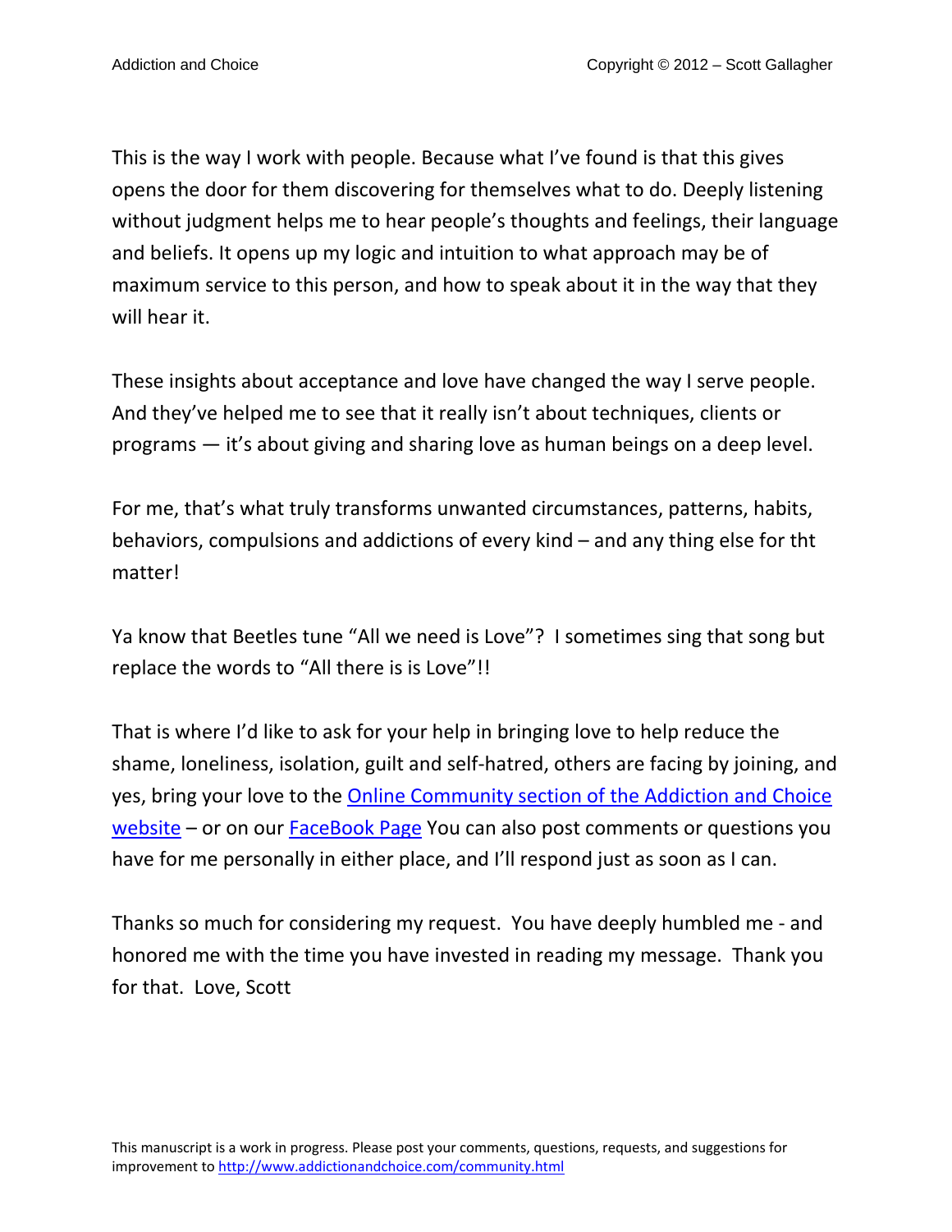This is the way I work with people. Because what I've found is that this gives opens the door for them discovering for themselves what to do. Deeply listening without judgment helps me to hear people's thoughts and feelings, their language and beliefs. It opens up my logic and intuition to what approach may be of maximum service to this person, and how to speak about it in the way that they will hear it.

These insights about acceptance and love have changed the way I serve people. And they've helped me to see that it really isn't about techniques, clients or programs — it's about giving and sharing love as human beings on a deep level.

For me, that's what truly transforms unwanted circumstances, patterns, habits, behaviors, compulsions and addictions of every kind – and any thing else for tht matter!

Ya know that Beetles tune "All we need is Love"? I sometimes sing that song but replace the words to "All there is is Love"!!

That is where I'd like to ask for your help in bringing love to help reduce the shame, loneliness, isolation, guilt and self-hatred, others are facing by joining, and yes, bring your love to the [Online Community section of the Addiction and Choice website](http://www.addictionandchoice.com/community.html) – or on our FaceBook Page You can also post comments or questions you have for me personally in either place, and I'll respond just as soon as I can.

Thanks so much for considering my request. You have deeply humbled me - and honored me with the time you have invested in reading my message. Thank you for that. Love, Scott

This manuscript is a work in progress. Please post your comments, questions, requests, and suggestions for improvement to http://www.addictionandchoice.com/community.html